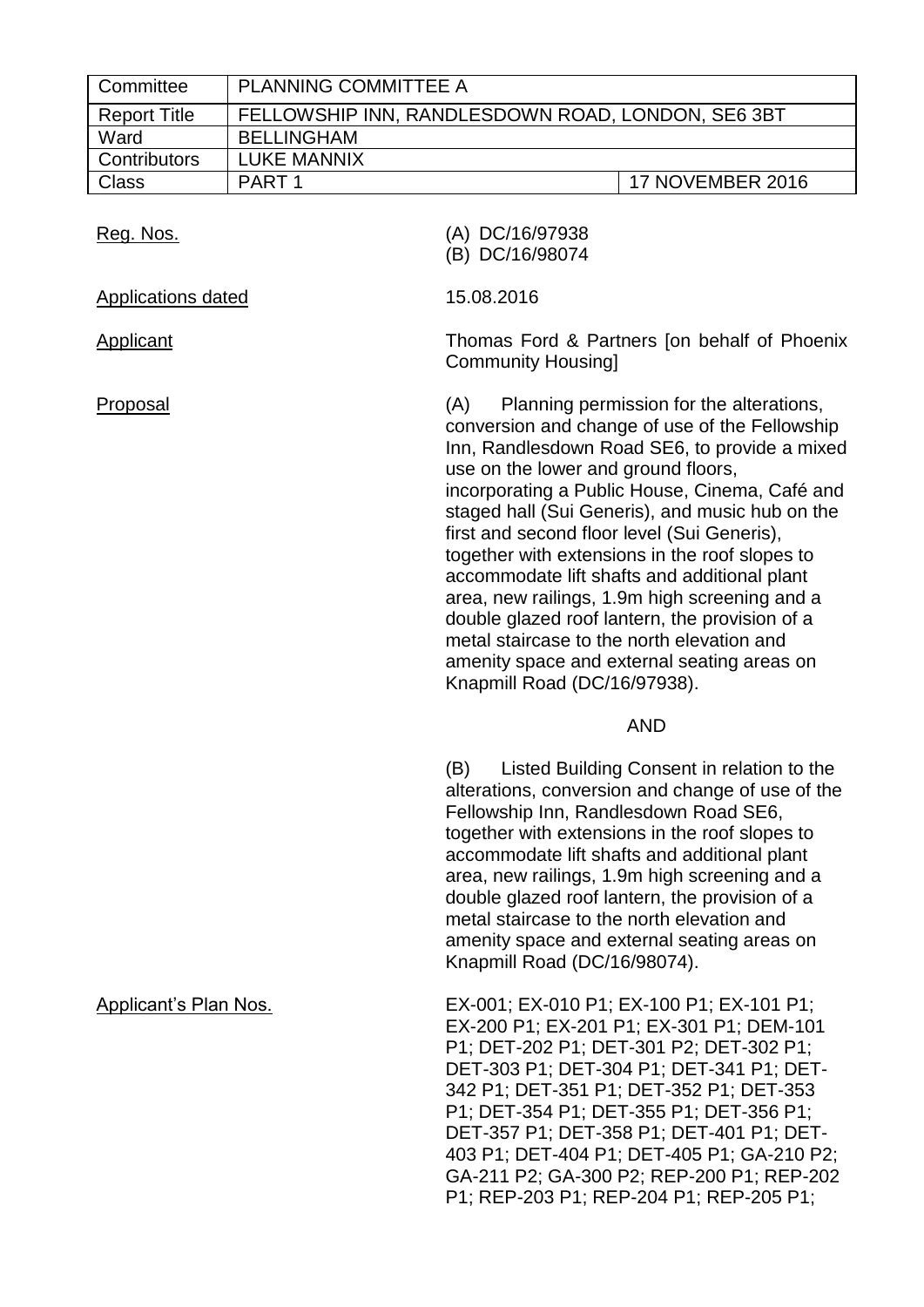| Committee | PLANNING COMMITTEE A | |
|---|---|---|
| Report Title | FELLOWSHIP INN, RANDLESDOWN ROAD, LONDON, SE6 3BT | |
| Ward | BELLINGHAM | |
| Contributors | LUKE MANNIX | |
| Class | PART 1 | 17 NOVEMBER 2016 |

Reg. Nos.

(A) DC/16/97938
(B) DC/16/98074

Applications dated

15.08.2016

Applicant

Thomas Ford & Partners [on behalf of Phoenix Community Housing]

Proposal

(A) Planning permission for the alterations, conversion and change of use of the Fellowship Inn, Randlesdown Road SE6, to provide a mixed use on the lower and ground floors, incorporating a Public House, Cinema, Café and staged hall (Sui Generis), and music hub on the first and second floor level (Sui Generis), together with extensions in the roof slopes to accommodate lift shafts and additional plant area, new railings, 1.9m high screening and a double glazed roof lantern, the provision of a metal staircase to the north elevation and amenity space and external seating areas on Knapmill Road (DC/16/97938).

AND

(B) Listed Building Consent in relation to the alterations, conversion and change of use of the Fellowship Inn, Randlesdown Road SE6, together with extensions in the roof slopes to accommodate lift shafts and additional plant area, new railings, 1.9m high screening and a double glazed roof lantern, the provision of a metal staircase to the north elevation and amenity space and external seating areas on Knapmill Road (DC/16/98074).

Applicant's Plan Nos.

EX-001; EX-010 P1; EX-100 P1; EX-101 P1; EX-200 P1; EX-201 P1; EX-301 P1; DEM-101 P1; DET-202 P1; DET-301 P2; DET-302 P1; DET-303 P1; DET-304 P1; DET-341 P1; DET-342 P1; DET-351 P1; DET-352 P1; DET-353 P1; DET-354 P1; DET-355 P1; DET-356 P1; DET-357 P1; DET-358 P1; DET-401 P1; DET-403 P1; DET-404 P1; DET-405 P1; GA-210 P2; GA-211 P2; GA-300 P2; REP-200 P1; REP-202 P1; REP-203 P1; REP-204 P1; REP-205 P1;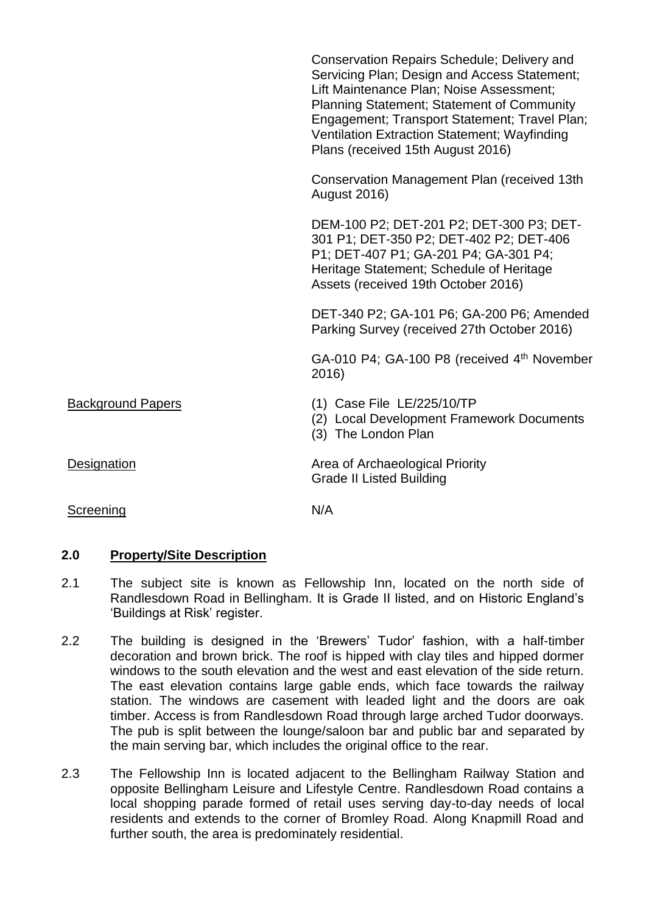| | |
|---|---|
| | Conservation Repairs Schedule; Delivery and Servicing Plan; Design and Access Statement; Lift Maintenance Plan; Noise Assessment; Planning Statement; Statement of Community Engagement; Transport Statement; Travel Plan; Ventilation Extraction Statement; Wayfinding Plans (received 15th August 2016) |
| | Conservation Management Plan (received 13th August 2016) |
| | DEM-100 P2; DET-201 P2; DET-300 P3; DET-301 P1; DET-350 P2; DET-402 P2; DET-406 P1; DET-407 P1; GA-201 P4; GA-301 P4; Heritage Statement; Schedule of Heritage Assets (received 19th October 2016) |
| | DET-340 P2; GA-101 P6; GA-200 P6; Amended Parking Survey (received 27th October 2016) |
| | GA-010 P4; GA-100 P8 (received 4th November 2016) |
| Background Papers | (1) Case File LE/225/10/TP<br>(2) Local Development Framework Documents<br>(3) The London Plan |
| Designation | Area of Archaeological Priority<br>Grade II Listed Building |
| Screening | N/A |

## 2.0 Property/Site Description

2.1 The subject site is known as Fellowship Inn, located on the north side of Randlesdown Road in Bellingham. It is Grade II listed, and on Historic England's 'Buildings at Risk' register.

2.2 The building is designed in the 'Brewers' Tudor' fashion, with a half-timber decoration and brown brick. The roof is hipped with clay tiles and hipped dormer windows to the south elevation and the west and east elevation of the side return. The east elevation contains large gable ends, which face towards the railway station. The windows are casement with leaded light and the doors are oak timber. Access is from Randlesdown Road through large arched Tudor doorways. The pub is split between the lounge/saloon bar and public bar and separated by the main serving bar, which includes the original office to the rear.

2.3 The Fellowship Inn is located adjacent to the Bellingham Railway Station and opposite Bellingham Leisure and Lifestyle Centre. Randlesdown Road contains a local shopping parade formed of retail uses serving day-to-day needs of local residents and extends to the corner of Bromley Road. Along Knapmill Road and further south, the area is predominately residential.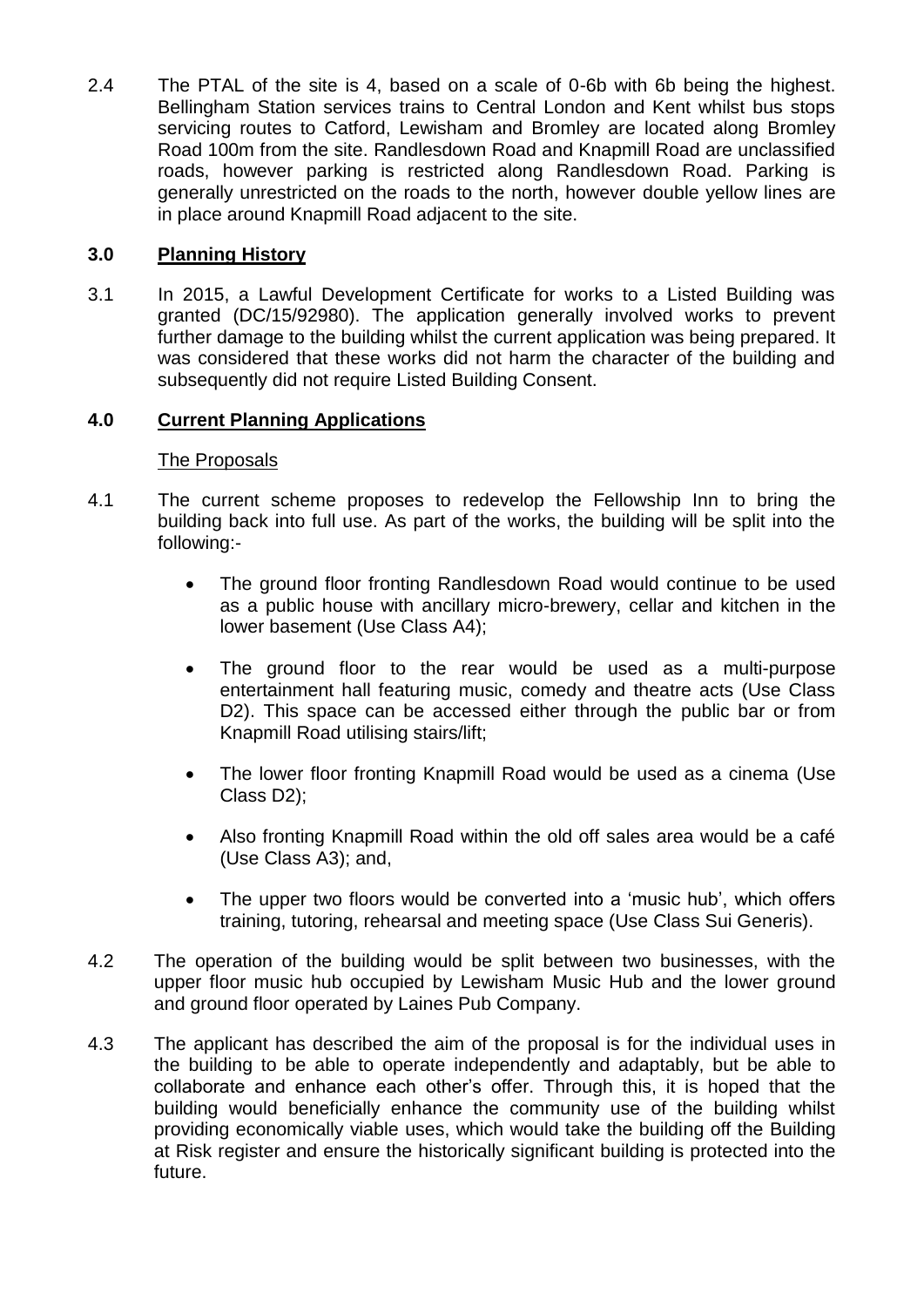2.4 The PTAL of the site is 4, based on a scale of 0-6b with 6b being the highest. Bellingham Station services trains to Central London and Kent whilst bus stops servicing routes to Catford, Lewisham and Bromley are located along Bromley Road 100m from the site. Randlesdown Road and Knapmill Road are unclassified roads, however parking is restricted along Randlesdown Road. Parking is generally unrestricted on the roads to the north, however double yellow lines are in place around Knapmill Road adjacent to the site.

## 3.0 Planning History

3.1 In 2015, a Lawful Development Certificate for works to a Listed Building was granted (DC/15/92980). The application generally involved works to prevent further damage to the building whilst the current application was being prepared. It was considered that these works did not harm the character of the building and subsequently did not require Listed Building Consent.

## 4.0 Current Planning Applications

### The Proposals

4.1 The current scheme proposes to redevelop the Fellowship Inn to bring the building back into full use. As part of the works, the building will be split into the following:-

- The ground floor fronting Randlesdown Road would continue to be used as a public house with ancillary micro-brewery, cellar and kitchen in the lower basement (Use Class A4);
- The ground floor to the rear would be used as a multi-purpose entertainment hall featuring music, comedy and theatre acts (Use Class D2). This space can be accessed either through the public bar or from Knapmill Road utilising stairs/lift;
- The lower floor fronting Knapmill Road would be used as a cinema (Use Class D2);
- Also fronting Knapmill Road within the old off sales area would be a café (Use Class A3); and,
- The upper two floors would be converted into a 'music hub', which offers training, tutoring, rehearsal and meeting space (Use Class Sui Generis).

4.2 The operation of the building would be split between two businesses, with the upper floor music hub occupied by Lewisham Music Hub and the lower ground and ground floor operated by Laines Pub Company.

4.3 The applicant has described the aim of the proposal is for the individual uses in the building to be able to operate independently and adaptably, but be able to collaborate and enhance each other's offer. Through this, it is hoped that the building would beneficially enhance the community use of the building whilst providing economically viable uses, which would take the building off the Building at Risk register and ensure the historically significant building is protected into the future.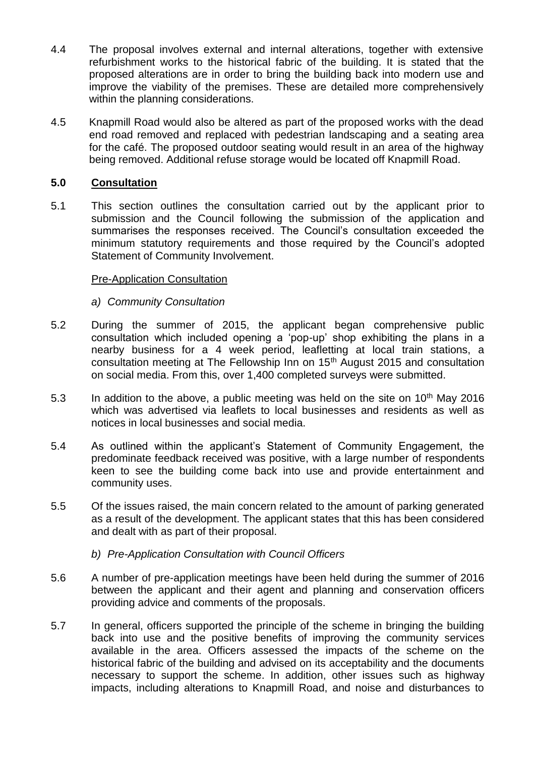4.4 The proposal involves external and internal alterations, together with extensive refurbishment works to the historical fabric of the building. It is stated that the proposed alterations are in order to bring the building back into modern use and improve the viability of the premises. These are detailed more comprehensively within the planning considerations.

4.5 Knapmill Road would also be altered as part of the proposed works with the dead end road removed and replaced with pedestrian landscaping and a seating area for the café. The proposed outdoor seating would result in an area of the highway being removed. Additional refuse storage would be located off Knapmill Road.

## 5.0 Consultation

5.1 This section outlines the consultation carried out by the applicant prior to submission and the Council following the submission of the application and summarises the responses received. The Council's consultation exceeded the minimum statutory requirements and those required by the Council's adopted Statement of Community Involvement.

Pre-Application Consultation

*a) Community Consultation*

5.2 During the summer of 2015, the applicant began comprehensive public consultation which included opening a 'pop-up' shop exhibiting the plans in a nearby business for a 4 week period, leafletting at local train stations, a consultation meeting at The Fellowship Inn on 15th August 2015 and consultation on social media. From this, over 1,400 completed surveys were submitted.

5.3 In addition to the above, a public meeting was held on the site on 10th May 2016 which was advertised via leaflets to local businesses and residents as well as notices in local businesses and social media.

5.4 As outlined within the applicant's Statement of Community Engagement, the predominate feedback received was positive, with a large number of respondents keen to see the building come back into use and provide entertainment and community uses.

5.5 Of the issues raised, the main concern related to the amount of parking generated as a result of the development. The applicant states that this has been considered and dealt with as part of their proposal.

*b) Pre-Application Consultation with Council Officers*

5.6 A number of pre-application meetings have been held during the summer of 2016 between the applicant and their agent and planning and conservation officers providing advice and comments of the proposals.

5.7 In general, officers supported the principle of the scheme in bringing the building back into use and the positive benefits of improving the community services available in the area. Officers assessed the impacts of the scheme on the historical fabric of the building and advised on its acceptability and the documents necessary to support the scheme. In addition, other issues such as highway impacts, including alterations to Knapmill Road, and noise and disturbances to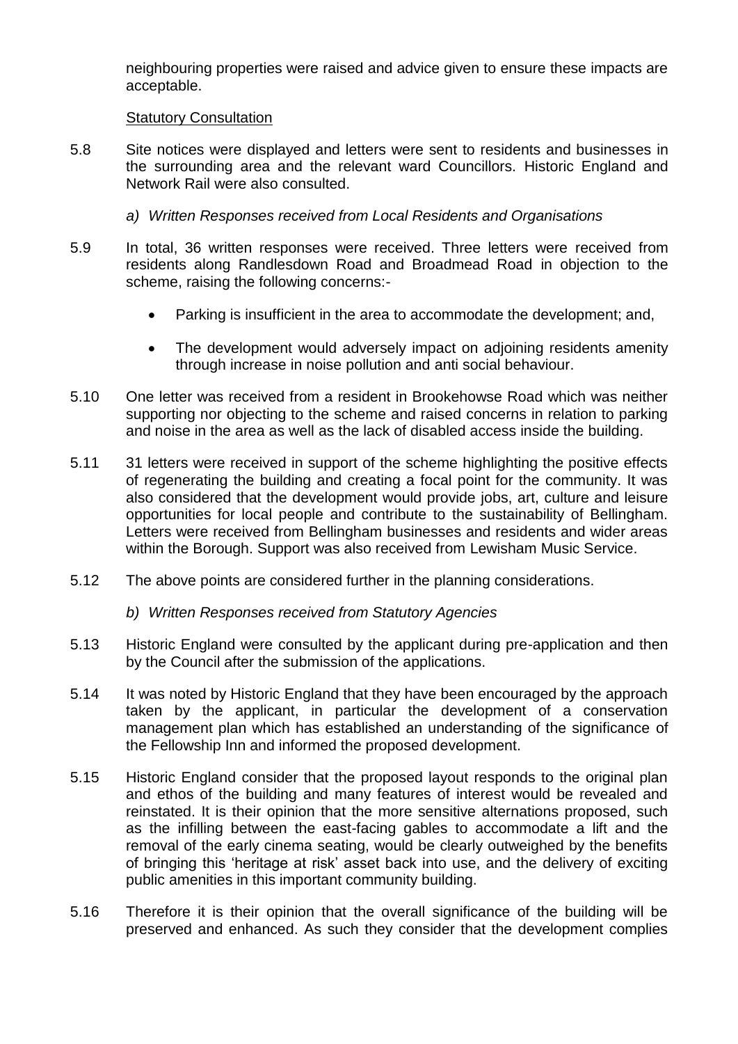neighbouring properties were raised and advice given to ensure these impacts are acceptable.

Statutory Consultation

5.8 Site notices were displayed and letters were sent to residents and businesses in the surrounding area and the relevant ward Councillors. Historic England and Network Rail were also consulted.

*a) Written Responses received from Local Residents and Organisations*

5.9 In total, 36 written responses were received. Three letters were received from residents along Randlesdown Road and Broadmead Road in objection to the scheme, raising the following concerns:-

- Parking is insufficient in the area to accommodate the development; and,
- The development would adversely impact on adjoining residents amenity through increase in noise pollution and anti social behaviour.

5.10 One letter was received from a resident in Brookehowse Road which was neither supporting nor objecting to the scheme and raised concerns in relation to parking and noise in the area as well as the lack of disabled access inside the building.

5.11 31 letters were received in support of the scheme highlighting the positive effects of regenerating the building and creating a focal point for the community. It was also considered that the development would provide jobs, art, culture and leisure opportunities for local people and contribute to the sustainability of Bellingham. Letters were received from Bellingham businesses and residents and wider areas within the Borough. Support was also received from Lewisham Music Service.

5.12 The above points are considered further in the planning considerations.

*b) Written Responses received from Statutory Agencies*

5.13 Historic England were consulted by the applicant during pre-application and then by the Council after the submission of the applications.

5.14 It was noted by Historic England that they have been encouraged by the approach taken by the applicant, in particular the development of a conservation management plan which has established an understanding of the significance of the Fellowship Inn and informed the proposed development.

5.15 Historic England consider that the proposed layout responds to the original plan and ethos of the building and many features of interest would be revealed and reinstated. It is their opinion that the more sensitive alternations proposed, such as the infilling between the east-facing gables to accommodate a lift and the removal of the early cinema seating, would be clearly outweighed by the benefits of bringing this 'heritage at risk' asset back into use, and the delivery of exciting public amenities in this important community building.

5.16 Therefore it is their opinion that the overall significance of the building will be preserved and enhanced. As such they consider that the development complies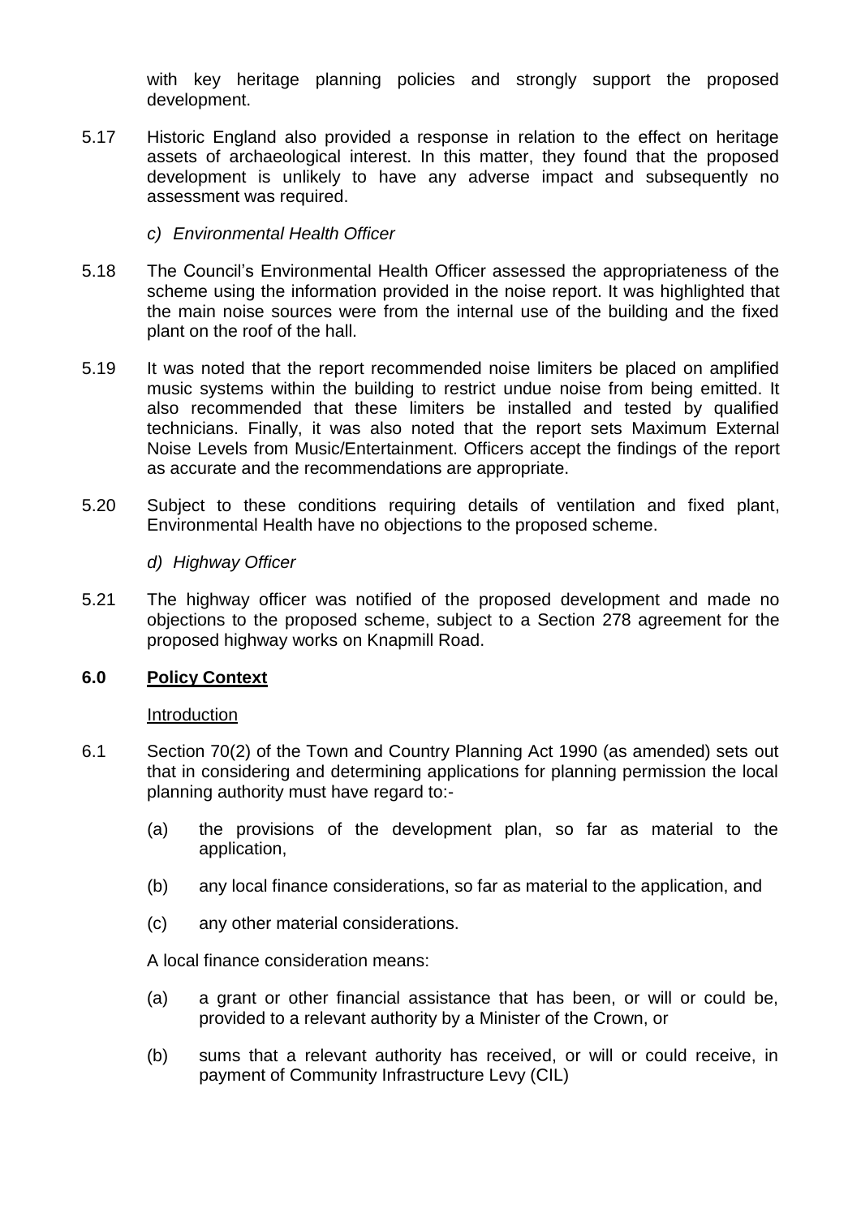with key heritage planning policies and strongly support the proposed development.

5.17 Historic England also provided a response in relation to the effect on heritage assets of archaeological interest. In this matter, they found that the proposed development is unlikely to have any adverse impact and subsequently no assessment was required.

*c) Environmental Health Officer*

5.18 The Council's Environmental Health Officer assessed the appropriateness of the scheme using the information provided in the noise report. It was highlighted that the main noise sources were from the internal use of the building and the fixed plant on the roof of the hall.

5.19 It was noted that the report recommended noise limiters be placed on amplified music systems within the building to restrict undue noise from being emitted. It also recommended that these limiters be installed and tested by qualified technicians. Finally, it was also noted that the report sets Maximum External Noise Levels from Music/Entertainment. Officers accept the findings of the report as accurate and the recommendations are appropriate.

5.20 Subject to these conditions requiring details of ventilation and fixed plant, Environmental Health have no objections to the proposed scheme.

*d) Highway Officer*

5.21 The highway officer was notified of the proposed development and made no objections to the proposed scheme, subject to a Section 278 agreement for the proposed highway works on Knapmill Road.

## 6.0 Policy Context

Introduction

6.1 Section 70(2) of the Town and Country Planning Act 1990 (as amended) sets out that in considering and determining applications for planning permission the local planning authority must have regard to:-

(a) the provisions of the development plan, so far as material to the application,

(b) any local finance considerations, so far as material to the application, and

(c) any other material considerations.

A local finance consideration means:

(a) a grant or other financial assistance that has been, or will or could be, provided to a relevant authority by a Minister of the Crown, or

(b) sums that a relevant authority has received, or will or could receive, in payment of Community Infrastructure Levy (CIL)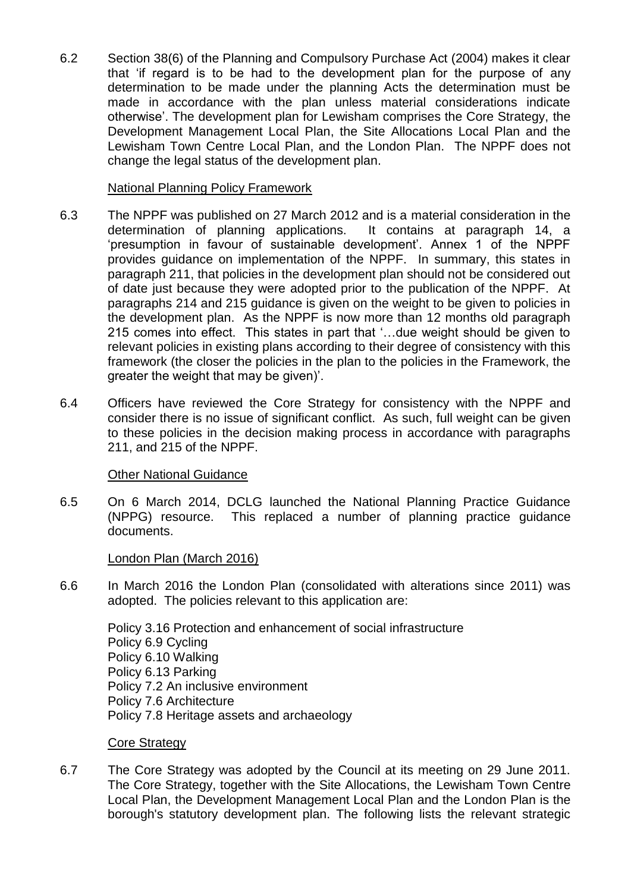6.2 Section 38(6) of the Planning and Compulsory Purchase Act (2004) makes it clear that 'if regard is to be had to the development plan for the purpose of any determination to be made under the planning Acts the determination must be made in accordance with the plan unless material considerations indicate otherwise'. The development plan for Lewisham comprises the Core Strategy, the Development Management Local Plan, the Site Allocations Local Plan and the Lewisham Town Centre Local Plan, and the London Plan. The NPPF does not change the legal status of the development plan.

### National Planning Policy Framework

6.3 The NPPF was published on 27 March 2012 and is a material consideration in the determination of planning applications. It contains at paragraph 14, a 'presumption in favour of sustainable development'. Annex 1 of the NPPF provides guidance on implementation of the NPPF. In summary, this states in paragraph 211, that policies in the development plan should not be considered out of date just because they were adopted prior to the publication of the NPPF. At paragraphs 214 and 215 guidance is given on the weight to be given to policies in the development plan. As the NPPF is now more than 12 months old paragraph 215 comes into effect. This states in part that '…due weight should be given to relevant policies in existing plans according to their degree of consistency with this framework (the closer the policies in the plan to the policies in the Framework, the greater the weight that may be given)'.

6.4 Officers have reviewed the Core Strategy for consistency with the NPPF and consider there is no issue of significant conflict. As such, full weight can be given to these policies in the decision making process in accordance with paragraphs 211, and 215 of the NPPF.

### Other National Guidance

6.5 On 6 March 2014, DCLG launched the National Planning Practice Guidance (NPPG) resource. This replaced a number of planning practice guidance documents.

### London Plan (March 2016)

6.6 In March 2016 the London Plan (consolidated with alterations since 2011) was adopted. The policies relevant to this application are:

Policy 3.16 Protection and enhancement of social infrastructure
Policy 6.9 Cycling
Policy 6.10 Walking
Policy 6.13 Parking
Policy 7.2 An inclusive environment
Policy 7.6 Architecture
Policy 7.8 Heritage assets and archaeology

### Core Strategy

6.7 The Core Strategy was adopted by the Council at its meeting on 29 June 2011. The Core Strategy, together with the Site Allocations, the Lewisham Town Centre Local Plan, the Development Management Local Plan and the London Plan is the borough's statutory development plan. The following lists the relevant strategic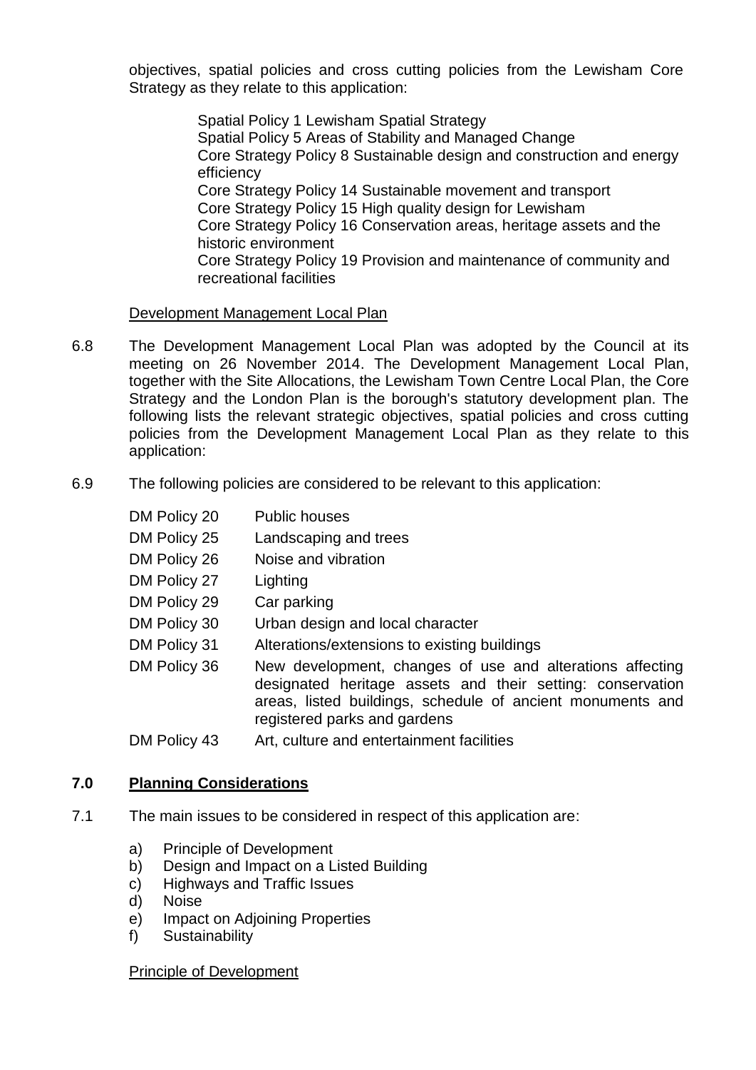objectives, spatial policies and cross cutting policies from the Lewisham Core Strategy as they relate to this application:

Spatial Policy 1 Lewisham Spatial Strategy
Spatial Policy 5 Areas of Stability and Managed Change
Core Strategy Policy 8 Sustainable design and construction and energy efficiency
Core Strategy Policy 14 Sustainable movement and transport
Core Strategy Policy 15 High quality design for Lewisham
Core Strategy Policy 16 Conservation areas, heritage assets and the historic environment
Core Strategy Policy 19 Provision and maintenance of community and recreational facilities

Development Management Local Plan

6.8 The Development Management Local Plan was adopted by the Council at its meeting on 26 November 2014. The Development Management Local Plan, together with the Site Allocations, the Lewisham Town Centre Local Plan, the Core Strategy and the London Plan is the borough's statutory development plan. The following lists the relevant strategic objectives, spatial policies and cross cutting policies from the Development Management Local Plan as they relate to this application:

6.9 The following policies are considered to be relevant to this application:

| | |
|---|---|
| DM Policy 20 | Public houses |
| DM Policy 25 | Landscaping and trees |
| DM Policy 26 | Noise and vibration |
| DM Policy 27 | Lighting |
| DM Policy 29 | Car parking |
| DM Policy 30 | Urban design and local character |
| DM Policy 31 | Alterations/extensions to existing buildings |
| DM Policy 36 | New development, changes of use and alterations affecting designated heritage assets and their setting: conservation areas, listed buildings, schedule of ancient monuments and registered parks and gardens |
| DM Policy 43 | Art, culture and entertainment facilities |

## 7.0 Planning Considerations

7.1 The main issues to be considered in respect of this application are:

a) Principle of Development
b) Design and Impact on a Listed Building
c) Highways and Traffic Issues
d) Noise
e) Impact on Adjoining Properties
f) Sustainability

Principle of Development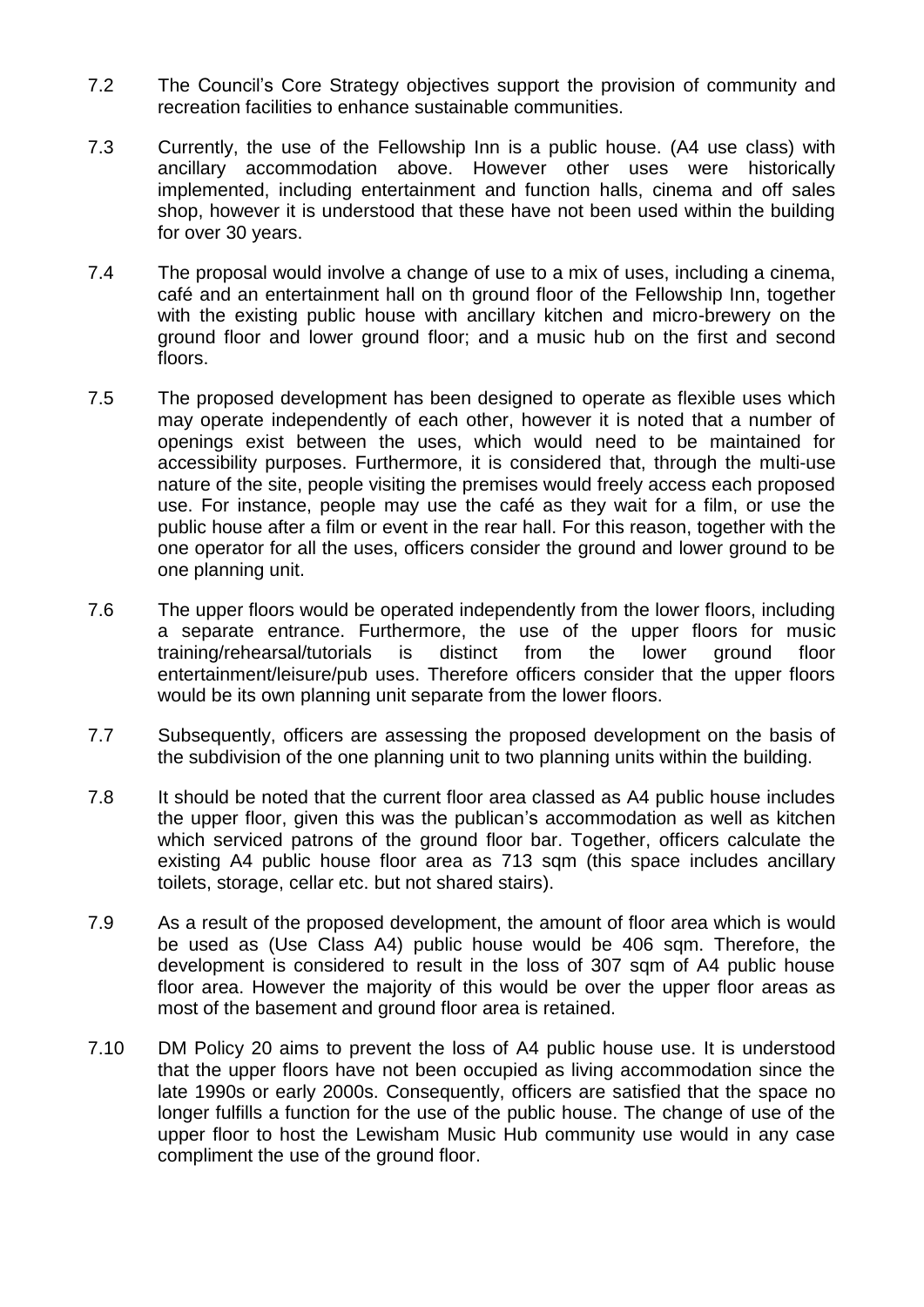7.2 The Council's Core Strategy objectives support the provision of community and recreation facilities to enhance sustainable communities.

7.3 Currently, the use of the Fellowship Inn is a public house. (A4 use class) with ancillary accommodation above. However other uses were historically implemented, including entertainment and function halls, cinema and off sales shop, however it is understood that these have not been used within the building for over 30 years.

7.4 The proposal would involve a change of use to a mix of uses, including a cinema, café and an entertainment hall on th ground floor of the Fellowship Inn, together with the existing public house with ancillary kitchen and micro-brewery on the ground floor and lower ground floor; and a music hub on the first and second floors.

7.5 The proposed development has been designed to operate as flexible uses which may operate independently of each other, however it is noted that a number of openings exist between the uses, which would need to be maintained for accessibility purposes. Furthermore, it is considered that, through the multi-use nature of the site, people visiting the premises would freely access each proposed use. For instance, people may use the café as they wait for a film, or use the public house after a film or event in the rear hall. For this reason, together with the one operator for all the uses, officers consider the ground and lower ground to be one planning unit.

7.6 The upper floors would be operated independently from the lower floors, including a separate entrance. Furthermore, the use of the upper floors for music training/rehearsal/tutorials is distinct from the lower ground floor entertainment/leisure/pub uses. Therefore officers consider that the upper floors would be its own planning unit separate from the lower floors.

7.7 Subsequently, officers are assessing the proposed development on the basis of the subdivision of the one planning unit to two planning units within the building.

7.8 It should be noted that the current floor area classed as A4 public house includes the upper floor, given this was the publican's accommodation as well as kitchen which serviced patrons of the ground floor bar. Together, officers calculate the existing A4 public house floor area as 713 sqm (this space includes ancillary toilets, storage, cellar etc. but not shared stairs).

7.9 As a result of the proposed development, the amount of floor area which is would be used as (Use Class A4) public house would be 406 sqm. Therefore, the development is considered to result in the loss of 307 sqm of A4 public house floor area. However the majority of this would be over the upper floor areas as most of the basement and ground floor area is retained.

7.10 DM Policy 20 aims to prevent the loss of A4 public house use. It is understood that the upper floors have not been occupied as living accommodation since the late 1990s or early 2000s. Consequently, officers are satisfied that the space no longer fulfills a function for the use of the public house. The change of use of the upper floor to host the Lewisham Music Hub community use would in any case compliment the use of the ground floor.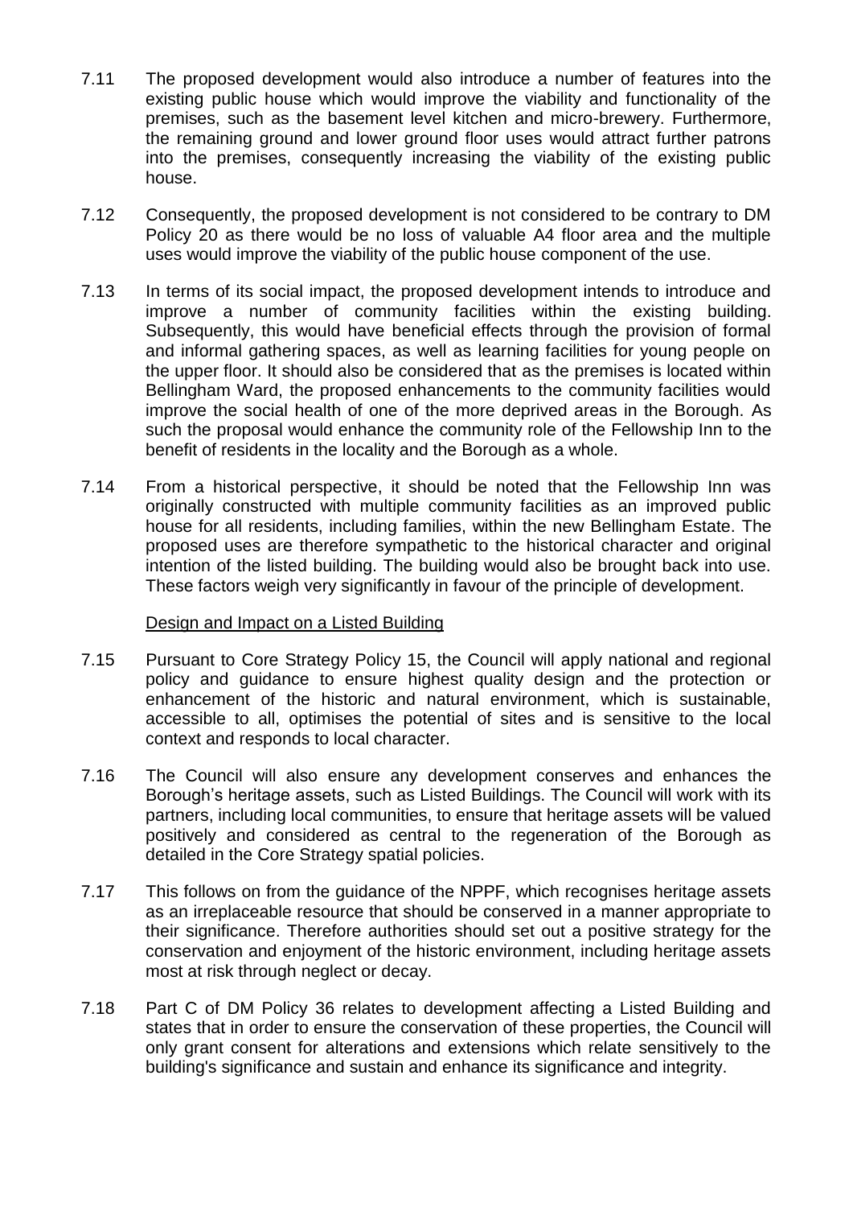7.11 The proposed development would also introduce a number of features into the existing public house which would improve the viability and functionality of the premises, such as the basement level kitchen and micro-brewery. Furthermore, the remaining ground and lower ground floor uses would attract further patrons into the premises, consequently increasing the viability of the existing public house.

7.12 Consequently, the proposed development is not considered to be contrary to DM Policy 20 as there would be no loss of valuable A4 floor area and the multiple uses would improve the viability of the public house component of the use.

7.13 In terms of its social impact, the proposed development intends to introduce and improve a number of community facilities within the existing building. Subsequently, this would have beneficial effects through the provision of formal and informal gathering spaces, as well as learning facilities for young people on the upper floor. It should also be considered that as the premises is located within Bellingham Ward, the proposed enhancements to the community facilities would improve the social health of one of the more deprived areas in the Borough. As such the proposal would enhance the community role of the Fellowship Inn to the benefit of residents in the locality and the Borough as a whole.

7.14 From a historical perspective, it should be noted that the Fellowship Inn was originally constructed with multiple community facilities as an improved public house for all residents, including families, within the new Bellingham Estate. The proposed uses are therefore sympathetic to the historical character and original intention of the listed building. The building would also be brought back into use. These factors weigh very significantly in favour of the principle of development.

<u>Design and Impact on a Listed Building</u>

7.15 Pursuant to Core Strategy Policy 15, the Council will apply national and regional policy and guidance to ensure highest quality design and the protection or enhancement of the historic and natural environment, which is sustainable, accessible to all, optimises the potential of sites and is sensitive to the local context and responds to local character.

7.16 The Council will also ensure any development conserves and enhances the Borough's heritage assets, such as Listed Buildings. The Council will work with its partners, including local communities, to ensure that heritage assets will be valued positively and considered as central to the regeneration of the Borough as detailed in the Core Strategy spatial policies.

7.17 This follows on from the guidance of the NPPF, which recognises heritage assets as an irreplaceable resource that should be conserved in a manner appropriate to their significance. Therefore authorities should set out a positive strategy for the conservation and enjoyment of the historic environment, including heritage assets most at risk through neglect or decay.

7.18 Part C of DM Policy 36 relates to development affecting a Listed Building and states that in order to ensure the conservation of these properties, the Council will only grant consent for alterations and extensions which relate sensitively to the building's significance and sustain and enhance its significance and integrity.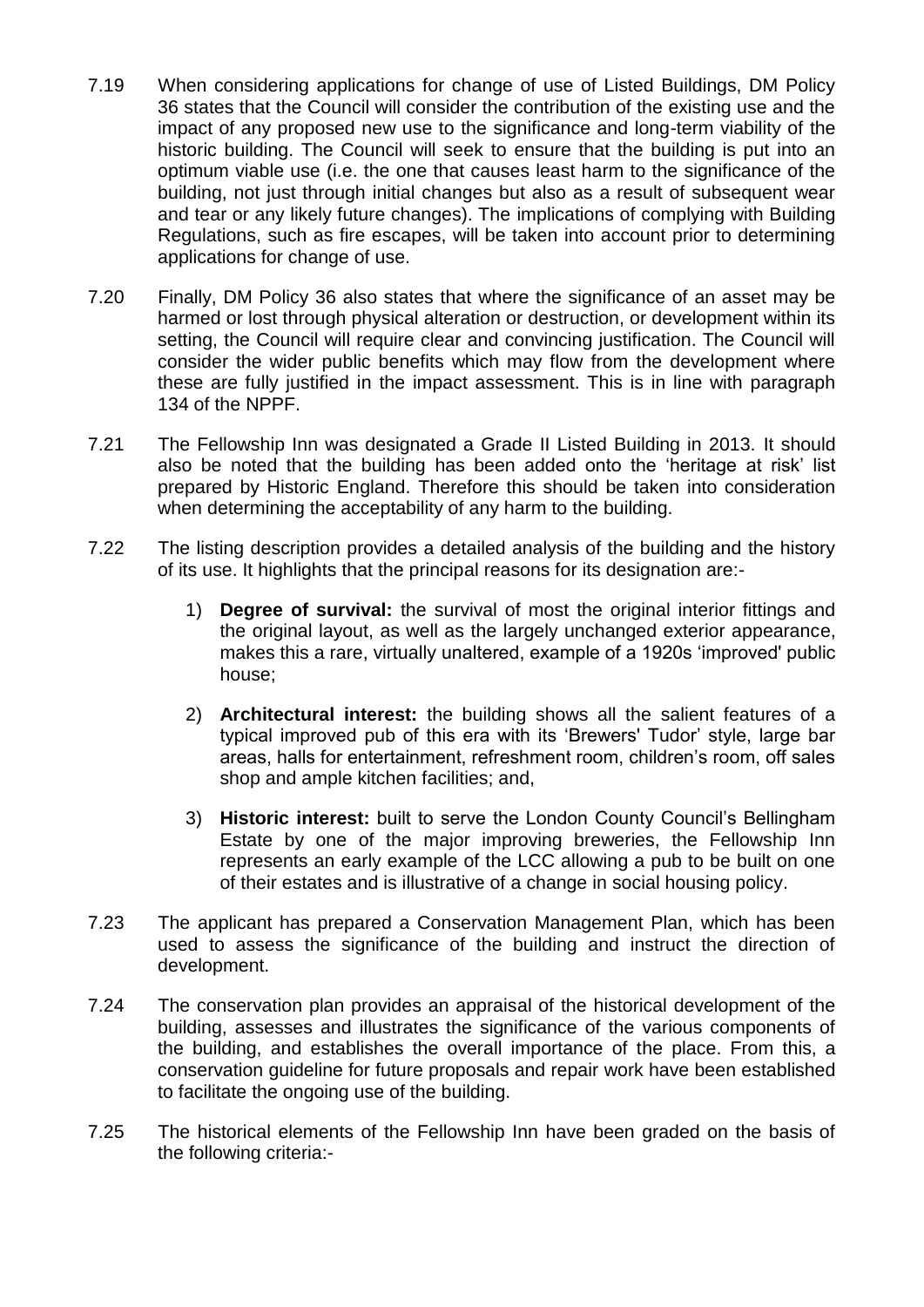7.19 When considering applications for change of use of Listed Buildings, DM Policy 36 states that the Council will consider the contribution of the existing use and the impact of any proposed new use to the significance and long-term viability of the historic building. The Council will seek to ensure that the building is put into an optimum viable use (i.e. the one that causes least harm to the significance of the building, not just through initial changes but also as a result of subsequent wear and tear or any likely future changes). The implications of complying with Building Regulations, such as fire escapes, will be taken into account prior to determining applications for change of use.

7.20 Finally, DM Policy 36 also states that where the significance of an asset may be harmed or lost through physical alteration or destruction, or development within its setting, the Council will require clear and convincing justification. The Council will consider the wider public benefits which may flow from the development where these are fully justified in the impact assessment. This is in line with paragraph 134 of the NPPF.

7.21 The Fellowship Inn was designated a Grade II Listed Building in 2013. It should also be noted that the building has been added onto the 'heritage at risk' list prepared by Historic England. Therefore this should be taken into consideration when determining the acceptability of any harm to the building.

7.22 The listing description provides a detailed analysis of the building and the history of its use. It highlights that the principal reasons for its designation are:-

1) **Degree of survival:** the survival of most the original interior fittings and the original layout, as well as the largely unchanged exterior appearance, makes this a rare, virtually unaltered, example of a 1920s 'improved' public house;

2) **Architectural interest:** the building shows all the salient features of a typical improved pub of this era with its 'Brewers' Tudor' style, large bar areas, halls for entertainment, refreshment room, children's room, off sales shop and ample kitchen facilities; and,

3) **Historic interest:** built to serve the London County Council's Bellingham Estate by one of the major improving breweries, the Fellowship Inn represents an early example of the LCC allowing a pub to be built on one of their estates and is illustrative of a change in social housing policy.

7.23 The applicant has prepared a Conservation Management Plan, which has been used to assess the significance of the building and instruct the direction of development.

7.24 The conservation plan provides an appraisal of the historical development of the building, assesses and illustrates the significance of the various components of the building, and establishes the overall importance of the place. From this, a conservation guideline for future proposals and repair work have been established to facilitate the ongoing use of the building.

7.25 The historical elements of the Fellowship Inn have been graded on the basis of the following criteria:-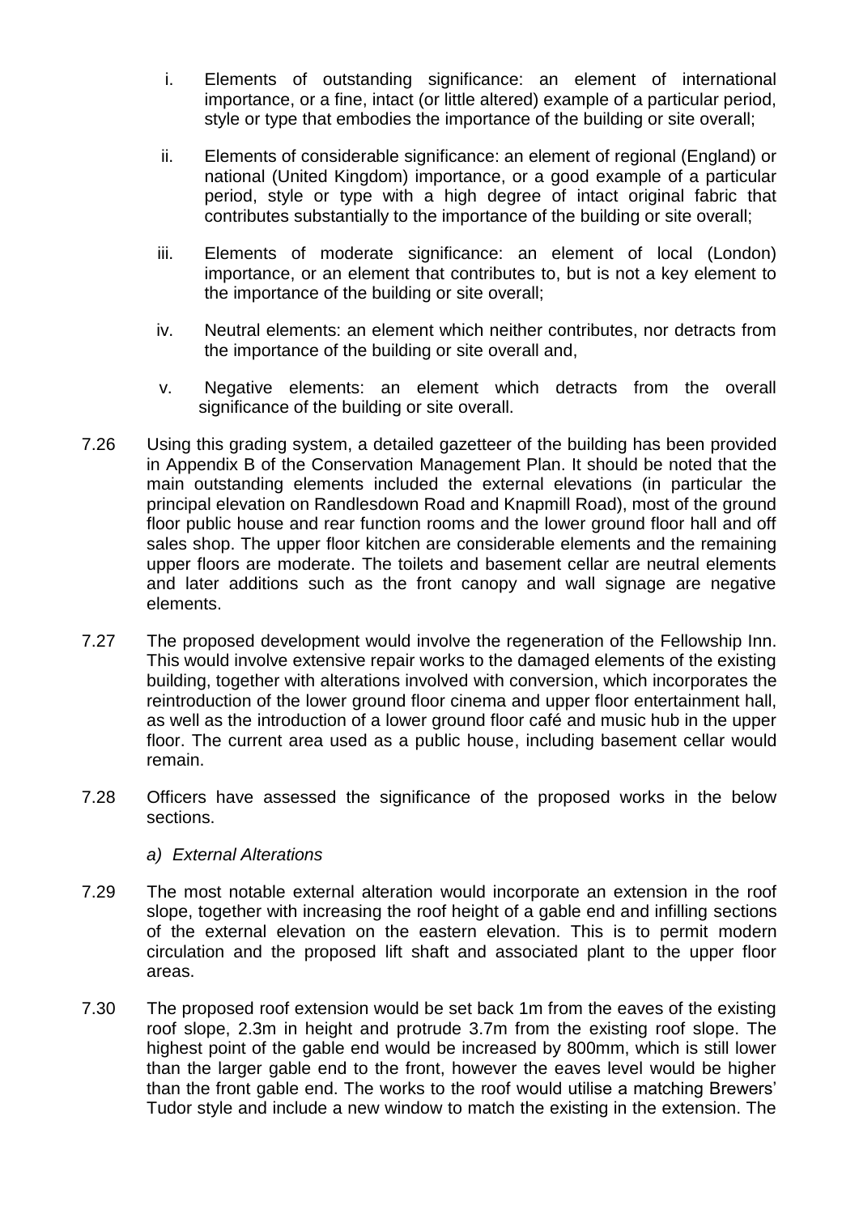i. Elements of outstanding significance: an element of international importance, or a fine, intact (or little altered) example of a particular period, style or type that embodies the importance of the building or site overall;

ii. Elements of considerable significance: an element of regional (England) or national (United Kingdom) importance, or a good example of a particular period, style or type with a high degree of intact original fabric that contributes substantially to the importance of the building or site overall;

iii. Elements of moderate significance: an element of local (London) importance, or an element that contributes to, but is not a key element to the importance of the building or site overall;

iv. Neutral elements: an element which neither contributes, nor detracts from the importance of the building or site overall and,

v. Negative elements: an element which detracts from the overall significance of the building or site overall.

7.26 Using this grading system, a detailed gazetteer of the building has been provided in Appendix B of the Conservation Management Plan. It should be noted that the main outstanding elements included the external elevations (in particular the principal elevation on Randlesdown Road and Knapmill Road), most of the ground floor public house and rear function rooms and the lower ground floor hall and off sales shop. The upper floor kitchen are considerable elements and the remaining upper floors are moderate. The toilets and basement cellar are neutral elements and later additions such as the front canopy and wall signage are negative elements.

7.27 The proposed development would involve the regeneration of the Fellowship Inn. This would involve extensive repair works to the damaged elements of the existing building, together with alterations involved with conversion, which incorporates the reintroduction of the lower ground floor cinema and upper floor entertainment hall, as well as the introduction of a lower ground floor café and music hub in the upper floor. The current area used as a public house, including basement cellar would remain.

7.28 Officers have assessed the significance of the proposed works in the below sections.

*a) External Alterations*

7.29 The most notable external alteration would incorporate an extension in the roof slope, together with increasing the roof height of a gable end and infilling sections of the external elevation on the eastern elevation. This is to permit modern circulation and the proposed lift shaft and associated plant to the upper floor areas.

7.30 The proposed roof extension would be set back 1m from the eaves of the existing roof slope, 2.3m in height and protrude 3.7m from the existing roof slope. The highest point of the gable end would be increased by 800mm, which is still lower than the larger gable end to the front, however the eaves level would be higher than the front gable end. The works to the roof would utilise a matching Brewers' Tudor style and include a new window to match the existing in the extension. The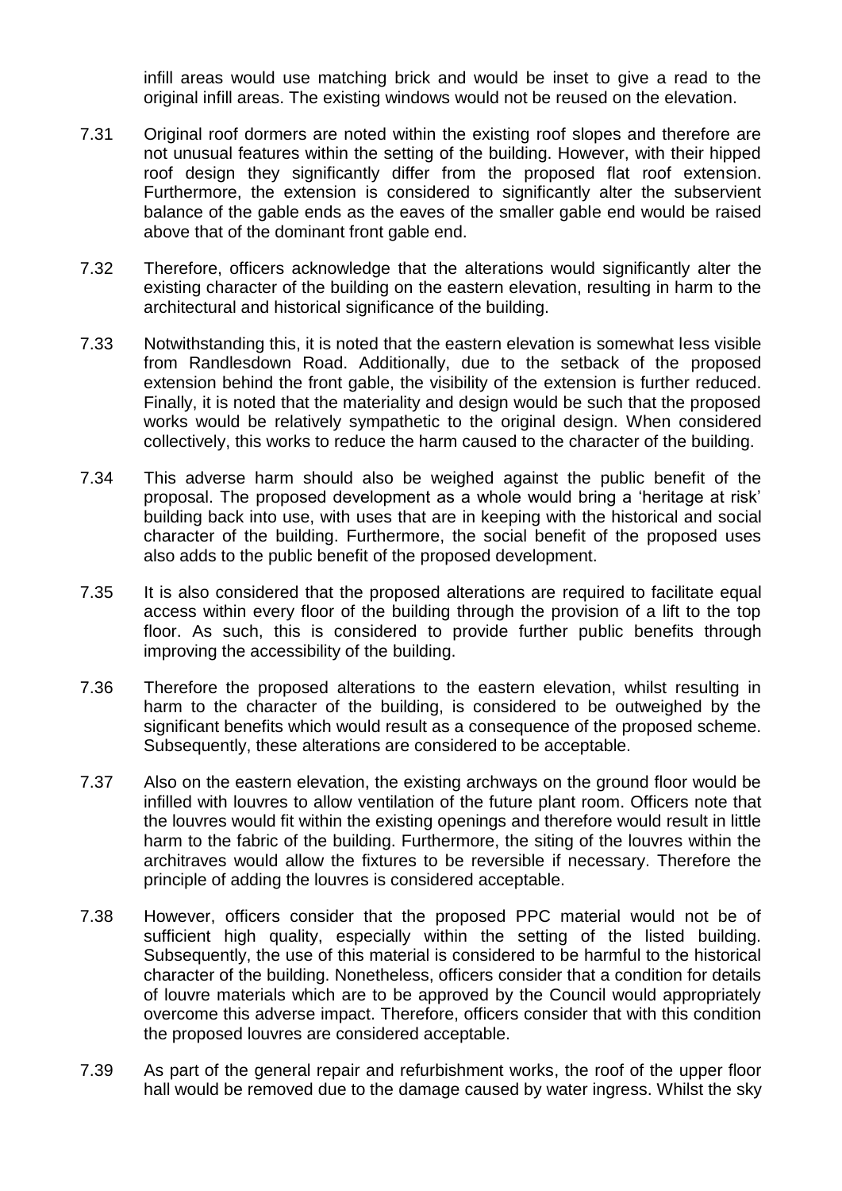infill areas would use matching brick and would be inset to give a read to the original infill areas. The existing windows would not be reused on the elevation.

7.31 Original roof dormers are noted within the existing roof slopes and therefore are not unusual features within the setting of the building. However, with their hipped roof design they significantly differ from the proposed flat roof extension. Furthermore, the extension is considered to significantly alter the subservient balance of the gable ends as the eaves of the smaller gable end would be raised above that of the dominant front gable end.

7.32 Therefore, officers acknowledge that the alterations would significantly alter the existing character of the building on the eastern elevation, resulting in harm to the architectural and historical significance of the building.

7.33 Notwithstanding this, it is noted that the eastern elevation is somewhat less visible from Randlesdown Road. Additionally, due to the setback of the proposed extension behind the front gable, the visibility of the extension is further reduced. Finally, it is noted that the materiality and design would be such that the proposed works would be relatively sympathetic to the original design. When considered collectively, this works to reduce the harm caused to the character of the building.

7.34 This adverse harm should also be weighed against the public benefit of the proposal. The proposed development as a whole would bring a 'heritage at risk' building back into use, with uses that are in keeping with the historical and social character of the building. Furthermore, the social benefit of the proposed uses also adds to the public benefit of the proposed development.

7.35 It is also considered that the proposed alterations are required to facilitate equal access within every floor of the building through the provision of a lift to the top floor. As such, this is considered to provide further public benefits through improving the accessibility of the building.

7.36 Therefore the proposed alterations to the eastern elevation, whilst resulting in harm to the character of the building, is considered to be outweighed by the significant benefits which would result as a consequence of the proposed scheme. Subsequently, these alterations are considered to be acceptable.

7.37 Also on the eastern elevation, the existing archways on the ground floor would be infilled with louvres to allow ventilation of the future plant room. Officers note that the louvres would fit within the existing openings and therefore would result in little harm to the fabric of the building. Furthermore, the siting of the louvres within the architraves would allow the fixtures to be reversible if necessary. Therefore the principle of adding the louvres is considered acceptable.

7.38 However, officers consider that the proposed PPC material would not be of sufficient high quality, especially within the setting of the listed building. Subsequently, the use of this material is considered to be harmful to the historical character of the building. Nonetheless, officers consider that a condition for details of louvre materials which are to be approved by the Council would appropriately overcome this adverse impact. Therefore, officers consider that with this condition the proposed louvres are considered acceptable.

7.39 As part of the general repair and refurbishment works, the roof of the upper floor hall would be removed due to the damage caused by water ingress. Whilst the sky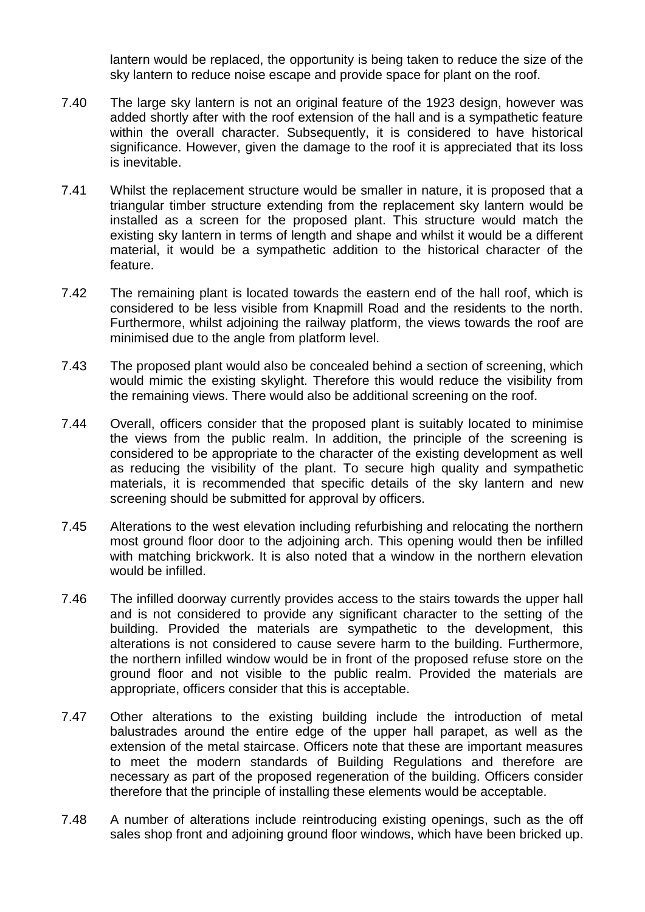lantern would be replaced, the opportunity is being taken to reduce the size of the sky lantern to reduce noise escape and provide space for plant on the roof.

7.40 The large sky lantern is not an original feature of the 1923 design, however was added shortly after with the roof extension of the hall and is a sympathetic feature within the overall character. Subsequently, it is considered to have historical significance. However, given the damage to the roof it is appreciated that its loss is inevitable.

7.41 Whilst the replacement structure would be smaller in nature, it is proposed that a triangular timber structure extending from the replacement sky lantern would be installed as a screen for the proposed plant. This structure would match the existing sky lantern in terms of length and shape and whilst it would be a different material, it would be a sympathetic addition to the historical character of the feature.

7.42 The remaining plant is located towards the eastern end of the hall roof, which is considered to be less visible from Knapmill Road and the residents to the north. Furthermore, whilst adjoining the railway platform, the views towards the roof are minimised due to the angle from platform level.

7.43 The proposed plant would also be concealed behind a section of screening, which would mimic the existing skylight. Therefore this would reduce the visibility from the remaining views. There would also be additional screening on the roof.

7.44 Overall, officers consider that the proposed plant is suitably located to minimise the views from the public realm. In addition, the principle of the screening is considered to be appropriate to the character of the existing development as well as reducing the visibility of the plant. To secure high quality and sympathetic materials, it is recommended that specific details of the sky lantern and new screening should be submitted for approval by officers.

7.45 Alterations to the west elevation including refurbishing and relocating the northern most ground floor door to the adjoining arch. This opening would then be infilled with matching brickwork. It is also noted that a window in the northern elevation would be infilled.

7.46 The infilled doorway currently provides access to the stairs towards the upper hall and is not considered to provide any significant character to the setting of the building. Provided the materials are sympathetic to the development, this alterations is not considered to cause severe harm to the building. Furthermore, the northern infilled window would be in front of the proposed refuse store on the ground floor and not visible to the public realm. Provided the materials are appropriate, officers consider that this is acceptable.

7.47 Other alterations to the existing building include the introduction of metal balustrades around the entire edge of the upper hall parapet, as well as the extension of the metal staircase. Officers note that these are important measures to meet the modern standards of Building Regulations and therefore are necessary as part of the proposed regeneration of the building. Officers consider therefore that the principle of installing these elements would be acceptable.

7.48 A number of alterations include reintroducing existing openings, such as the off sales shop front and adjoining ground floor windows, which have been bricked up.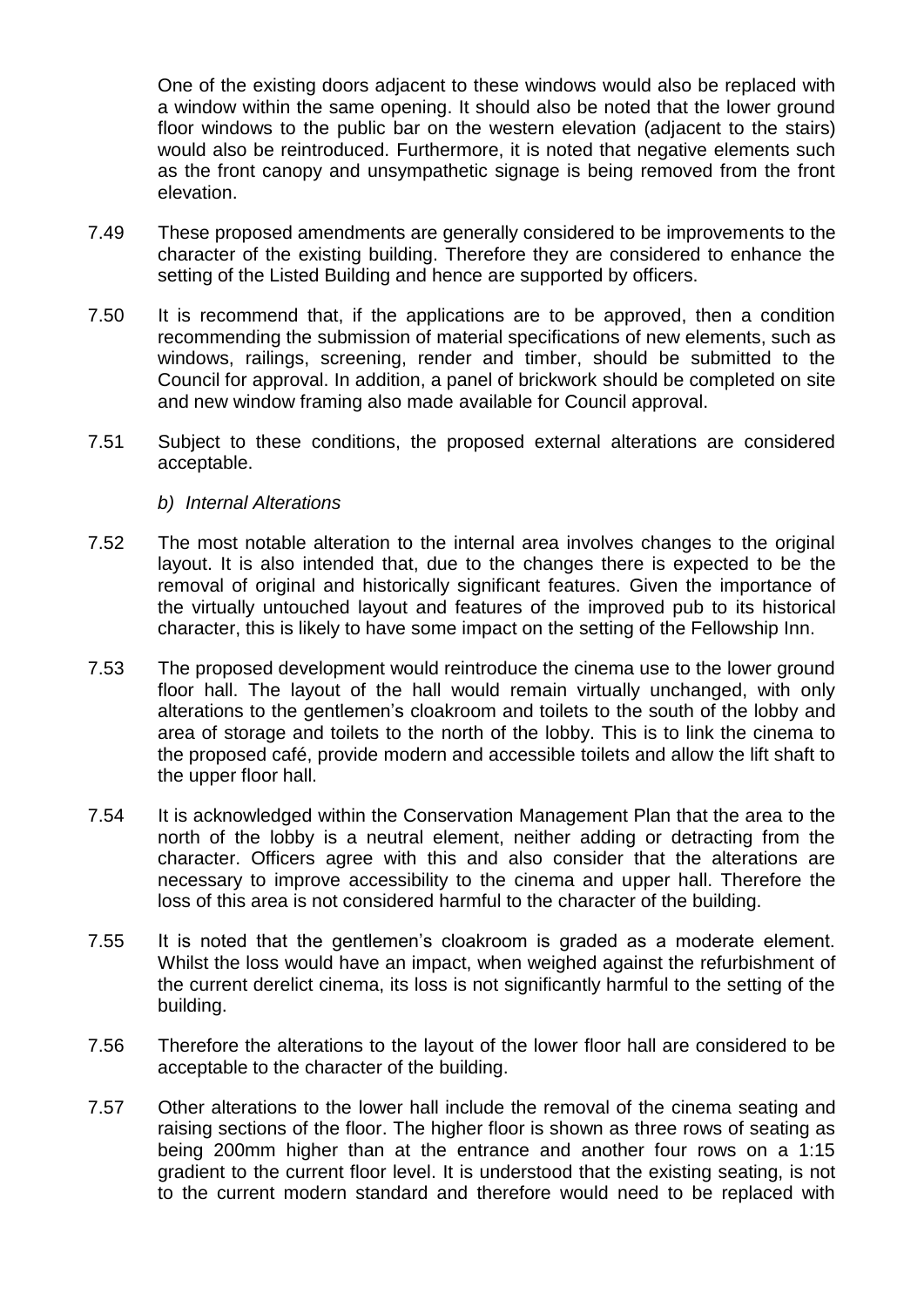One of the existing doors adjacent to these windows would also be replaced with a window within the same opening. It should also be noted that the lower ground floor windows to the public bar on the western elevation (adjacent to the stairs) would also be reintroduced. Furthermore, it is noted that negative elements such as the front canopy and unsympathetic signage is being removed from the front elevation.

7.49 These proposed amendments are generally considered to be improvements to the character of the existing building. Therefore they are considered to enhance the setting of the Listed Building and hence are supported by officers.

7.50 It is recommend that, if the applications are to be approved, then a condition recommending the submission of material specifications of new elements, such as windows, railings, screening, render and timber, should be submitted to the Council for approval. In addition, a panel of brickwork should be completed on site and new window framing also made available for Council approval.

7.51 Subject to these conditions, the proposed external alterations are considered acceptable.

*b) Internal Alterations*

7.52 The most notable alteration to the internal area involves changes to the original layout. It is also intended that, due to the changes there is expected to be the removal of original and historically significant features. Given the importance of the virtually untouched layout and features of the improved pub to its historical character, this is likely to have some impact on the setting of the Fellowship Inn.

7.53 The proposed development would reintroduce the cinema use to the lower ground floor hall. The layout of the hall would remain virtually unchanged, with only alterations to the gentlemen's cloakroom and toilets to the south of the lobby and area of storage and toilets to the north of the lobby. This is to link the cinema to the proposed café, provide modern and accessible toilets and allow the lift shaft to the upper floor hall.

7.54 It is acknowledged within the Conservation Management Plan that the area to the north of the lobby is a neutral element, neither adding or detracting from the character. Officers agree with this and also consider that the alterations are necessary to improve accessibility to the cinema and upper hall. Therefore the loss of this area is not considered harmful to the character of the building.

7.55 It is noted that the gentlemen's cloakroom is graded as a moderate element. Whilst the loss would have an impact, when weighed against the refurbishment of the current derelict cinema, its loss is not significantly harmful to the setting of the building.

7.56 Therefore the alterations to the layout of the lower floor hall are considered to be acceptable to the character of the building.

7.57 Other alterations to the lower hall include the removal of the cinema seating and raising sections of the floor. The higher floor is shown as three rows of seating as being 200mm higher than at the entrance and another four rows on a 1:15 gradient to the current floor level. It is understood that the existing seating, is not to the current modern standard and therefore would need to be replaced with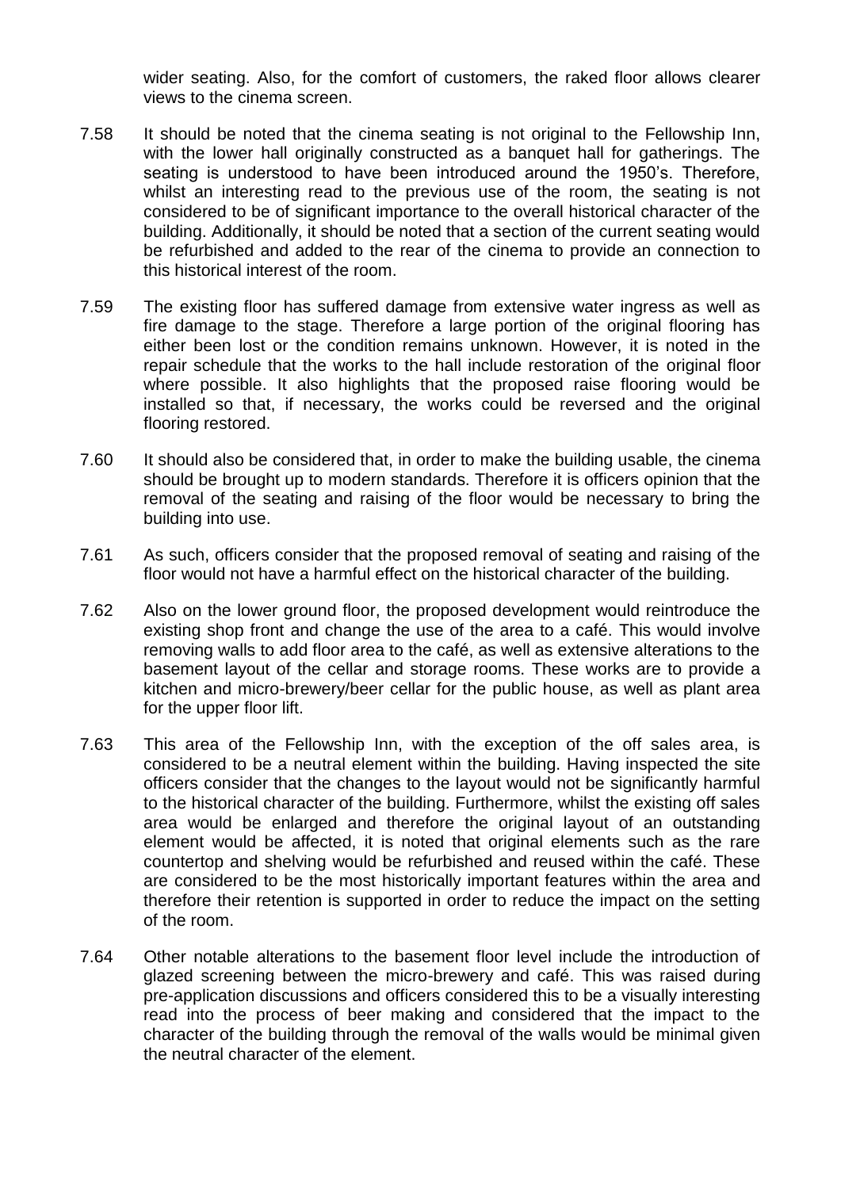wider seating. Also, for the comfort of customers, the raked floor allows clearer views to the cinema screen.

7.58 It should be noted that the cinema seating is not original to the Fellowship Inn, with the lower hall originally constructed as a banquet hall for gatherings. The seating is understood to have been introduced around the 1950's. Therefore, whilst an interesting read to the previous use of the room, the seating is not considered to be of significant importance to the overall historical character of the building. Additionally, it should be noted that a section of the current seating would be refurbished and added to the rear of the cinema to provide an connection to this historical interest of the room.

7.59 The existing floor has suffered damage from extensive water ingress as well as fire damage to the stage. Therefore a large portion of the original flooring has either been lost or the condition remains unknown. However, it is noted in the repair schedule that the works to the hall include restoration of the original floor where possible. It also highlights that the proposed raise flooring would be installed so that, if necessary, the works could be reversed and the original flooring restored.

7.60 It should also be considered that, in order to make the building usable, the cinema should be brought up to modern standards. Therefore it is officers opinion that the removal of the seating and raising of the floor would be necessary to bring the building into use.

7.61 As such, officers consider that the proposed removal of seating and raising of the floor would not have a harmful effect on the historical character of the building.

7.62 Also on the lower ground floor, the proposed development would reintroduce the existing shop front and change the use of the area to a café. This would involve removing walls to add floor area to the café, as well as extensive alterations to the basement layout of the cellar and storage rooms. These works are to provide a kitchen and micro-brewery/beer cellar for the public house, as well as plant area for the upper floor lift.

7.63 This area of the Fellowship Inn, with the exception of the off sales area, is considered to be a neutral element within the building. Having inspected the site officers consider that the changes to the layout would not be significantly harmful to the historical character of the building. Furthermore, whilst the existing off sales area would be enlarged and therefore the original layout of an outstanding element would be affected, it is noted that original elements such as the rare countertop and shelving would be refurbished and reused within the café. These are considered to be the most historically important features within the area and therefore their retention is supported in order to reduce the impact on the setting of the room.

7.64 Other notable alterations to the basement floor level include the introduction of glazed screening between the micro-brewery and café. This was raised during pre-application discussions and officers considered this to be a visually interesting read into the process of beer making and considered that the impact to the character of the building through the removal of the walls would be minimal given the neutral character of the element.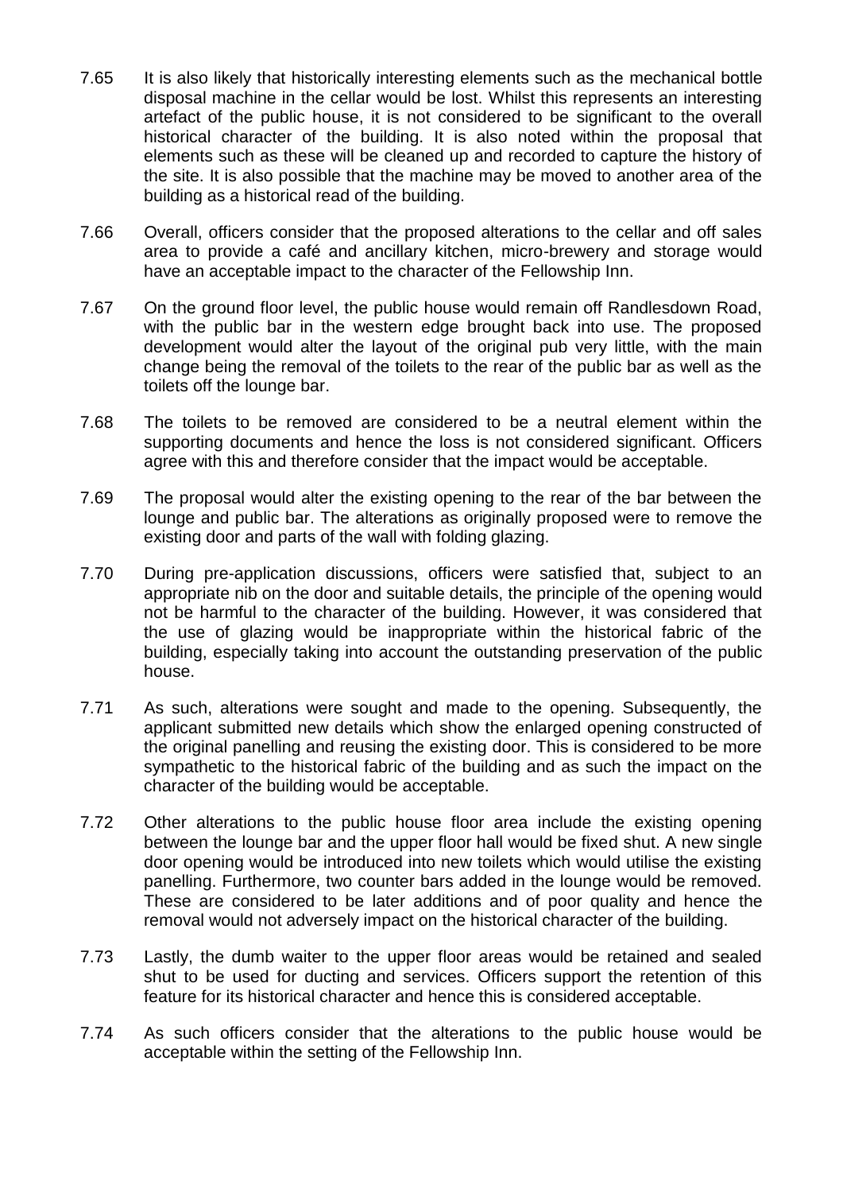7.65 It is also likely that historically interesting elements such as the mechanical bottle disposal machine in the cellar would be lost. Whilst this represents an interesting artefact of the public house, it is not considered to be significant to the overall historical character of the building. It is also noted within the proposal that elements such as these will be cleaned up and recorded to capture the history of the site. It is also possible that the machine may be moved to another area of the building as a historical read of the building.

7.66 Overall, officers consider that the proposed alterations to the cellar and off sales area to provide a café and ancillary kitchen, micro-brewery and storage would have an acceptable impact to the character of the Fellowship Inn.

7.67 On the ground floor level, the public house would remain off Randlesdown Road, with the public bar in the western edge brought back into use. The proposed development would alter the layout of the original pub very little, with the main change being the removal of the toilets to the rear of the public bar as well as the toilets off the lounge bar.

7.68 The toilets to be removed are considered to be a neutral element within the supporting documents and hence the loss is not considered significant. Officers agree with this and therefore consider that the impact would be acceptable.

7.69 The proposal would alter the existing opening to the rear of the bar between the lounge and public bar. The alterations as originally proposed were to remove the existing door and parts of the wall with folding glazing.

7.70 During pre-application discussions, officers were satisfied that, subject to an appropriate nib on the door and suitable details, the principle of the opening would not be harmful to the character of the building. However, it was considered that the use of glazing would be inappropriate within the historical fabric of the building, especially taking into account the outstanding preservation of the public house.

7.71 As such, alterations were sought and made to the opening. Subsequently, the applicant submitted new details which show the enlarged opening constructed of the original panelling and reusing the existing door. This is considered to be more sympathetic to the historical fabric of the building and as such the impact on the character of the building would be acceptable.

7.72 Other alterations to the public house floor area include the existing opening between the lounge bar and the upper floor hall would be fixed shut. A new single door opening would be introduced into new toilets which would utilise the existing panelling. Furthermore, two counter bars added in the lounge would be removed. These are considered to be later additions and of poor quality and hence the removal would not adversely impact on the historical character of the building.

7.73 Lastly, the dumb waiter to the upper floor areas would be retained and sealed shut to be used for ducting and services. Officers support the retention of this feature for its historical character and hence this is considered acceptable.

7.74 As such officers consider that the alterations to the public house would be acceptable within the setting of the Fellowship Inn.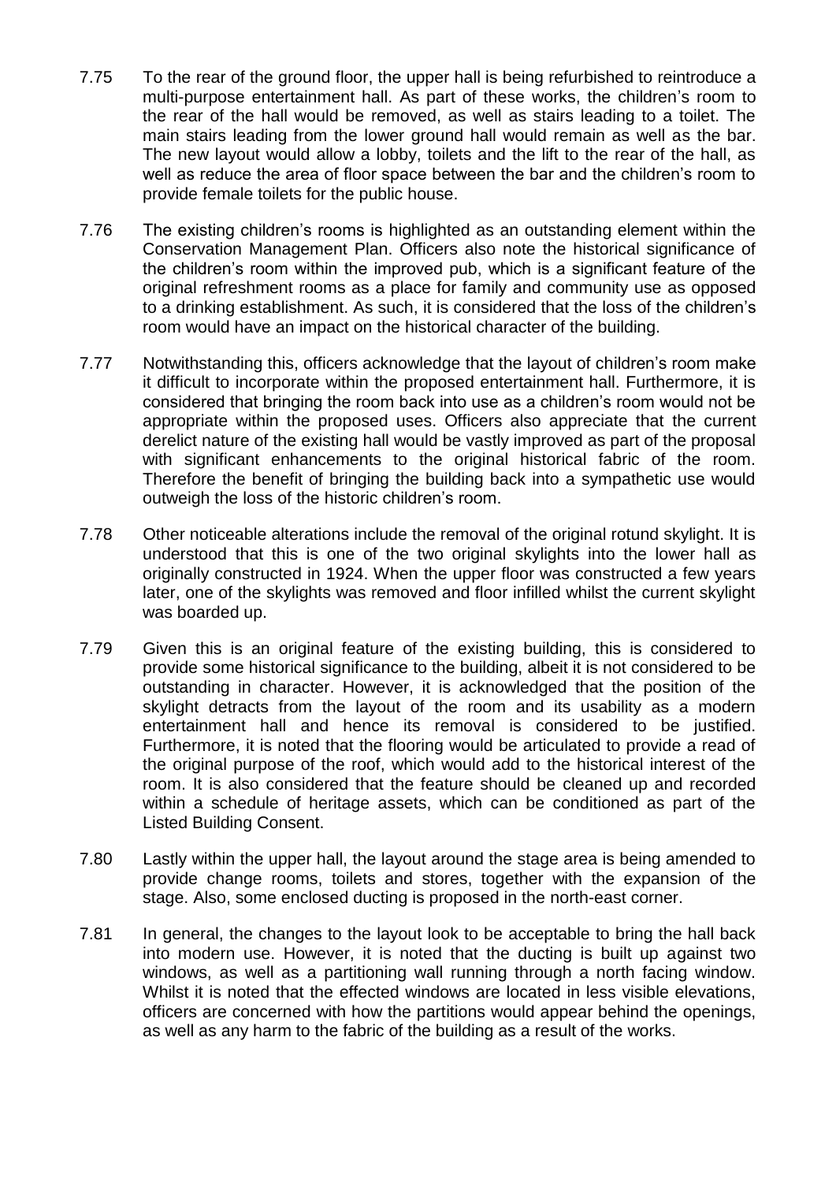7.75 To the rear of the ground floor, the upper hall is being refurbished to reintroduce a multi-purpose entertainment hall. As part of these works, the children's room to the rear of the hall would be removed, as well as stairs leading to a toilet. The main stairs leading from the lower ground hall would remain as well as the bar. The new layout would allow a lobby, toilets and the lift to the rear of the hall, as well as reduce the area of floor space between the bar and the children's room to provide female toilets for the public house.

7.76 The existing children's rooms is highlighted as an outstanding element within the Conservation Management Plan. Officers also note the historical significance of the children's room within the improved pub, which is a significant feature of the original refreshment rooms as a place for family and community use as opposed to a drinking establishment. As such, it is considered that the loss of the children's room would have an impact on the historical character of the building.

7.77 Notwithstanding this, officers acknowledge that the layout of children's room make it difficult to incorporate within the proposed entertainment hall. Furthermore, it is considered that bringing the room back into use as a children's room would not be appropriate within the proposed uses. Officers also appreciate that the current derelict nature of the existing hall would be vastly improved as part of the proposal with significant enhancements to the original historical fabric of the room. Therefore the benefit of bringing the building back into a sympathetic use would outweigh the loss of the historic children's room.

7.78 Other noticeable alterations include the removal of the original rotund skylight. It is understood that this is one of the two original skylights into the lower hall as originally constructed in 1924. When the upper floor was constructed a few years later, one of the skylights was removed and floor infilled whilst the current skylight was boarded up.

7.79 Given this is an original feature of the existing building, this is considered to provide some historical significance to the building, albeit it is not considered to be outstanding in character. However, it is acknowledged that the position of the skylight detracts from the layout of the room and its usability as a modern entertainment hall and hence its removal is considered to be justified. Furthermore, it is noted that the flooring would be articulated to provide a read of the original purpose of the roof, which would add to the historical interest of the room. It is also considered that the feature should be cleaned up and recorded within a schedule of heritage assets, which can be conditioned as part of the Listed Building Consent.

7.80 Lastly within the upper hall, the layout around the stage area is being amended to provide change rooms, toilets and stores, together with the expansion of the stage. Also, some enclosed ducting is proposed in the north-east corner.

7.81 In general, the changes to the layout look to be acceptable to bring the hall back into modern use. However, it is noted that the ducting is built up against two windows, as well as a partitioning wall running through a north facing window. Whilst it is noted that the effected windows are located in less visible elevations, officers are concerned with how the partitions would appear behind the openings, as well as any harm to the fabric of the building as a result of the works.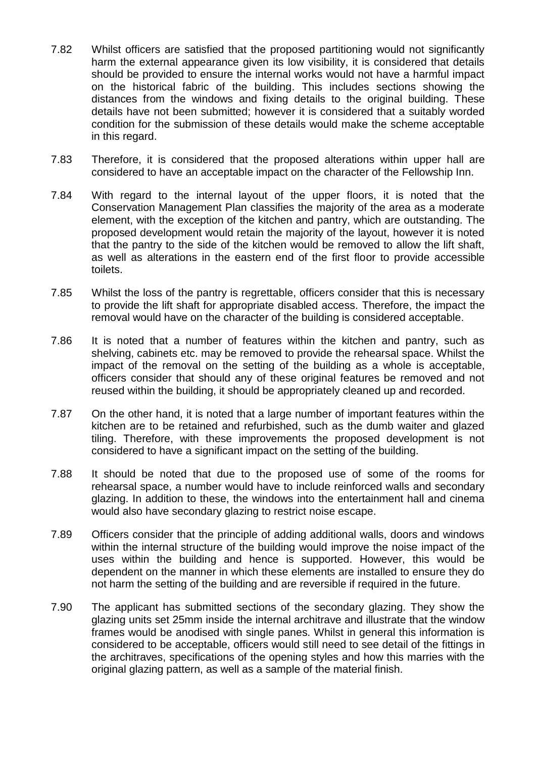7.82 Whilst officers are satisfied that the proposed partitioning would not significantly harm the external appearance given its low visibility, it is considered that details should be provided to ensure the internal works would not have a harmful impact on the historical fabric of the building. This includes sections showing the distances from the windows and fixing details to the original building. These details have not been submitted; however it is considered that a suitably worded condition for the submission of these details would make the scheme acceptable in this regard.

7.83 Therefore, it is considered that the proposed alterations within upper hall are considered to have an acceptable impact on the character of the Fellowship Inn.

7.84 With regard to the internal layout of the upper floors, it is noted that the Conservation Management Plan classifies the majority of the area as a moderate element, with the exception of the kitchen and pantry, which are outstanding. The proposed development would retain the majority of the layout, however it is noted that the pantry to the side of the kitchen would be removed to allow the lift shaft, as well as alterations in the eastern end of the first floor to provide accessible toilets.

7.85 Whilst the loss of the pantry is regrettable, officers consider that this is necessary to provide the lift shaft for appropriate disabled access. Therefore, the impact the removal would have on the character of the building is considered acceptable.

7.86 It is noted that a number of features within the kitchen and pantry, such as shelving, cabinets etc. may be removed to provide the rehearsal space. Whilst the impact of the removal on the setting of the building as a whole is acceptable, officers consider that should any of these original features be removed and not reused within the building, it should be appropriately cleaned up and recorded.

7.87 On the other hand, it is noted that a large number of important features within the kitchen are to be retained and refurbished, such as the dumb waiter and glazed tiling. Therefore, with these improvements the proposed development is not considered to have a significant impact on the setting of the building.

7.88 It should be noted that due to the proposed use of some of the rooms for rehearsal space, a number would have to include reinforced walls and secondary glazing. In addition to these, the windows into the entertainment hall and cinema would also have secondary glazing to restrict noise escape.

7.89 Officers consider that the principle of adding additional walls, doors and windows within the internal structure of the building would improve the noise impact of the uses within the building and hence is supported. However, this would be dependent on the manner in which these elements are installed to ensure they do not harm the setting of the building and are reversible if required in the future.

7.90 The applicant has submitted sections of the secondary glazing. They show the glazing units set 25mm inside the internal architrave and illustrate that the window frames would be anodised with single panes. Whilst in general this information is considered to be acceptable, officers would still need to see detail of the fittings in the architraves, specifications of the opening styles and how this marries with the original glazing pattern, as well as a sample of the material finish.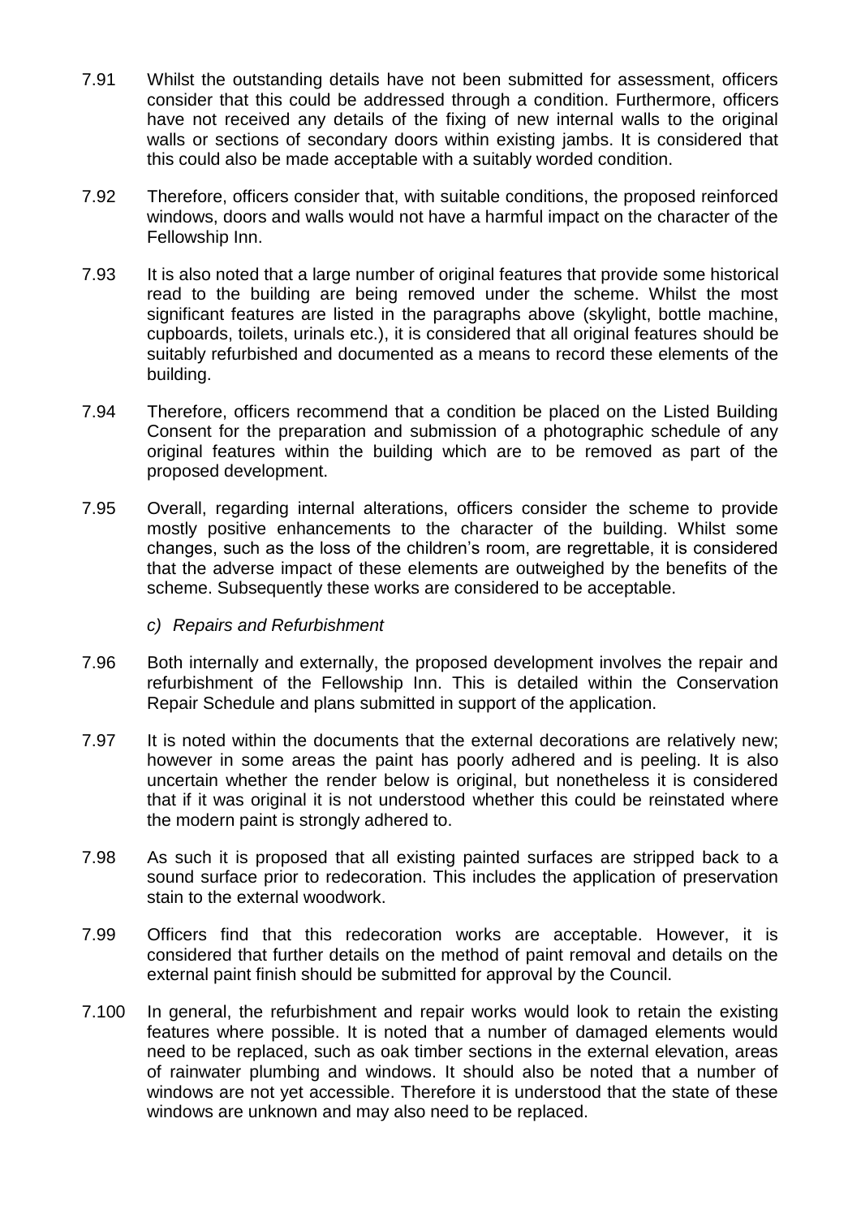7.91 Whilst the outstanding details have not been submitted for assessment, officers consider that this could be addressed through a condition. Furthermore, officers have not received any details of the fixing of new internal walls to the original walls or sections of secondary doors within existing jambs. It is considered that this could also be made acceptable with a suitably worded condition.

7.92 Therefore, officers consider that, with suitable conditions, the proposed reinforced windows, doors and walls would not have a harmful impact on the character of the Fellowship Inn.

7.93 It is also noted that a large number of original features that provide some historical read to the building are being removed under the scheme. Whilst the most significant features are listed in the paragraphs above (skylight, bottle machine, cupboards, toilets, urinals etc.), it is considered that all original features should be suitably refurbished and documented as a means to record these elements of the building.

7.94 Therefore, officers recommend that a condition be placed on the Listed Building Consent for the preparation and submission of a photographic schedule of any original features within the building which are to be removed as part of the proposed development.

7.95 Overall, regarding internal alterations, officers consider the scheme to provide mostly positive enhancements to the character of the building. Whilst some changes, such as the loss of the children's room, are regrettable, it is considered that the adverse impact of these elements are outweighed by the benefits of the scheme. Subsequently these works are considered to be acceptable.

*c) Repairs and Refurbishment*

7.96 Both internally and externally, the proposed development involves the repair and refurbishment of the Fellowship Inn. This is detailed within the Conservation Repair Schedule and plans submitted in support of the application.

7.97 It is noted within the documents that the external decorations are relatively new; however in some areas the paint has poorly adhered and is peeling. It is also uncertain whether the render below is original, but nonetheless it is considered that if it was original it is not understood whether this could be reinstated where the modern paint is strongly adhered to.

7.98 As such it is proposed that all existing painted surfaces are stripped back to a sound surface prior to redecoration. This includes the application of preservation stain to the external woodwork.

7.99 Officers find that this redecoration works are acceptable. However, it is considered that further details on the method of paint removal and details on the external paint finish should be submitted for approval by the Council.

7.100 In general, the refurbishment and repair works would look to retain the existing features where possible. It is noted that a number of damaged elements would need to be replaced, such as oak timber sections in the external elevation, areas of rainwater plumbing and windows. It should also be noted that a number of windows are not yet accessible. Therefore it is understood that the state of these windows are unknown and may also need to be replaced.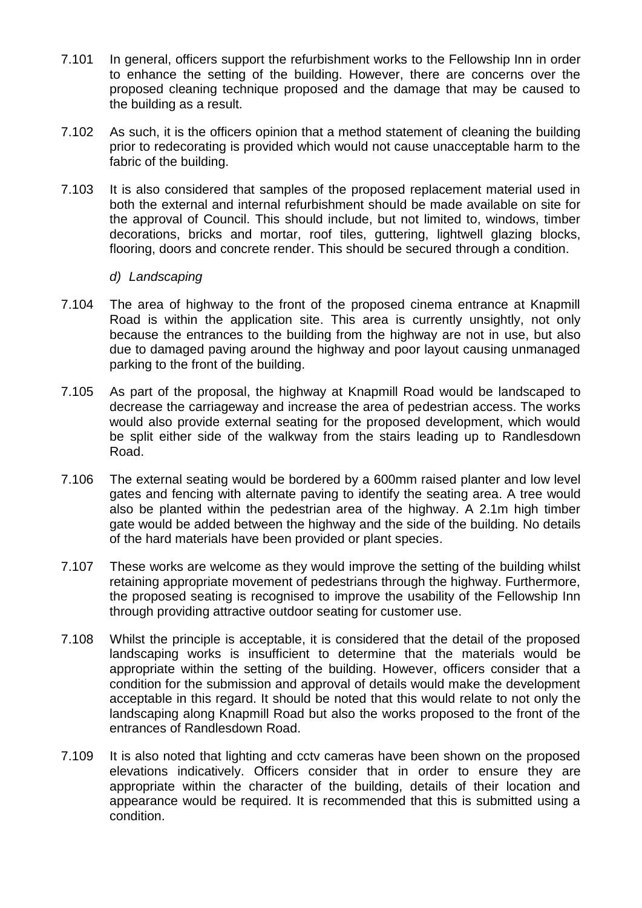7.101 In general, officers support the refurbishment works to the Fellowship Inn in order to enhance the setting of the building. However, there are concerns over the proposed cleaning technique proposed and the damage that may be caused to the building as a result.

7.102 As such, it is the officers opinion that a method statement of cleaning the building prior to redecorating is provided which would not cause unacceptable harm to the fabric of the building.

7.103 It is also considered that samples of the proposed replacement material used in both the external and internal refurbishment should be made available on site for the approval of Council. This should include, but not limited to, windows, timber decorations, bricks and mortar, roof tiles, guttering, lightwell glazing blocks, flooring, doors and concrete render. This should be secured through a condition.

*d) Landscaping*

7.104 The area of highway to the front of the proposed cinema entrance at Knapmill Road is within the application site. This area is currently unsightly, not only because the entrances to the building from the highway are not in use, but also due to damaged paving around the highway and poor layout causing unmanaged parking to the front of the building.

7.105 As part of the proposal, the highway at Knapmill Road would be landscaped to decrease the carriageway and increase the area of pedestrian access. The works would also provide external seating for the proposed development, which would be split either side of the walkway from the stairs leading up to Randlesdown Road.

7.106 The external seating would be bordered by a 600mm raised planter and low level gates and fencing with alternate paving to identify the seating area. A tree would also be planted within the pedestrian area of the highway. A 2.1m high timber gate would be added between the highway and the side of the building. No details of the hard materials have been provided or plant species.

7.107 These works are welcome as they would improve the setting of the building whilst retaining appropriate movement of pedestrians through the highway. Furthermore, the proposed seating is recognised to improve the usability of the Fellowship Inn through providing attractive outdoor seating for customer use.

7.108 Whilst the principle is acceptable, it is considered that the detail of the proposed landscaping works is insufficient to determine that the materials would be appropriate within the setting of the building. However, officers consider that a condition for the submission and approval of details would make the development acceptable in this regard. It should be noted that this would relate to not only the landscaping along Knapmill Road but also the works proposed to the front of the entrances of Randlesdown Road.

7.109 It is also noted that lighting and cctv cameras have been shown on the proposed elevations indicatively. Officers consider that in order to ensure they are appropriate within the character of the building, details of their location and appearance would be required. It is recommended that this is submitted using a condition.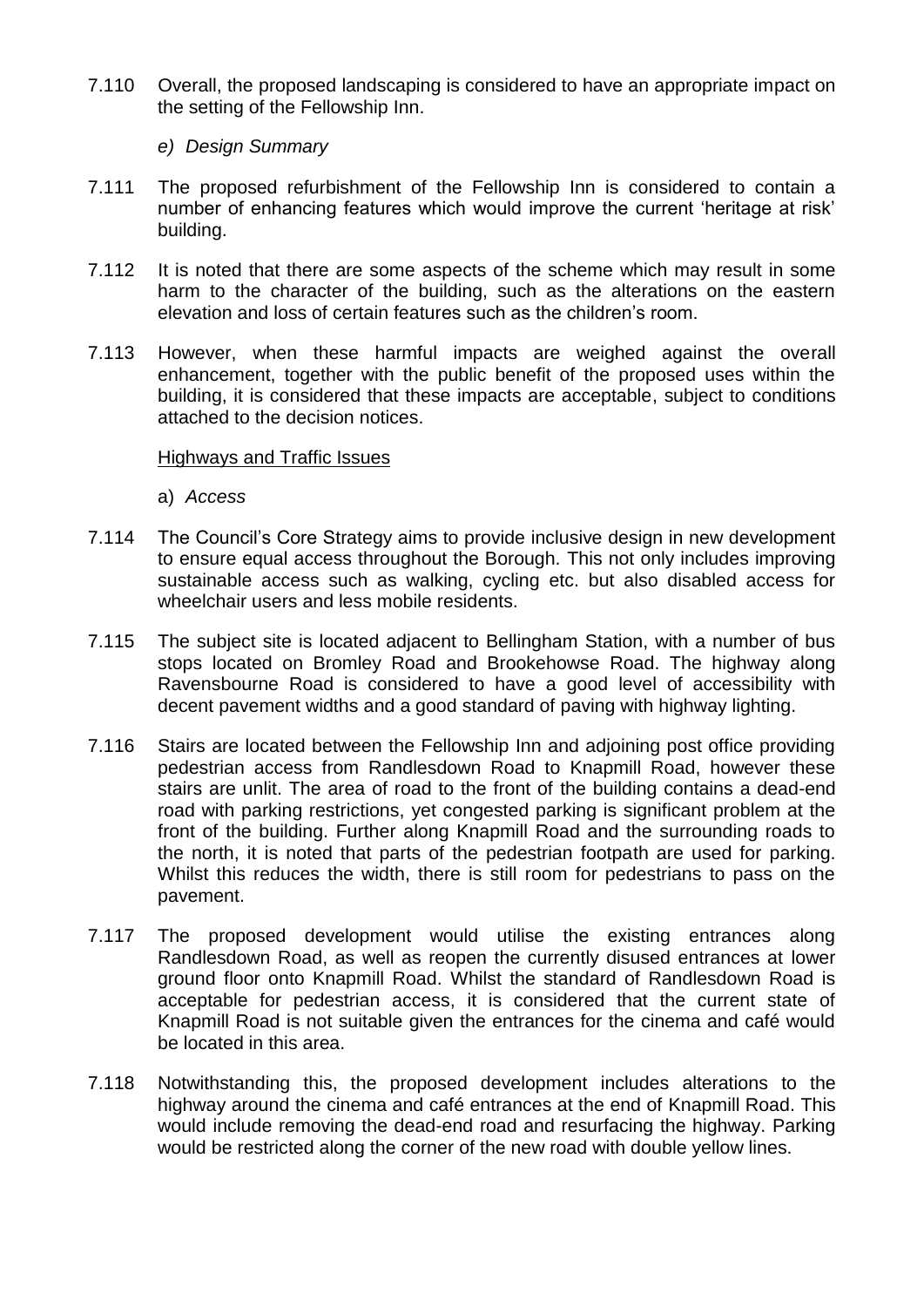7.110 Overall, the proposed landscaping is considered to have an appropriate impact on the setting of the Fellowship Inn.

*e) Design Summary*

7.111 The proposed refurbishment of the Fellowship Inn is considered to contain a number of enhancing features which would improve the current 'heritage at risk' building.

7.112 It is noted that there are some aspects of the scheme which may result in some harm to the character of the building, such as the alterations on the eastern elevation and loss of certain features such as the children's room.

7.113 However, when these harmful impacts are weighed against the overall enhancement, together with the public benefit of the proposed uses within the building, it is considered that these impacts are acceptable, subject to conditions attached to the decision notices.

Highways and Traffic Issues

a) *Access*

7.114 The Council's Core Strategy aims to provide inclusive design in new development to ensure equal access throughout the Borough. This not only includes improving sustainable access such as walking, cycling etc. but also disabled access for wheelchair users and less mobile residents.

7.115 The subject site is located adjacent to Bellingham Station, with a number of bus stops located on Bromley Road and Brookehowse Road. The highway along Ravensbourne Road is considered to have a good level of accessibility with decent pavement widths and a good standard of paving with highway lighting.

7.116 Stairs are located between the Fellowship Inn and adjoining post office providing pedestrian access from Randlesdown Road to Knapmill Road, however these stairs are unlit. The area of road to the front of the building contains a dead-end road with parking restrictions, yet congested parking is significant problem at the front of the building. Further along Knapmill Road and the surrounding roads to the north, it is noted that parts of the pedestrian footpath are used for parking. Whilst this reduces the width, there is still room for pedestrians to pass on the pavement.

7.117 The proposed development would utilise the existing entrances along Randlesdown Road, as well as reopen the currently disused entrances at lower ground floor onto Knapmill Road. Whilst the standard of Randlesdown Road is acceptable for pedestrian access, it is considered that the current state of Knapmill Road is not suitable given the entrances for the cinema and café would be located in this area.

7.118 Notwithstanding this, the proposed development includes alterations to the highway around the cinema and café entrances at the end of Knapmill Road. This would include removing the dead-end road and resurfacing the highway. Parking would be restricted along the corner of the new road with double yellow lines.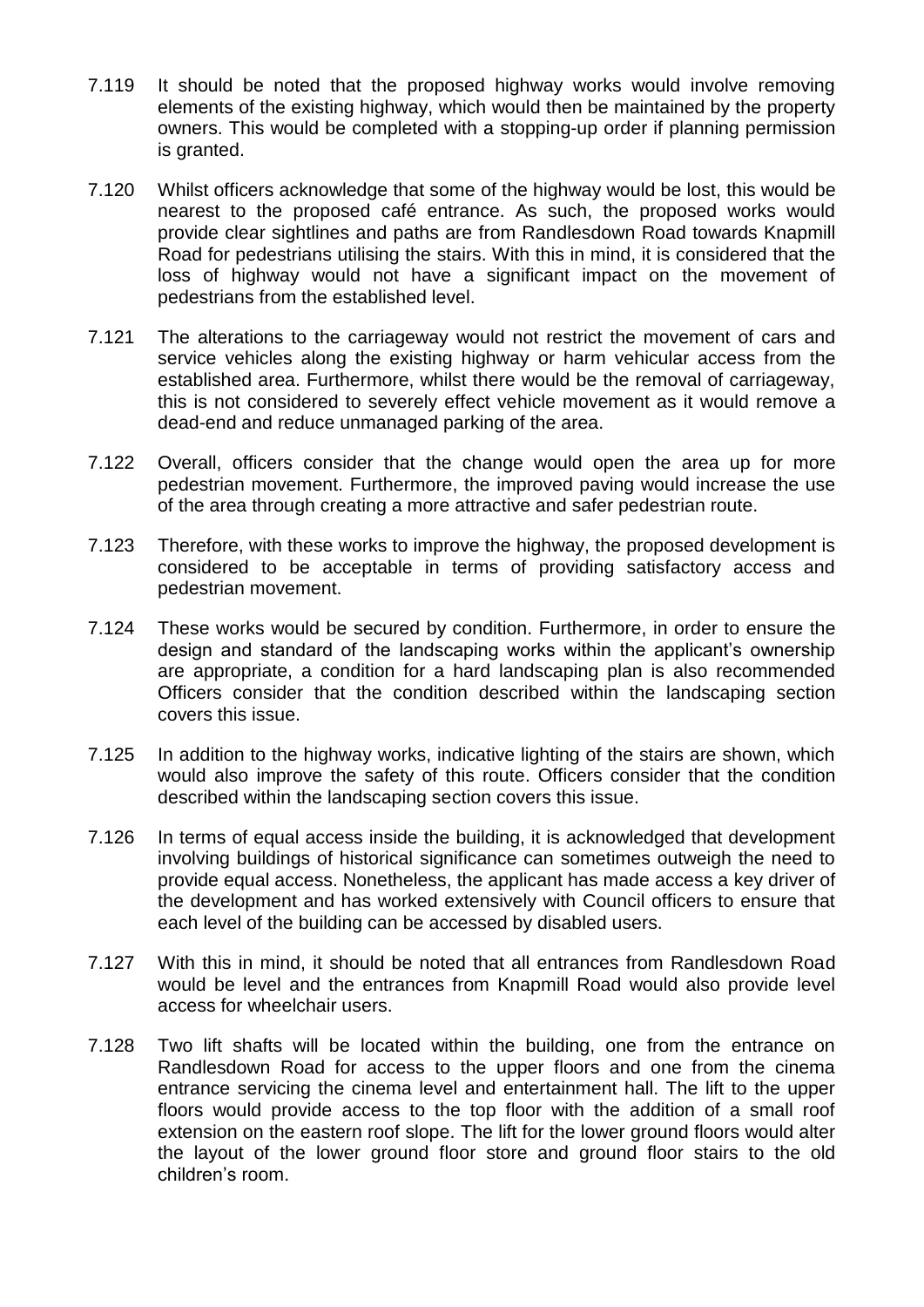7.119 It should be noted that the proposed highway works would involve removing elements of the existing highway, which would then be maintained by the property owners. This would be completed with a stopping-up order if planning permission is granted.

7.120 Whilst officers acknowledge that some of the highway would be lost, this would be nearest to the proposed café entrance. As such, the proposed works would provide clear sightlines and paths are from Randlesdown Road towards Knapmill Road for pedestrians utilising the stairs. With this in mind, it is considered that the loss of highway would not have a significant impact on the movement of pedestrians from the established level.

7.121 The alterations to the carriageway would not restrict the movement of cars and service vehicles along the existing highway or harm vehicular access from the established area. Furthermore, whilst there would be the removal of carriageway, this is not considered to severely effect vehicle movement as it would remove a dead-end and reduce unmanaged parking of the area.

7.122 Overall, officers consider that the change would open the area up for more pedestrian movement. Furthermore, the improved paving would increase the use of the area through creating a more attractive and safer pedestrian route.

7.123 Therefore, with these works to improve the highway, the proposed development is considered to be acceptable in terms of providing satisfactory access and pedestrian movement.

7.124 These works would be secured by condition. Furthermore, in order to ensure the design and standard of the landscaping works within the applicant's ownership are appropriate, a condition for a hard landscaping plan is also recommended Officers consider that the condition described within the landscaping section covers this issue.

7.125 In addition to the highway works, indicative lighting of the stairs are shown, which would also improve the safety of this route. Officers consider that the condition described within the landscaping section covers this issue.

7.126 In terms of equal access inside the building, it is acknowledged that development involving buildings of historical significance can sometimes outweigh the need to provide equal access. Nonetheless, the applicant has made access a key driver of the development and has worked extensively with Council officers to ensure that each level of the building can be accessed by disabled users.

7.127 With this in mind, it should be noted that all entrances from Randlesdown Road would be level and the entrances from Knapmill Road would also provide level access for wheelchair users.

7.128 Two lift shafts will be located within the building, one from the entrance on Randlesdown Road for access to the upper floors and one from the cinema entrance servicing the cinema level and entertainment hall. The lift to the upper floors would provide access to the top floor with the addition of a small roof extension on the eastern roof slope. The lift for the lower ground floors would alter the layout of the lower ground floor store and ground floor stairs to the old children's room.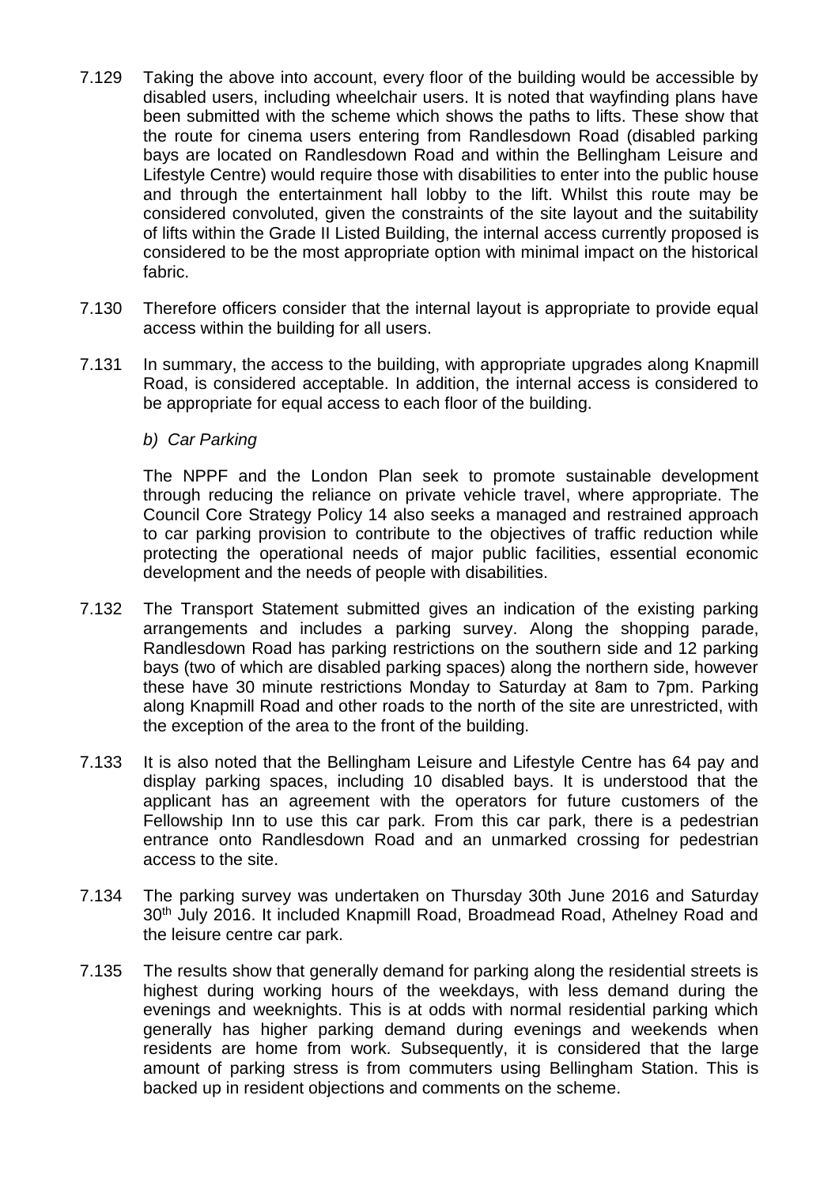7.129 Taking the above into account, every floor of the building would be accessible by disabled users, including wheelchair users. It is noted that wayfinding plans have been submitted with the scheme which shows the paths to lifts. These show that the route for cinema users entering from Randlesdown Road (disabled parking bays are located on Randlesdown Road and within the Bellingham Leisure and Lifestyle Centre) would require those with disabilities to enter into the public house and through the entertainment hall lobby to the lift. Whilst this route may be considered convoluted, given the constraints of the site layout and the suitability of lifts within the Grade II Listed Building, the internal access currently proposed is considered to be the most appropriate option with minimal impact on the historical fabric.

7.130 Therefore officers consider that the internal layout is appropriate to provide equal access within the building for all users.

7.131 In summary, the access to the building, with appropriate upgrades along Knapmill Road, is considered acceptable. In addition, the internal access is considered to be appropriate for equal access to each floor of the building.

*b) Car Parking*

The NPPF and the London Plan seek to promote sustainable development through reducing the reliance on private vehicle travel, where appropriate. The Council Core Strategy Policy 14 also seeks a managed and restrained approach to car parking provision to contribute to the objectives of traffic reduction while protecting the operational needs of major public facilities, essential economic development and the needs of people with disabilities.

7.132 The Transport Statement submitted gives an indication of the existing parking arrangements and includes a parking survey. Along the shopping parade, Randlesdown Road has parking restrictions on the southern side and 12 parking bays (two of which are disabled parking spaces) along the northern side, however these have 30 minute restrictions Monday to Saturday at 8am to 7pm. Parking along Knapmill Road and other roads to the north of the site are unrestricted, with the exception of the area to the front of the building.

7.133 It is also noted that the Bellingham Leisure and Lifestyle Centre has 64 pay and display parking spaces, including 10 disabled bays. It is understood that the applicant has an agreement with the operators for future customers of the Fellowship Inn to use this car park. From this car park, there is a pedestrian entrance onto Randlesdown Road and an unmarked crossing for pedestrian access to the site.

7.134 The parking survey was undertaken on Thursday 30th June 2016 and Saturday 30th July 2016. It included Knapmill Road, Broadmead Road, Athelney Road and the leisure centre car park.

7.135 The results show that generally demand for parking along the residential streets is highest during working hours of the weekdays, with less demand during the evenings and weeknights. This is at odds with normal residential parking which generally has higher parking demand during evenings and weekends when residents are home from work. Subsequently, it is considered that the large amount of parking stress is from commuters using Bellingham Station. This is backed up in resident objections and comments on the scheme.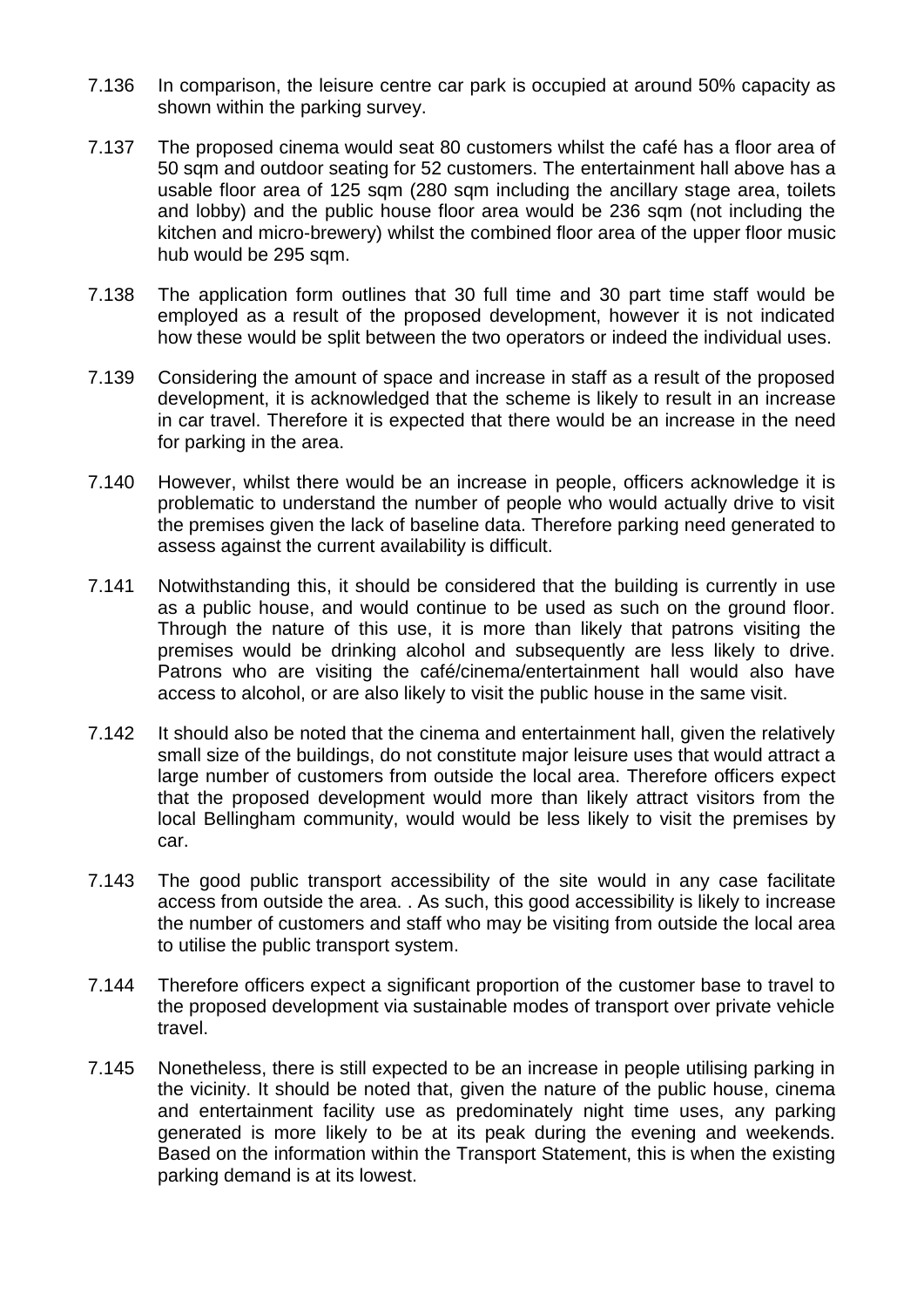7.136 In comparison, the leisure centre car park is occupied at around 50% capacity as shown within the parking survey.

7.137 The proposed cinema would seat 80 customers whilst the café has a floor area of 50 sqm and outdoor seating for 52 customers. The entertainment hall above has a usable floor area of 125 sqm (280 sqm including the ancillary stage area, toilets and lobby) and the public house floor area would be 236 sqm (not including the kitchen and micro-brewery) whilst the combined floor area of the upper floor music hub would be 295 sqm.

7.138 The application form outlines that 30 full time and 30 part time staff would be employed as a result of the proposed development, however it is not indicated how these would be split between the two operators or indeed the individual uses.

7.139 Considering the amount of space and increase in staff as a result of the proposed development, it is acknowledged that the scheme is likely to result in an increase in car travel. Therefore it is expected that there would be an increase in the need for parking in the area.

7.140 However, whilst there would be an increase in people, officers acknowledge it is problematic to understand the number of people who would actually drive to visit the premises given the lack of baseline data. Therefore parking need generated to assess against the current availability is difficult.

7.141 Notwithstanding this, it should be considered that the building is currently in use as a public house, and would continue to be used as such on the ground floor. Through the nature of this use, it is more than likely that patrons visiting the premises would be drinking alcohol and subsequently are less likely to drive. Patrons who are visiting the café/cinema/entertainment hall would also have access to alcohol, or are also likely to visit the public house in the same visit.

7.142 It should also be noted that the cinema and entertainment hall, given the relatively small size of the buildings, do not constitute major leisure uses that would attract a large number of customers from outside the local area. Therefore officers expect that the proposed development would more than likely attract visitors from the local Bellingham community, would would be less likely to visit the premises by car.

7.143 The good public transport accessibility of the site would in any case facilitate access from outside the area. . As such, this good accessibility is likely to increase the number of customers and staff who may be visiting from outside the local area to utilise the public transport system.

7.144 Therefore officers expect a significant proportion of the customer base to travel to the proposed development via sustainable modes of transport over private vehicle travel.

7.145 Nonetheless, there is still expected to be an increase in people utilising parking in the vicinity. It should be noted that, given the nature of the public house, cinema and entertainment facility use as predominately night time uses, any parking generated is more likely to be at its peak during the evening and weekends. Based on the information within the Transport Statement, this is when the existing parking demand is at its lowest.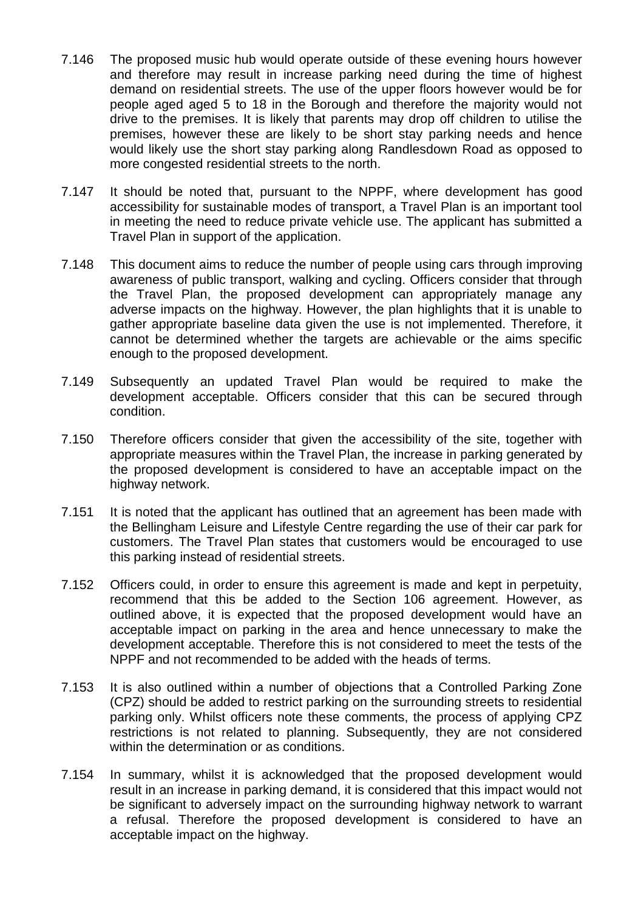7.146 The proposed music hub would operate outside of these evening hours however and therefore may result in increase parking need during the time of highest demand on residential streets. The use of the upper floors however would be for people aged aged 5 to 18 in the Borough and therefore the majority would not drive to the premises. It is likely that parents may drop off children to utilise the premises, however these are likely to be short stay parking needs and hence would likely use the short stay parking along Randlesdown Road as opposed to more congested residential streets to the north.

7.147 It should be noted that, pursuant to the NPPF, where development has good accessibility for sustainable modes of transport, a Travel Plan is an important tool in meeting the need to reduce private vehicle use. The applicant has submitted a Travel Plan in support of the application.

7.148 This document aims to reduce the number of people using cars through improving awareness of public transport, walking and cycling. Officers consider that through the Travel Plan, the proposed development can appropriately manage any adverse impacts on the highway. However, the plan highlights that it is unable to gather appropriate baseline data given the use is not implemented. Therefore, it cannot be determined whether the targets are achievable or the aims specific enough to the proposed development.

7.149 Subsequently an updated Travel Plan would be required to make the development acceptable. Officers consider that this can be secured through condition.

7.150 Therefore officers consider that given the accessibility of the site, together with appropriate measures within the Travel Plan, the increase in parking generated by the proposed development is considered to have an acceptable impact on the highway network.

7.151 It is noted that the applicant has outlined that an agreement has been made with the Bellingham Leisure and Lifestyle Centre regarding the use of their car park for customers. The Travel Plan states that customers would be encouraged to use this parking instead of residential streets.

7.152 Officers could, in order to ensure this agreement is made and kept in perpetuity, recommend that this be added to the Section 106 agreement. However, as outlined above, it is expected that the proposed development would have an acceptable impact on parking in the area and hence unnecessary to make the development acceptable. Therefore this is not considered to meet the tests of the NPPF and not recommended to be added with the heads of terms.

7.153 It is also outlined within a number of objections that a Controlled Parking Zone (CPZ) should be added to restrict parking on the surrounding streets to residential parking only. Whilst officers note these comments, the process of applying CPZ restrictions is not related to planning. Subsequently, they are not considered within the determination or as conditions.

7.154 In summary, whilst it is acknowledged that the proposed development would result in an increase in parking demand, it is considered that this impact would not be significant to adversely impact on the surrounding highway network to warrant a refusal. Therefore the proposed development is considered to have an acceptable impact on the highway.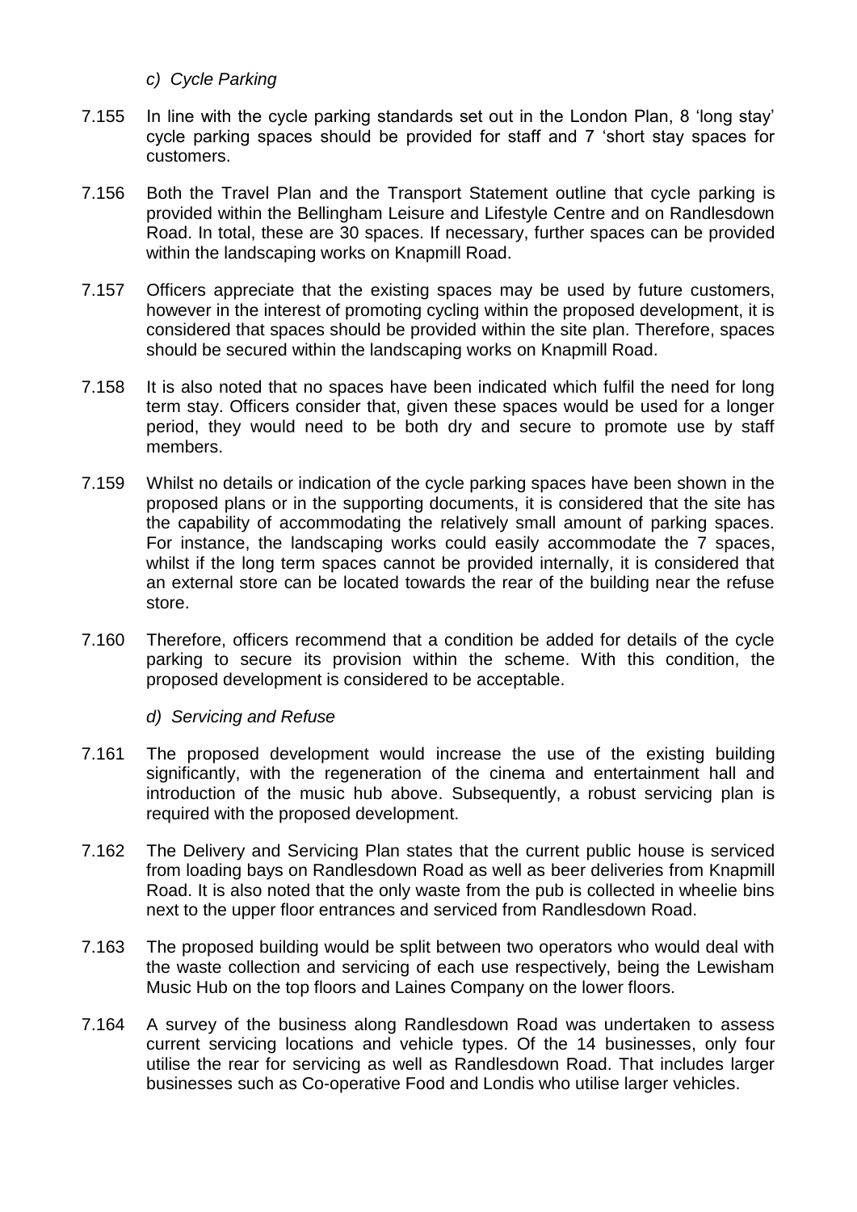*c) Cycle Parking*

7.155 In line with the cycle parking standards set out in the London Plan, 8 'long stay' cycle parking spaces should be provided for staff and 7 'short stay spaces for customers.

7.156 Both the Travel Plan and the Transport Statement outline that cycle parking is provided within the Bellingham Leisure and Lifestyle Centre and on Randlesdown Road. In total, these are 30 spaces. If necessary, further spaces can be provided within the landscaping works on Knapmill Road.

7.157 Officers appreciate that the existing spaces may be used by future customers, however in the interest of promoting cycling within the proposed development, it is considered that spaces should be provided within the site plan. Therefore, spaces should be secured within the landscaping works on Knapmill Road.

7.158 It is also noted that no spaces have been indicated which fulfil the need for long term stay. Officers consider that, given these spaces would be used for a longer period, they would need to be both dry and secure to promote use by staff members.

7.159 Whilst no details or indication of the cycle parking spaces have been shown in the proposed plans or in the supporting documents, it is considered that the site has the capability of accommodating the relatively small amount of parking spaces. For instance, the landscaping works could easily accommodate the 7 spaces, whilst if the long term spaces cannot be provided internally, it is considered that an external store can be located towards the rear of the building near the refuse store.

7.160 Therefore, officers recommend that a condition be added for details of the cycle parking to secure its provision within the scheme. With this condition, the proposed development is considered to be acceptable.

*d) Servicing and Refuse*

7.161 The proposed development would increase the use of the existing building significantly, with the regeneration of the cinema and entertainment hall and introduction of the music hub above. Subsequently, a robust servicing plan is required with the proposed development.

7.162 The Delivery and Servicing Plan states that the current public house is serviced from loading bays on Randlesdown Road as well as beer deliveries from Knapmill Road. It is also noted that the only waste from the pub is collected in wheelie bins next to the upper floor entrances and serviced from Randlesdown Road.

7.163 The proposed building would be split between two operators who would deal with the waste collection and servicing of each use respectively, being the Lewisham Music Hub on the top floors and Laines Company on the lower floors.

7.164 A survey of the business along Randlesdown Road was undertaken to assess current servicing locations and vehicle types. Of the 14 businesses, only four utilise the rear for servicing as well as Randlesdown Road. That includes larger businesses such as Co-operative Food and Londis who utilise larger vehicles.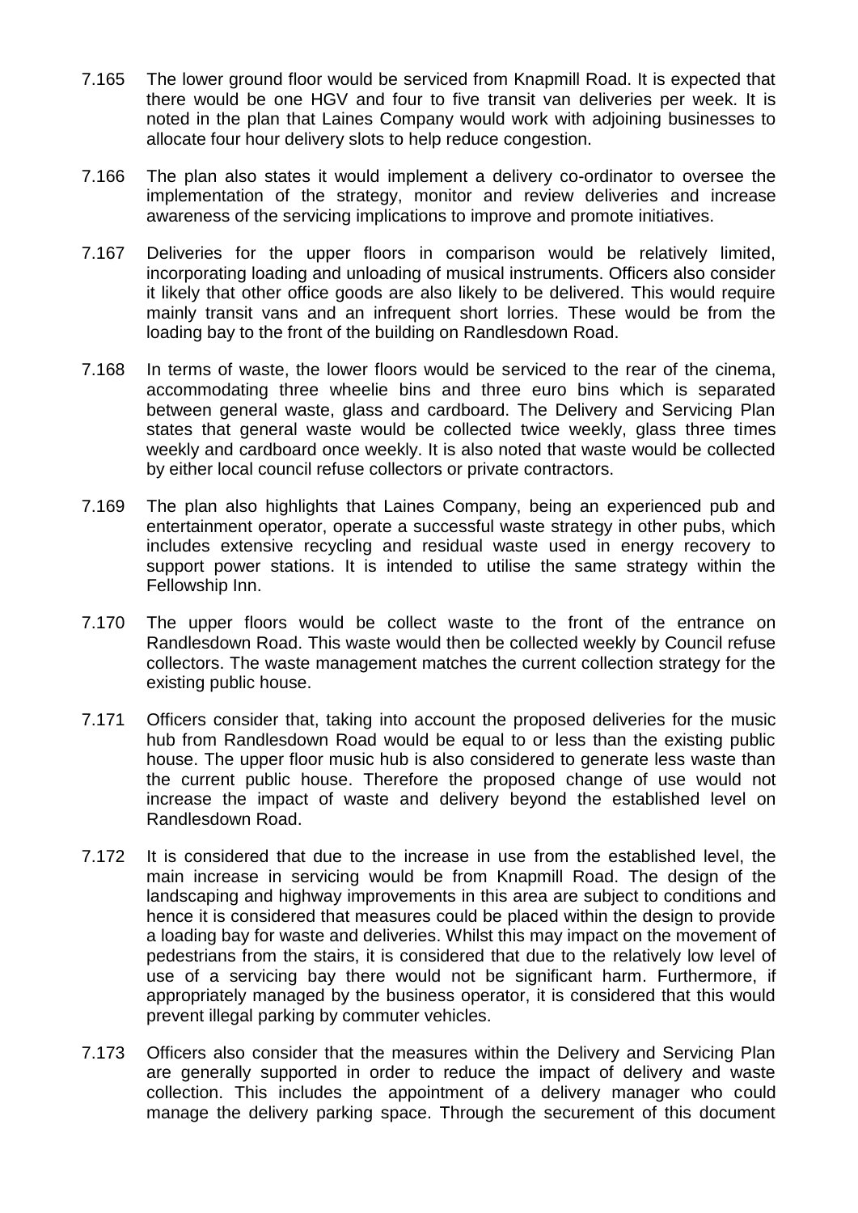7.165 The lower ground floor would be serviced from Knapmill Road. It is expected that there would be one HGV and four to five transit van deliveries per week. It is noted in the plan that Laines Company would work with adjoining businesses to allocate four hour delivery slots to help reduce congestion.

7.166 The plan also states it would implement a delivery co-ordinator to oversee the implementation of the strategy, monitor and review deliveries and increase awareness of the servicing implications to improve and promote initiatives.

7.167 Deliveries for the upper floors in comparison would be relatively limited, incorporating loading and unloading of musical instruments. Officers also consider it likely that other office goods are also likely to be delivered. This would require mainly transit vans and an infrequent short lorries. These would be from the loading bay to the front of the building on Randlesdown Road.

7.168 In terms of waste, the lower floors would be serviced to the rear of the cinema, accommodating three wheelie bins and three euro bins which is separated between general waste, glass and cardboard. The Delivery and Servicing Plan states that general waste would be collected twice weekly, glass three times weekly and cardboard once weekly. It is also noted that waste would be collected by either local council refuse collectors or private contractors.

7.169 The plan also highlights that Laines Company, being an experienced pub and entertainment operator, operate a successful waste strategy in other pubs, which includes extensive recycling and residual waste used in energy recovery to support power stations. It is intended to utilise the same strategy within the Fellowship Inn.

7.170 The upper floors would be collect waste to the front of the entrance on Randlesdown Road. This waste would then be collected weekly by Council refuse collectors. The waste management matches the current collection strategy for the existing public house.

7.171 Officers consider that, taking into account the proposed deliveries for the music hub from Randlesdown Road would be equal to or less than the existing public house. The upper floor music hub is also considered to generate less waste than the current public house. Therefore the proposed change of use would not increase the impact of waste and delivery beyond the established level on Randlesdown Road.

7.172 It is considered that due to the increase in use from the established level, the main increase in servicing would be from Knapmill Road. The design of the landscaping and highway improvements in this area are subject to conditions and hence it is considered that measures could be placed within the design to provide a loading bay for waste and deliveries. Whilst this may impact on the movement of pedestrians from the stairs, it is considered that due to the relatively low level of use of a servicing bay there would not be significant harm. Furthermore, if appropriately managed by the business operator, it is considered that this would prevent illegal parking by commuter vehicles.

7.173 Officers also consider that the measures within the Delivery and Servicing Plan are generally supported in order to reduce the impact of delivery and waste collection. This includes the appointment of a delivery manager who could manage the delivery parking space. Through the securement of this document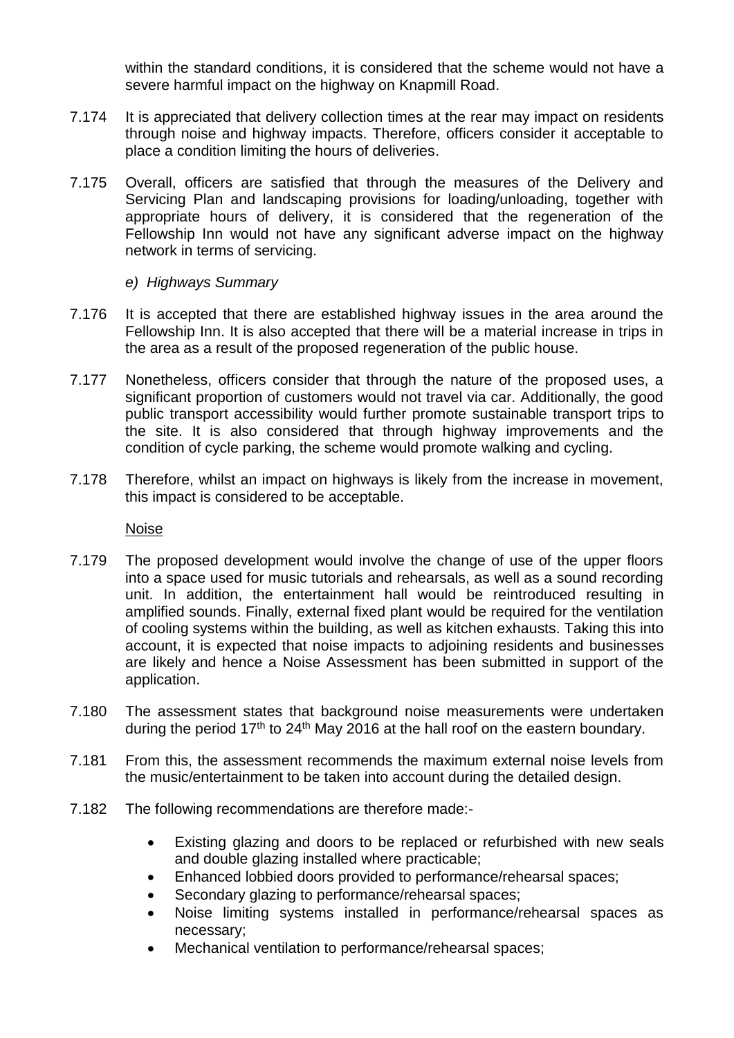within the standard conditions, it is considered that the scheme would not have a severe harmful impact on the highway on Knapmill Road.

7.174 It is appreciated that delivery collection times at the rear may impact on residents through noise and highway impacts. Therefore, officers consider it acceptable to place a condition limiting the hours of deliveries.

7.175 Overall, officers are satisfied that through the measures of the Delivery and Servicing Plan and landscaping provisions for loading/unloading, together with appropriate hours of delivery, it is considered that the regeneration of the Fellowship Inn would not have any significant adverse impact on the highway network in terms of servicing.

*e) Highways Summary*

7.176 It is accepted that there are established highway issues in the area around the Fellowship Inn. It is also accepted that there will be a material increase in trips in the area as a result of the proposed regeneration of the public house.

7.177 Nonetheless, officers consider that through the nature of the proposed uses, a significant proportion of customers would not travel via car. Additionally, the good public transport accessibility would further promote sustainable transport trips to the site. It is also considered that through highway improvements and the condition of cycle parking, the scheme would promote walking and cycling.

7.178 Therefore, whilst an impact on highways is likely from the increase in movement, this impact is considered to be acceptable.

<u>Noise</u>

7.179 The proposed development would involve the change of use of the upper floors into a space used for music tutorials and rehearsals, as well as a sound recording unit. In addition, the entertainment hall would be reintroduced resulting in amplified sounds. Finally, external fixed plant would be required for the ventilation of cooling systems within the building, as well as kitchen exhausts. Taking this into account, it is expected that noise impacts to adjoining residents and businesses are likely and hence a Noise Assessment has been submitted in support of the application.

7.180 The assessment states that background noise measurements were undertaken during the period 17th to 24th May 2016 at the hall roof on the eastern boundary.

7.181 From this, the assessment recommends the maximum external noise levels from the music/entertainment to be taken into account during the detailed design.

7.182 The following recommendations are therefore made:-

- Existing glazing and doors to be replaced or refurbished with new seals and double glazing installed where practicable;
- Enhanced lobbied doors provided to performance/rehearsal spaces;
- Secondary glazing to performance/rehearsal spaces;
- Noise limiting systems installed in performance/rehearsal spaces as necessary;
- Mechanical ventilation to performance/rehearsal spaces;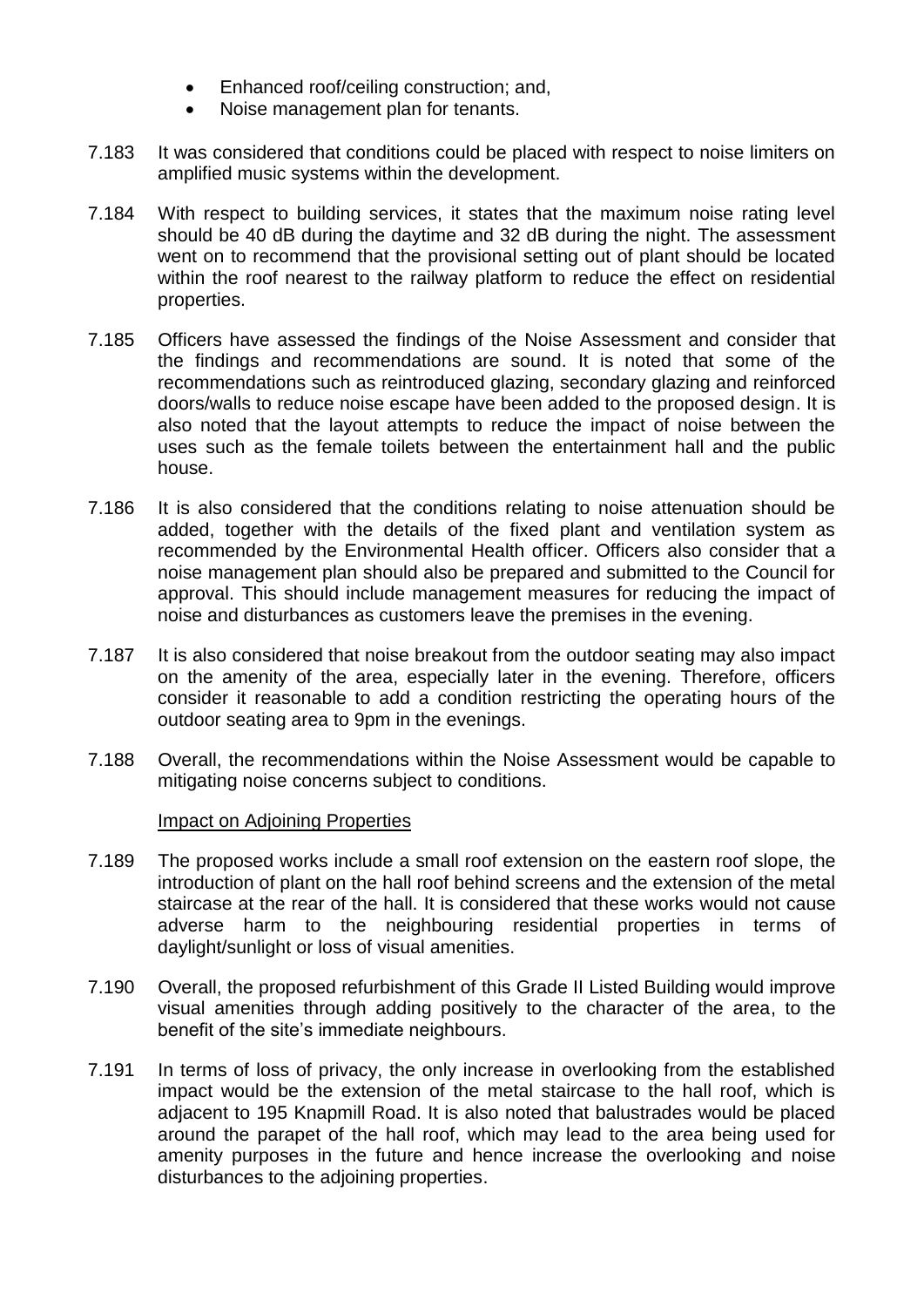- Enhanced roof/ceiling construction; and,
- Noise management plan for tenants.

7.183 It was considered that conditions could be placed with respect to noise limiters on amplified music systems within the development.

7.184 With respect to building services, it states that the maximum noise rating level should be 40 dB during the daytime and 32 dB during the night. The assessment went on to recommend that the provisional setting out of plant should be located within the roof nearest to the railway platform to reduce the effect on residential properties.

7.185 Officers have assessed the findings of the Noise Assessment and consider that the findings and recommendations are sound. It is noted that some of the recommendations such as reintroduced glazing, secondary glazing and reinforced doors/walls to reduce noise escape have been added to the proposed design. It is also noted that the layout attempts to reduce the impact of noise between the uses such as the female toilets between the entertainment hall and the public house.

7.186 It is also considered that the conditions relating to noise attenuation should be added, together with the details of the fixed plant and ventilation system as recommended by the Environmental Health officer. Officers also consider that a noise management plan should also be prepared and submitted to the Council for approval. This should include management measures for reducing the impact of noise and disturbances as customers leave the premises in the evening.

7.187 It is also considered that noise breakout from the outdoor seating may also impact on the amenity of the area, especially later in the evening. Therefore, officers consider it reasonable to add a condition restricting the operating hours of the outdoor seating area to 9pm in the evenings.

7.188 Overall, the recommendations within the Noise Assessment would be capable to mitigating noise concerns subject to conditions.

Impact on Adjoining Properties

7.189 The proposed works include a small roof extension on the eastern roof slope, the introduction of plant on the hall roof behind screens and the extension of the metal staircase at the rear of the hall. It is considered that these works would not cause adverse harm to the neighbouring residential properties in terms of daylight/sunlight or loss of visual amenities.

7.190 Overall, the proposed refurbishment of this Grade II Listed Building would improve visual amenities through adding positively to the character of the area, to the benefit of the site's immediate neighbours.

7.191 In terms of loss of privacy, the only increase in overlooking from the established impact would be the extension of the metal staircase to the hall roof, which is adjacent to 195 Knapmill Road. It is also noted that balustrades would be placed around the parapet of the hall roof, which may lead to the area being used for amenity purposes in the future and hence increase the overlooking and noise disturbances to the adjoining properties.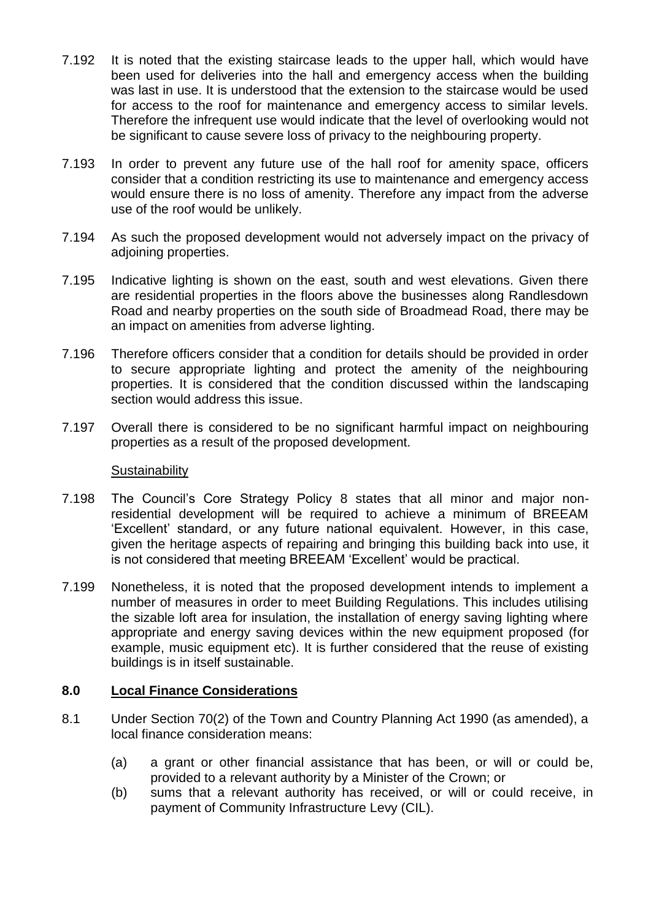7.192 It is noted that the existing staircase leads to the upper hall, which would have been used for deliveries into the hall and emergency access when the building was last in use. It is understood that the extension to the staircase would be used for access to the roof for maintenance and emergency access to similar levels. Therefore the infrequent use would indicate that the level of overlooking would not be significant to cause severe loss of privacy to the neighbouring property.

7.193 In order to prevent any future use of the hall roof for amenity space, officers consider that a condition restricting its use to maintenance and emergency access would ensure there is no loss of amenity. Therefore any impact from the adverse use of the roof would be unlikely.

7.194 As such the proposed development would not adversely impact on the privacy of adjoining properties.

7.195 Indicative lighting is shown on the east, south and west elevations. Given there are residential properties in the floors above the businesses along Randlesdown Road and nearby properties on the south side of Broadmead Road, there may be an impact on amenities from adverse lighting.

7.196 Therefore officers consider that a condition for details should be provided in order to secure appropriate lighting and protect the amenity of the neighbouring properties. It is considered that the condition discussed within the landscaping section would address this issue.

7.197 Overall there is considered to be no significant harmful impact on neighbouring properties as a result of the proposed development.

<u>Sustainability</u>

7.198 The Council's Core Strategy Policy 8 states that all minor and major non-residential development will be required to achieve a minimum of BREEAM 'Excellent' standard, or any future national equivalent. However, in this case, given the heritage aspects of repairing and bringing this building back into use, it is not considered that meeting BREEAM 'Excellent' would be practical.

7.199 Nonetheless, it is noted that the proposed development intends to implement a number of measures in order to meet Building Regulations. This includes utilising the sizable loft area for insulation, the installation of energy saving lighting where appropriate and energy saving devices within the new equipment proposed (for example, music equipment etc). It is further considered that the reuse of existing buildings is in itself sustainable.

## 8.0 Local Finance Considerations

8.1 Under Section 70(2) of the Town and Country Planning Act 1990 (as amended), a local finance consideration means:

(a) a grant or other financial assistance that has been, or will or could be, provided to a relevant authority by a Minister of the Crown; or

(b) sums that a relevant authority has received, or will or could receive, in payment of Community Infrastructure Levy (CIL).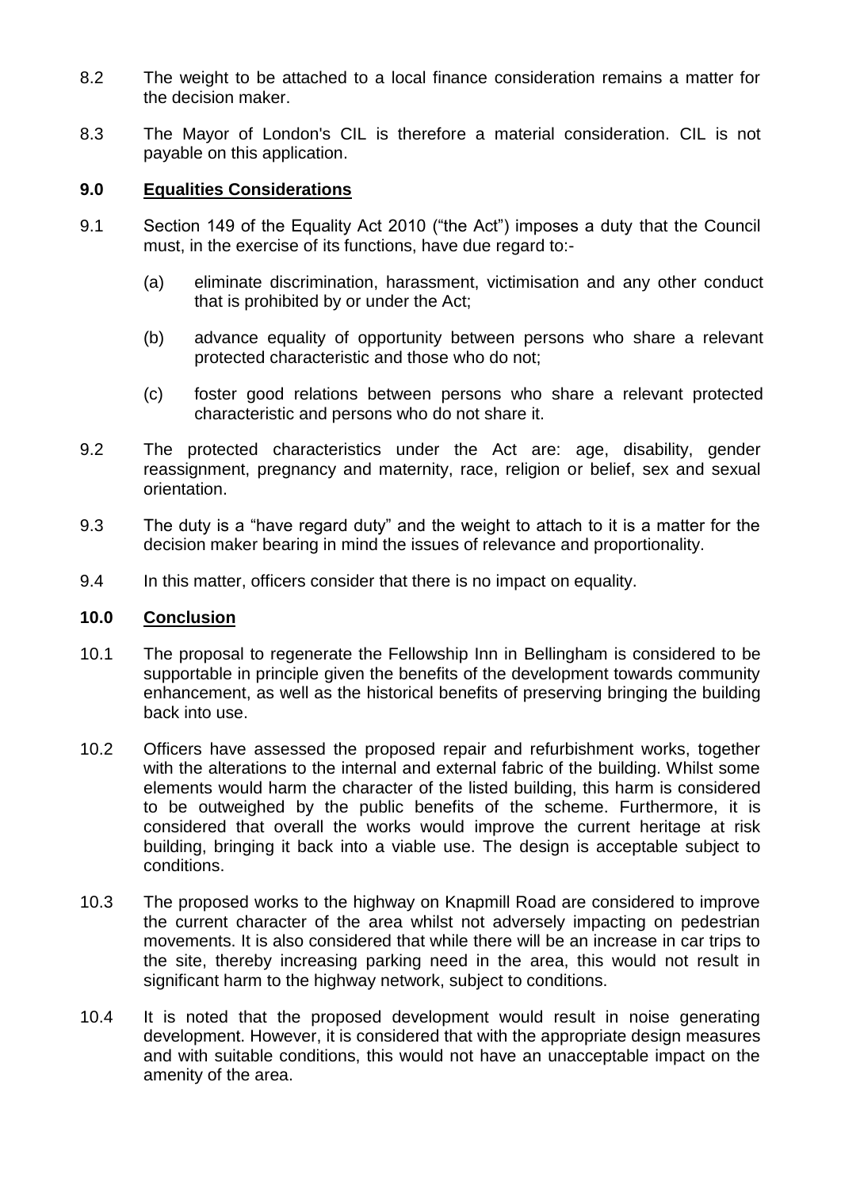8.2 The weight to be attached to a local finance consideration remains a matter for the decision maker.

8.3 The Mayor of London's CIL is therefore a material consideration. CIL is not payable on this application.

## 9.0 Equalities Considerations

9.1 Section 149 of the Equality Act 2010 ("the Act") imposes a duty that the Council must, in the exercise of its functions, have due regard to:-

(a) eliminate discrimination, harassment, victimisation and any other conduct that is prohibited by or under the Act;

(b) advance equality of opportunity between persons who share a relevant protected characteristic and those who do not;

(c) foster good relations between persons who share a relevant protected characteristic and persons who do not share it.

9.2 The protected characteristics under the Act are: age, disability, gender reassignment, pregnancy and maternity, race, religion or belief, sex and sexual orientation.

9.3 The duty is a "have regard duty" and the weight to attach to it is a matter for the decision maker bearing in mind the issues of relevance and proportionality.

9.4 In this matter, officers consider that there is no impact on equality.

## 10.0 Conclusion

10.1 The proposal to regenerate the Fellowship Inn in Bellingham is considered to be supportable in principle given the benefits of the development towards community enhancement, as well as the historical benefits of preserving bringing the building back into use.

10.2 Officers have assessed the proposed repair and refurbishment works, together with the alterations to the internal and external fabric of the building. Whilst some elements would harm the character of the listed building, this harm is considered to be outweighed by the public benefits of the scheme. Furthermore, it is considered that overall the works would improve the current heritage at risk building, bringing it back into a viable use. The design is acceptable subject to conditions.

10.3 The proposed works to the highway on Knapmill Road are considered to improve the current character of the area whilst not adversely impacting on pedestrian movements. It is also considered that while there will be an increase in car trips to the site, thereby increasing parking need in the area, this would not result in significant harm to the highway network, subject to conditions.

10.4 It is noted that the proposed development would result in noise generating development. However, it is considered that with the appropriate design measures and with suitable conditions, this would not have an unacceptable impact on the amenity of the area.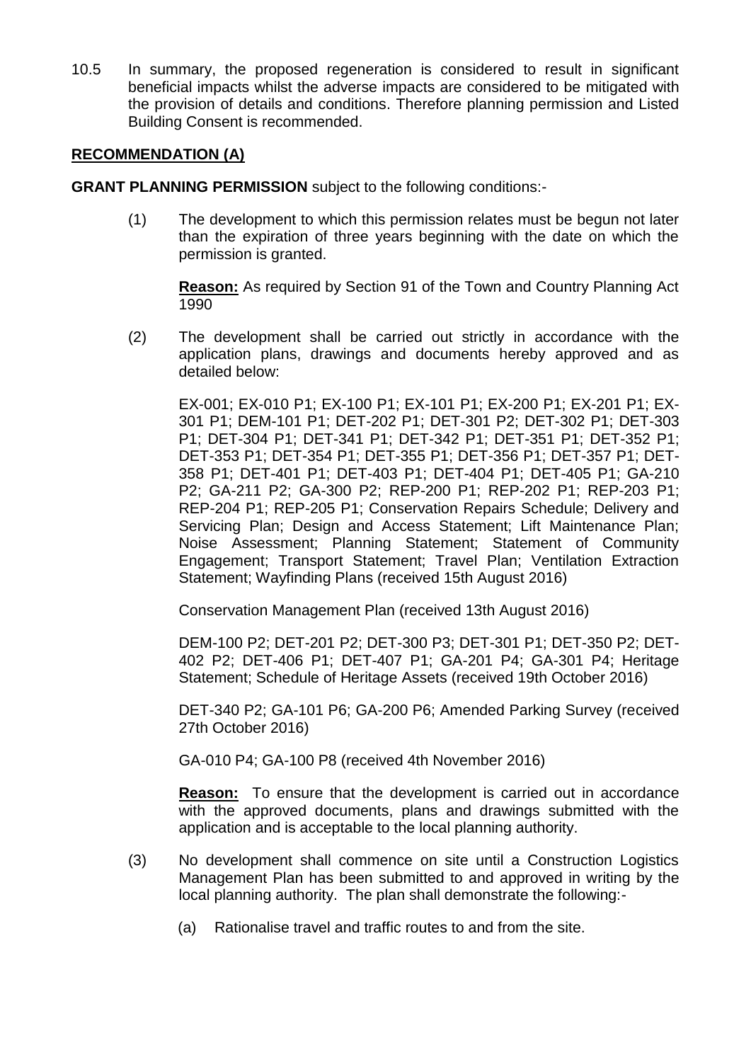10.5 In summary, the proposed regeneration is considered to result in significant beneficial impacts whilst the adverse impacts are considered to be mitigated with the provision of details and conditions. Therefore planning permission and Listed Building Consent is recommended.

## RECOMMENDATION (A)

**GRANT PLANNING PERMISSION** subject to the following conditions:-

(1) The development to which this permission relates must be begun not later than the expiration of three years beginning with the date on which the permission is granted.

**Reason:** As required by Section 91 of the Town and Country Planning Act 1990

(2) The development shall be carried out strictly in accordance with the application plans, drawings and documents hereby approved and as detailed below:

EX-001; EX-010 P1; EX-100 P1; EX-101 P1; EX-200 P1; EX-201 P1; EX-301 P1; DEM-101 P1; DET-202 P1; DET-301 P2; DET-302 P1; DET-303 P1; DET-304 P1; DET-341 P1; DET-342 P1; DET-351 P1; DET-352 P1; DET-353 P1; DET-354 P1; DET-355 P1; DET-356 P1; DET-357 P1; DET-358 P1; DET-401 P1; DET-403 P1; DET-404 P1; DET-405 P1; GA-210 P2; GA-211 P2; GA-300 P2; REP-200 P1; REP-202 P1; REP-203 P1; REP-204 P1; REP-205 P1; Conservation Repairs Schedule; Delivery and Servicing Plan; Design and Access Statement; Lift Maintenance Plan; Noise Assessment; Planning Statement; Statement of Community Engagement; Transport Statement; Travel Plan; Ventilation Extraction Statement; Wayfinding Plans (received 15th August 2016)

Conservation Management Plan (received 13th August 2016)

DEM-100 P2; DET-201 P2; DET-300 P3; DET-301 P1; DET-350 P2; DET-402 P2; DET-406 P1; DET-407 P1; GA-201 P4; GA-301 P4; Heritage Statement; Schedule of Heritage Assets (received 19th October 2016)

DET-340 P2; GA-101 P6; GA-200 P6; Amended Parking Survey (received 27th October 2016)

GA-010 P4; GA-100 P8 (received 4th November 2016)

**Reason:** To ensure that the development is carried out in accordance with the approved documents, plans and drawings submitted with the application and is acceptable to the local planning authority.

(3) No development shall commence on site until a Construction Logistics Management Plan has been submitted to and approved in writing by the local planning authority. The plan shall demonstrate the following:-

(a) Rationalise travel and traffic routes to and from the site.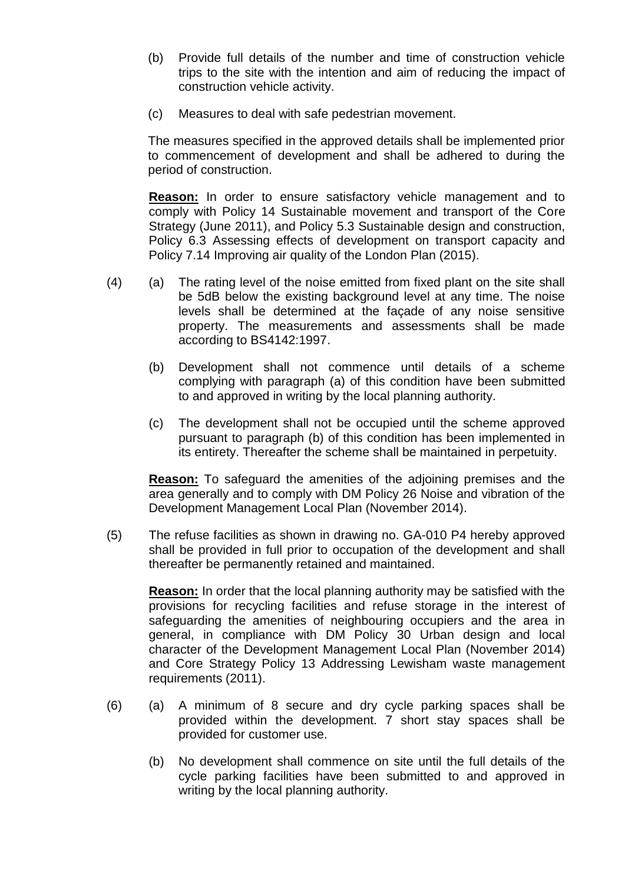(b) Provide full details of the number and time of construction vehicle trips to the site with the intention and aim of reducing the impact of construction vehicle activity.

(c) Measures to deal with safe pedestrian movement.

The measures specified in the approved details shall be implemented prior to commencement of development and shall be adhered to during the period of construction.

**Reason:** In order to ensure satisfactory vehicle management and to comply with Policy 14 Sustainable movement and transport of the Core Strategy (June 2011), and Policy 5.3 Sustainable design and construction, Policy 6.3 Assessing effects of development on transport capacity and Policy 7.14 Improving air quality of the London Plan (2015).

(4) (a) The rating level of the noise emitted from fixed plant on the site shall be 5dB below the existing background level at any time. The noise levels shall be determined at the façade of any noise sensitive property. The measurements and assessments shall be made according to BS4142:1997.

(b) Development shall not commence until details of a scheme complying with paragraph (a) of this condition have been submitted to and approved in writing by the local planning authority.

(c) The development shall not be occupied until the scheme approved pursuant to paragraph (b) of this condition has been implemented in its entirety. Thereafter the scheme shall be maintained in perpetuity.

**Reason:** To safeguard the amenities of the adjoining premises and the area generally and to comply with DM Policy 26 Noise and vibration of the Development Management Local Plan (November 2014).

(5) The refuse facilities as shown in drawing no. GA-010 P4 hereby approved shall be provided in full prior to occupation of the development and shall thereafter be permanently retained and maintained.

**Reason:** In order that the local planning authority may be satisfied with the provisions for recycling facilities and refuse storage in the interest of safeguarding the amenities of neighbouring occupiers and the area in general, in compliance with DM Policy 30 Urban design and local character of the Development Management Local Plan (November 2014) and Core Strategy Policy 13 Addressing Lewisham waste management requirements (2011).

(6) (a) A minimum of 8 secure and dry cycle parking spaces shall be provided within the development. 7 short stay spaces shall be provided for customer use.

(b) No development shall commence on site until the full details of the cycle parking facilities have been submitted to and approved in writing by the local planning authority.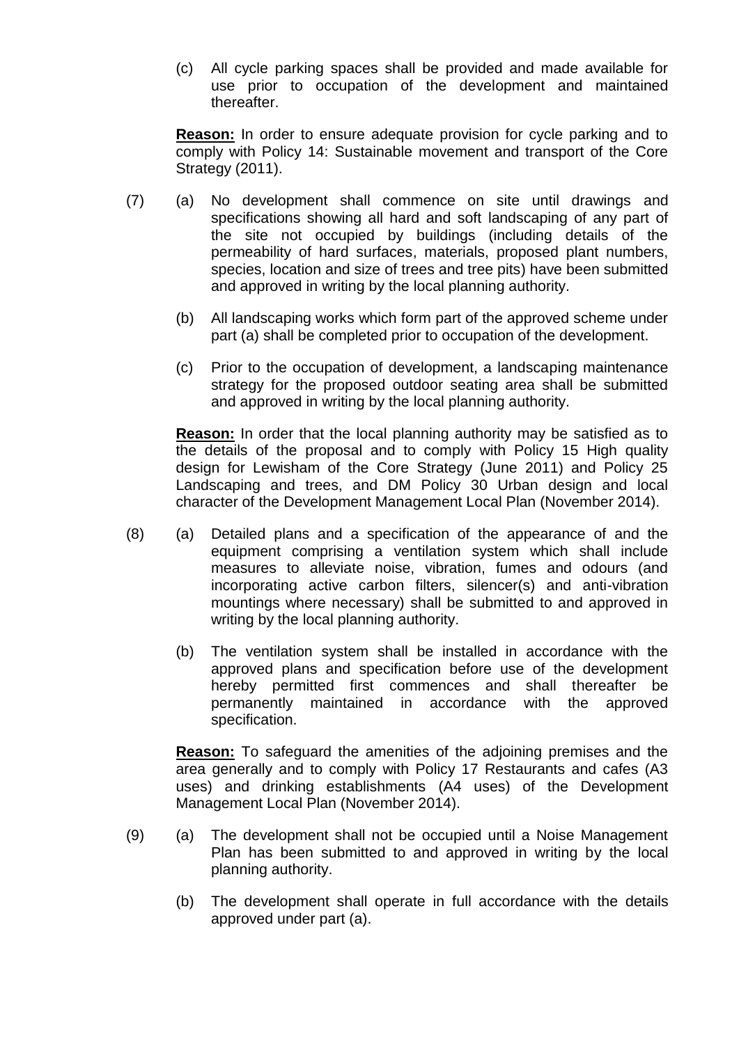(c) All cycle parking spaces shall be provided and made available for use prior to occupation of the development and maintained thereafter.

**Reason:** In order to ensure adequate provision for cycle parking and to comply with Policy 14: Sustainable movement and transport of the Core Strategy (2011).

(7) (a) No development shall commence on site until drawings and specifications showing all hard and soft landscaping of any part of the site not occupied by buildings (including details of the permeability of hard surfaces, materials, proposed plant numbers, species, location and size of trees and tree pits) have been submitted and approved in writing by the local planning authority.

(b) All landscaping works which form part of the approved scheme under part (a) shall be completed prior to occupation of the development.

(c) Prior to the occupation of development, a landscaping maintenance strategy for the proposed outdoor seating area shall be submitted and approved in writing by the local planning authority.

**Reason:** In order that the local planning authority may be satisfied as to the details of the proposal and to comply with Policy 15 High quality design for Lewisham of the Core Strategy (June 2011) and Policy 25 Landscaping and trees, and DM Policy 30 Urban design and local character of the Development Management Local Plan (November 2014).

(8) (a) Detailed plans and a specification of the appearance of and the equipment comprising a ventilation system which shall include measures to alleviate noise, vibration, fumes and odours (and incorporating active carbon filters, silencer(s) and anti-vibration mountings where necessary) shall be submitted to and approved in writing by the local planning authority.

(b) The ventilation system shall be installed in accordance with the approved plans and specification before use of the development hereby permitted first commences and shall thereafter be permanently maintained in accordance with the approved specification.

**Reason:** To safeguard the amenities of the adjoining premises and the area generally and to comply with Policy 17 Restaurants and cafes (A3 uses) and drinking establishments (A4 uses) of the Development Management Local Plan (November 2014).

(9) (a) The development shall not be occupied until a Noise Management Plan has been submitted to and approved in writing by the local planning authority.

(b) The development shall operate in full accordance with the details approved under part (a).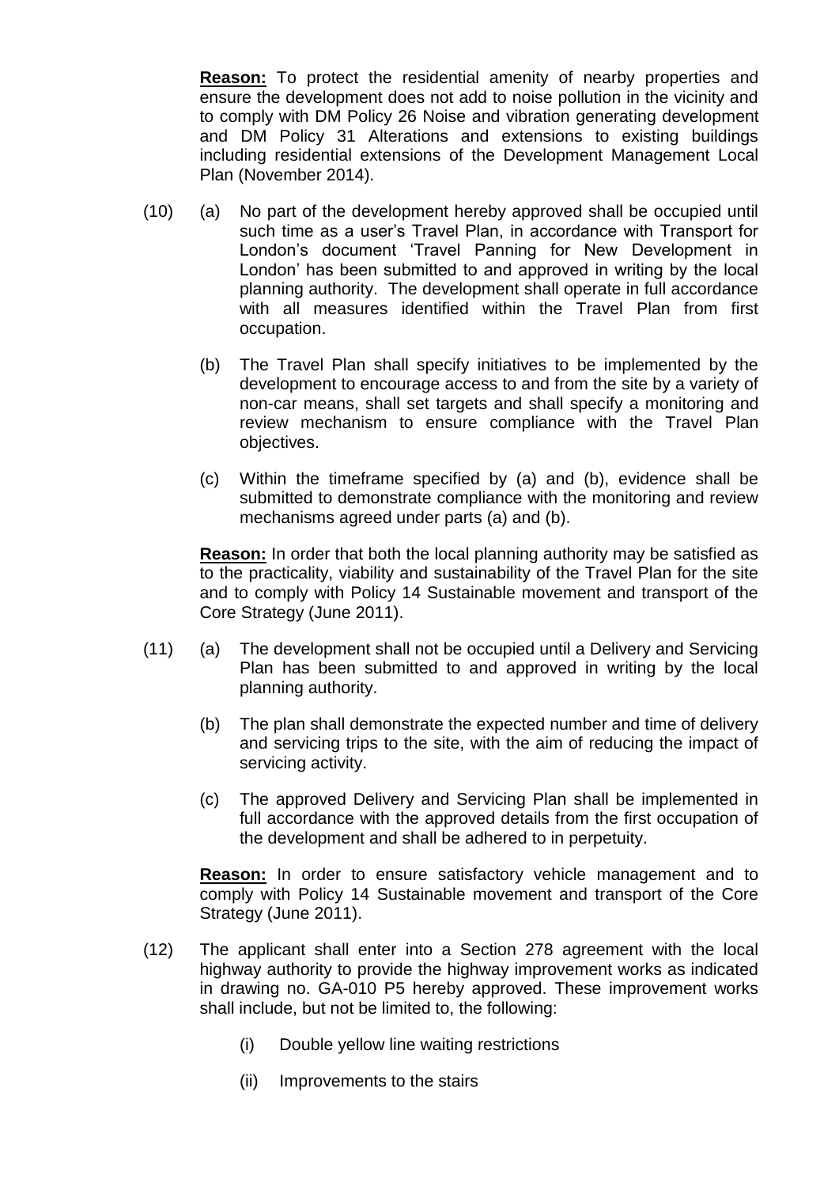**Reason:** To protect the residential amenity of nearby properties and ensure the development does not add to noise pollution in the vicinity and to comply with DM Policy 26 Noise and vibration generating development and DM Policy 31 Alterations and extensions to existing buildings including residential extensions of the Development Management Local Plan (November 2014).

(10) (a) No part of the development hereby approved shall be occupied until such time as a user's Travel Plan, in accordance with Transport for London's document 'Travel Panning for New Development in London' has been submitted to and approved in writing by the local planning authority. The development shall operate in full accordance with all measures identified within the Travel Plan from first occupation.

(b) The Travel Plan shall specify initiatives to be implemented by the development to encourage access to and from the site by a variety of non-car means, shall set targets and shall specify a monitoring and review mechanism to ensure compliance with the Travel Plan objectives.

(c) Within the timeframe specified by (a) and (b), evidence shall be submitted to demonstrate compliance with the monitoring and review mechanisms agreed under parts (a) and (b).

**Reason:** In order that both the local planning authority may be satisfied as to the practicality, viability and sustainability of the Travel Plan for the site and to comply with Policy 14 Sustainable movement and transport of the Core Strategy (June 2011).

(11) (a) The development shall not be occupied until a Delivery and Servicing Plan has been submitted to and approved in writing by the local planning authority.

(b) The plan shall demonstrate the expected number and time of delivery and servicing trips to the site, with the aim of reducing the impact of servicing activity.

(c) The approved Delivery and Servicing Plan shall be implemented in full accordance with the approved details from the first occupation of the development and shall be adhered to in perpetuity.

**Reason:** In order to ensure satisfactory vehicle management and to comply with Policy 14 Sustainable movement and transport of the Core Strategy (June 2011).

(12) The applicant shall enter into a Section 278 agreement with the local highway authority to provide the highway improvement works as indicated in drawing no. GA-010 P5 hereby approved. These improvement works shall include, but not be limited to, the following:

(i) Double yellow line waiting restrictions

(ii) Improvements to the stairs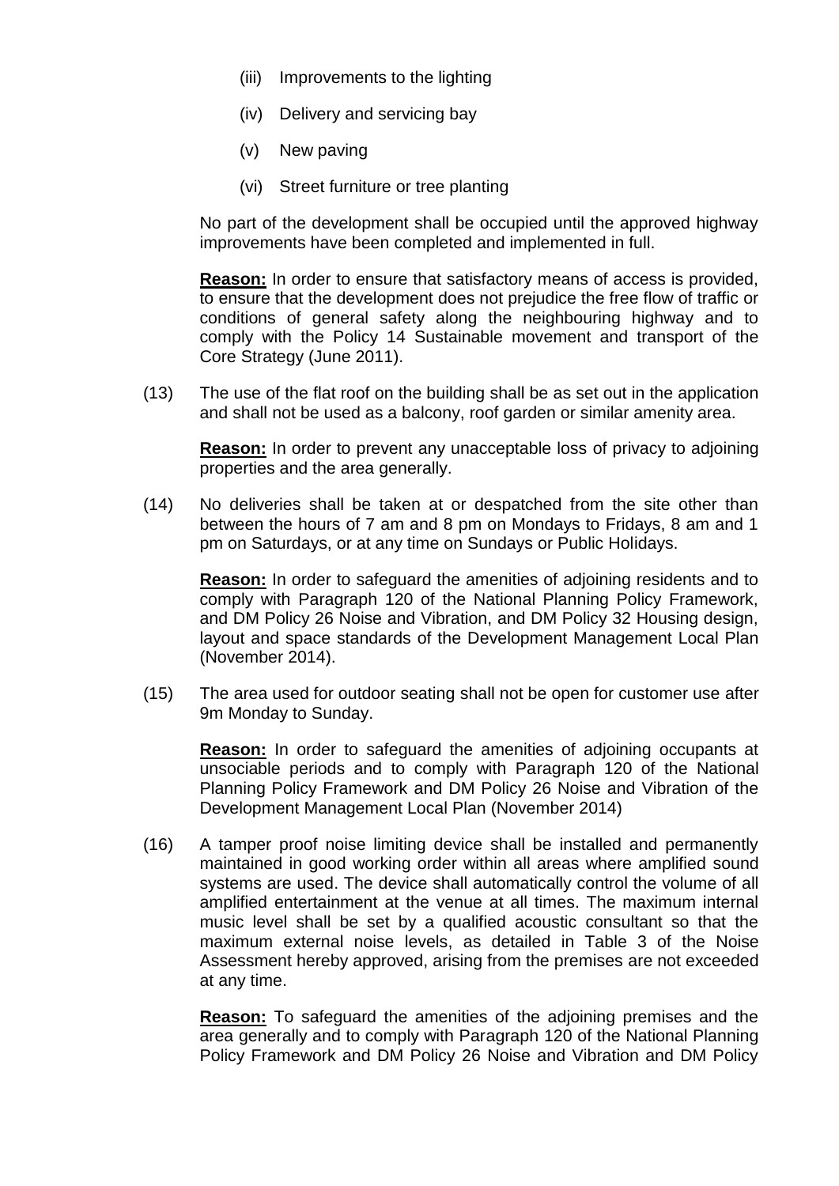(iii) Improvements to the lighting

(iv) Delivery and servicing bay

(v) New paving

(vi) Street furniture or tree planting

No part of the development shall be occupied until the approved highway improvements have been completed and implemented in full.

**Reason:** In order to ensure that satisfactory means of access is provided, to ensure that the development does not prejudice the free flow of traffic or conditions of general safety along the neighbouring highway and to comply with the Policy 14 Sustainable movement and transport of the Core Strategy (June 2011).

(13) The use of the flat roof on the building shall be as set out in the application and shall not be used as a balcony, roof garden or similar amenity area.

**Reason:** In order to prevent any unacceptable loss of privacy to adjoining properties and the area generally.

(14) No deliveries shall be taken at or despatched from the site other than between the hours of 7 am and 8 pm on Mondays to Fridays, 8 am and 1 pm on Saturdays, or at any time on Sundays or Public Holidays.

**Reason:** In order to safeguard the amenities of adjoining residents and to comply with Paragraph 120 of the National Planning Policy Framework, and DM Policy 26 Noise and Vibration, and DM Policy 32 Housing design, layout and space standards of the Development Management Local Plan (November 2014).

(15) The area used for outdoor seating shall not be open for customer use after 9m Monday to Sunday.

**Reason:** In order to safeguard the amenities of adjoining occupants at unsociable periods and to comply with Paragraph 120 of the National Planning Policy Framework and DM Policy 26 Noise and Vibration of the Development Management Local Plan (November 2014)

(16) A tamper proof noise limiting device shall be installed and permanently maintained in good working order within all areas where amplified sound systems are used. The device shall automatically control the volume of all amplified entertainment at the venue at all times. The maximum internal music level shall be set by a qualified acoustic consultant so that the maximum external noise levels, as detailed in Table 3 of the Noise Assessment hereby approved, arising from the premises are not exceeded at any time.

**Reason:** To safeguard the amenities of the adjoining premises and the area generally and to comply with Paragraph 120 of the National Planning Policy Framework and DM Policy 26 Noise and Vibration and DM Policy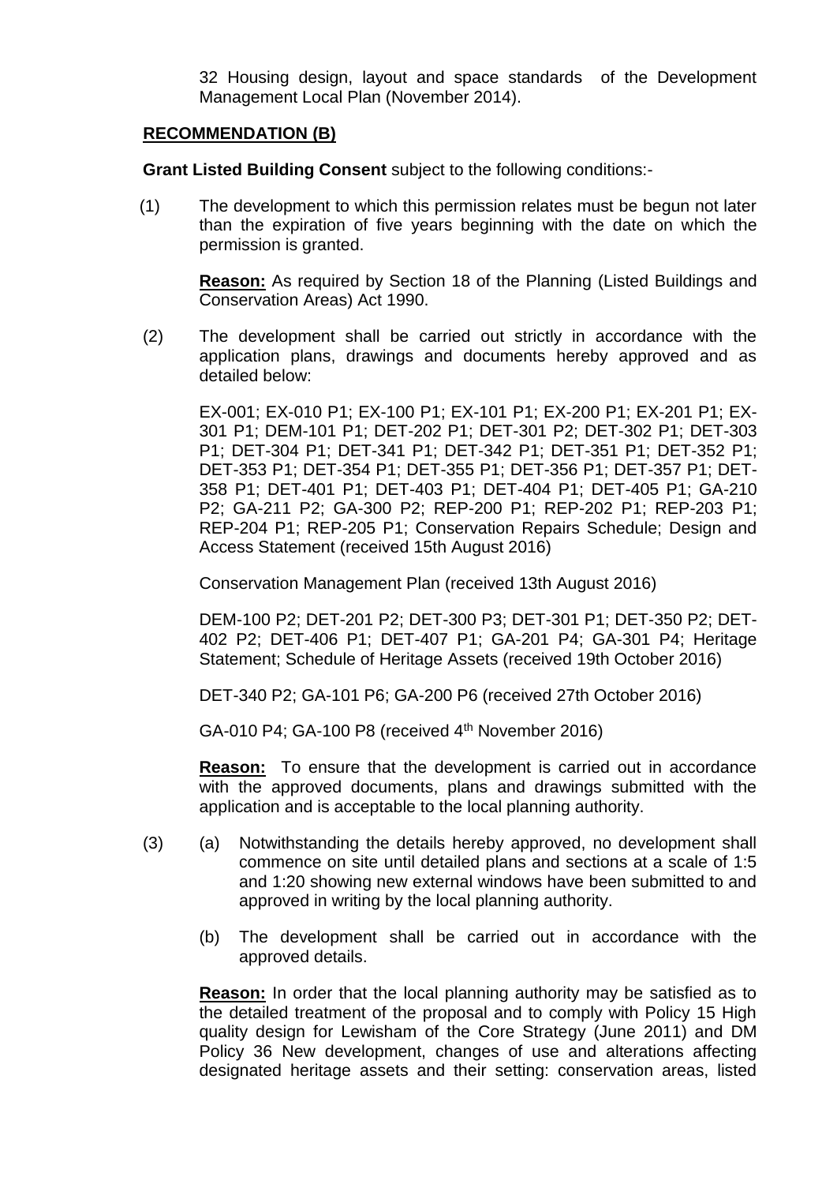32 Housing design, layout and space standards of the Development Management Local Plan (November 2014).

**RECOMMENDATION (B)**

**Grant Listed Building Consent** subject to the following conditions:-

(1) The development to which this permission relates must be begun not later than the expiration of five years beginning with the date on which the permission is granted.

**Reason:** As required by Section 18 of the Planning (Listed Buildings and Conservation Areas) Act 1990.

(2) The development shall be carried out strictly in accordance with the application plans, drawings and documents hereby approved and as detailed below:

EX-001; EX-010 P1; EX-100 P1; EX-101 P1; EX-200 P1; EX-201 P1; EX-301 P1; DEM-101 P1; DET-202 P1; DET-301 P2; DET-302 P1; DET-303 P1; DET-304 P1; DET-341 P1; DET-342 P1; DET-351 P1; DET-352 P1; DET-353 P1; DET-354 P1; DET-355 P1; DET-356 P1; DET-357 P1; DET-358 P1; DET-401 P1; DET-403 P1; DET-404 P1; DET-405 P1; GA-210 P2; GA-211 P2; GA-300 P2; REP-200 P1; REP-202 P1; REP-203 P1; REP-204 P1; REP-205 P1; Conservation Repairs Schedule; Design and Access Statement (received 15th August 2016)

Conservation Management Plan (received 13th August 2016)

DEM-100 P2; DET-201 P2; DET-300 P3; DET-301 P1; DET-350 P2; DET-402 P2; DET-406 P1; DET-407 P1; GA-201 P4; GA-301 P4; Heritage Statement; Schedule of Heritage Assets (received 19th October 2016)

DET-340 P2; GA-101 P6; GA-200 P6 (received 27th October 2016)

GA-010 P4; GA-100 P8 (received 4th November 2016)

**Reason:** To ensure that the development is carried out in accordance with the approved documents, plans and drawings submitted with the application and is acceptable to the local planning authority.

(3) (a) Notwithstanding the details hereby approved, no development shall commence on site until detailed plans and sections at a scale of 1:5 and 1:20 showing new external windows have been submitted to and approved in writing by the local planning authority.

(b) The development shall be carried out in accordance with the approved details.

**Reason:** In order that the local planning authority may be satisfied as to the detailed treatment of the proposal and to comply with Policy 15 High quality design for Lewisham of the Core Strategy (June 2011) and DM Policy 36 New development, changes of use and alterations affecting designated heritage assets and their setting: conservation areas, listed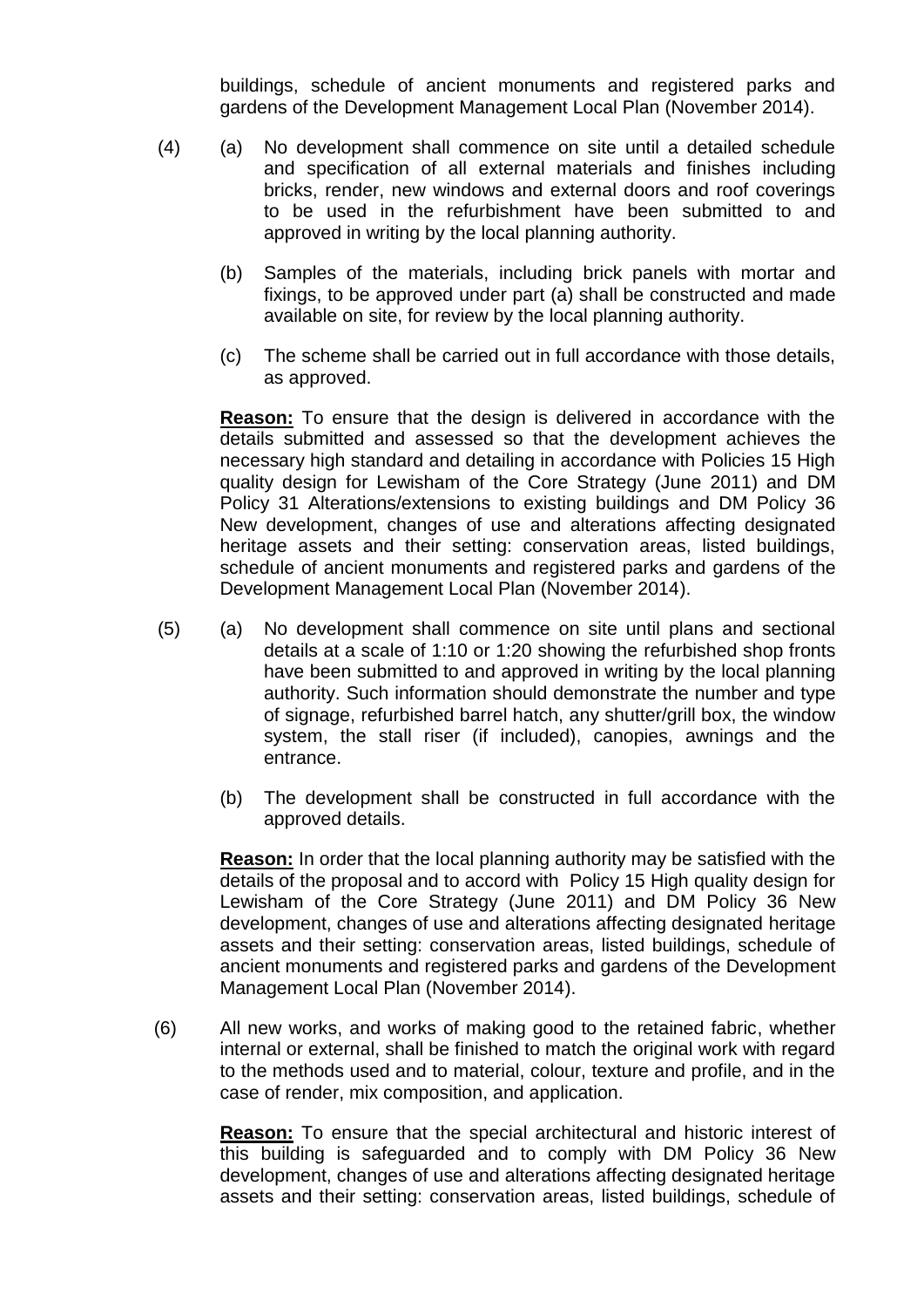buildings, schedule of ancient monuments and registered parks and gardens of the Development Management Local Plan (November 2014).

(4) (a) No development shall commence on site until a detailed schedule and specification of all external materials and finishes including bricks, render, new windows and external doors and roof coverings to be used in the refurbishment have been submitted to and approved in writing by the local planning authority.

(b) Samples of the materials, including brick panels with mortar and fixings, to be approved under part (a) shall be constructed and made available on site, for review by the local planning authority.

(c) The scheme shall be carried out in full accordance with those details, as approved.

**Reason:** To ensure that the design is delivered in accordance with the details submitted and assessed so that the development achieves the necessary high standard and detailing in accordance with Policies 15 High quality design for Lewisham of the Core Strategy (June 2011) and DM Policy 31 Alterations/extensions to existing buildings and DM Policy 36 New development, changes of use and alterations affecting designated heritage assets and their setting: conservation areas, listed buildings, schedule of ancient monuments and registered parks and gardens of the Development Management Local Plan (November 2014).

(5) (a) No development shall commence on site until plans and sectional details at a scale of 1:10 or 1:20 showing the refurbished shop fronts have been submitted to and approved in writing by the local planning authority. Such information should demonstrate the number and type of signage, refurbished barrel hatch, any shutter/grill box, the window system, the stall riser (if included), canopies, awnings and the entrance.

(b) The development shall be constructed in full accordance with the approved details.

**Reason:** In order that the local planning authority may be satisfied with the details of the proposal and to accord with Policy 15 High quality design for Lewisham of the Core Strategy (June 2011) and DM Policy 36 New development, changes of use and alterations affecting designated heritage assets and their setting: conservation areas, listed buildings, schedule of ancient monuments and registered parks and gardens of the Development Management Local Plan (November 2014).

(6) All new works, and works of making good to the retained fabric, whether internal or external, shall be finished to match the original work with regard to the methods used and to material, colour, texture and profile, and in the case of render, mix composition, and application.

**Reason:** To ensure that the special architectural and historic interest of this building is safeguarded and to comply with DM Policy 36 New development, changes of use and alterations affecting designated heritage assets and their setting: conservation areas, listed buildings, schedule of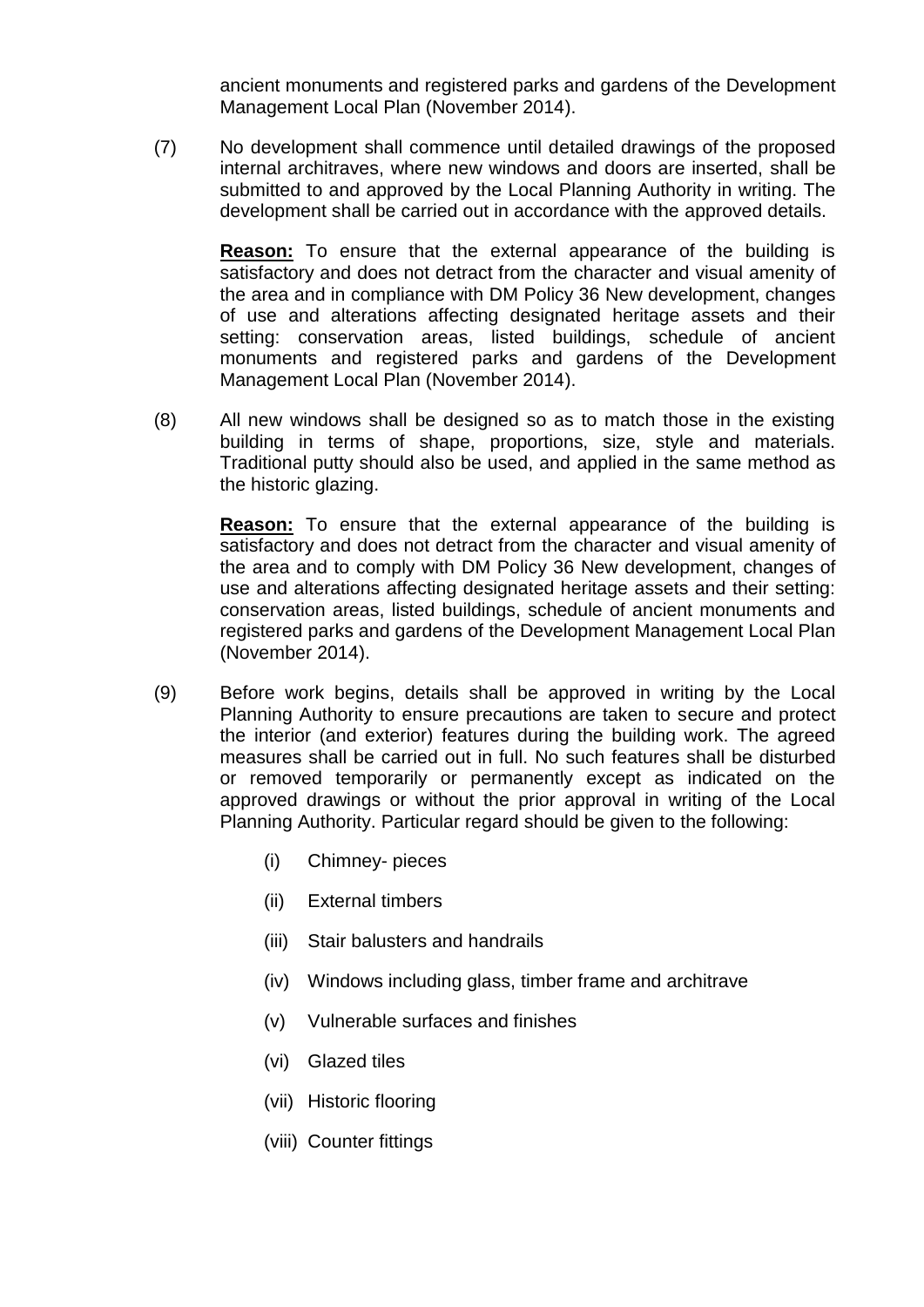ancient monuments and registered parks and gardens of the Development Management Local Plan (November 2014).

(7) No development shall commence until detailed drawings of the proposed internal architraves, where new windows and doors are inserted, shall be submitted to and approved by the Local Planning Authority in writing. The development shall be carried out in accordance with the approved details.

**Reason:** To ensure that the external appearance of the building is satisfactory and does not detract from the character and visual amenity of the area and in compliance with DM Policy 36 New development, changes of use and alterations affecting designated heritage assets and their setting: conservation areas, listed buildings, schedule of ancient monuments and registered parks and gardens of the Development Management Local Plan (November 2014).

(8) All new windows shall be designed so as to match those in the existing building in terms of shape, proportions, size, style and materials. Traditional putty should also be used, and applied in the same method as the historic glazing.

**Reason:** To ensure that the external appearance of the building is satisfactory and does not detract from the character and visual amenity of the area and to comply with DM Policy 36 New development, changes of use and alterations affecting designated heritage assets and their setting: conservation areas, listed buildings, schedule of ancient monuments and registered parks and gardens of the Development Management Local Plan (November 2014).

(9) Before work begins, details shall be approved in writing by the Local Planning Authority to ensure precautions are taken to secure and protect the interior (and exterior) features during the building work. The agreed measures shall be carried out in full. No such features shall be disturbed or removed temporarily or permanently except as indicated on the approved drawings or without the prior approval in writing of the Local Planning Authority. Particular regard should be given to the following:

(i) Chimney- pieces

(ii) External timbers

(iii) Stair balusters and handrails

(iv) Windows including glass, timber frame and architrave

(v) Vulnerable surfaces and finishes

(vi) Glazed tiles

(vii) Historic flooring

(viii) Counter fittings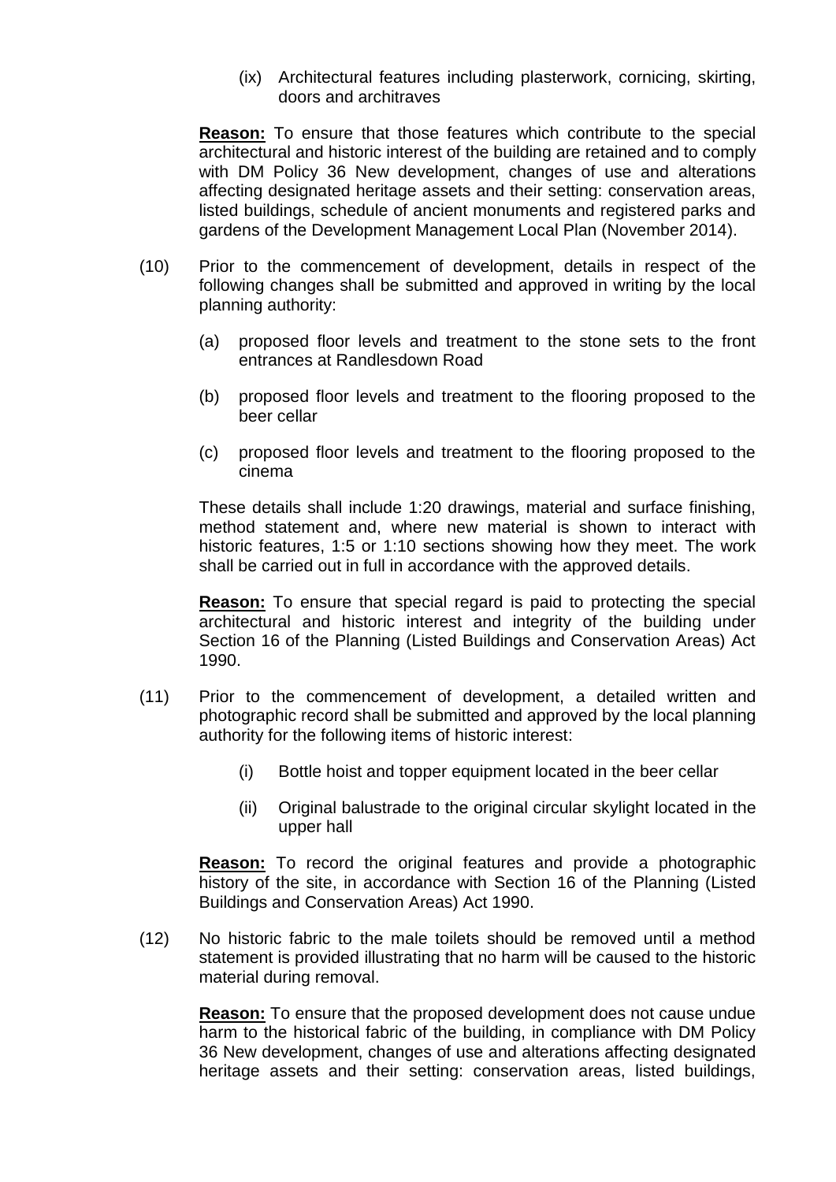(ix) Architectural features including plasterwork, cornicing, skirting, doors and architraves

**Reason:** To ensure that those features which contribute to the special architectural and historic interest of the building are retained and to comply with DM Policy 36 New development, changes of use and alterations affecting designated heritage assets and their setting: conservation areas, listed buildings, schedule of ancient monuments and registered parks and gardens of the Development Management Local Plan (November 2014).

(10) Prior to the commencement of development, details in respect of the following changes shall be submitted and approved in writing by the local planning authority:

(a) proposed floor levels and treatment to the stone sets to the front entrances at Randlesdown Road

(b) proposed floor levels and treatment to the flooring proposed to the beer cellar

(c) proposed floor levels and treatment to the flooring proposed to the cinema

These details shall include 1:20 drawings, material and surface finishing, method statement and, where new material is shown to interact with historic features, 1:5 or 1:10 sections showing how they meet. The work shall be carried out in full in accordance with the approved details.

**Reason:** To ensure that special regard is paid to protecting the special architectural and historic interest and integrity of the building under Section 16 of the Planning (Listed Buildings and Conservation Areas) Act 1990.

(11) Prior to the commencement of development, a detailed written and photographic record shall be submitted and approved by the local planning authority for the following items of historic interest:

(i) Bottle hoist and topper equipment located in the beer cellar

(ii) Original balustrade to the original circular skylight located in the upper hall

**Reason:** To record the original features and provide a photographic history of the site, in accordance with Section 16 of the Planning (Listed Buildings and Conservation Areas) Act 1990.

(12) No historic fabric to the male toilets should be removed until a method statement is provided illustrating that no harm will be caused to the historic material during removal.

**Reason:** To ensure that the proposed development does not cause undue harm to the historical fabric of the building, in compliance with DM Policy 36 New development, changes of use and alterations affecting designated heritage assets and their setting: conservation areas, listed buildings,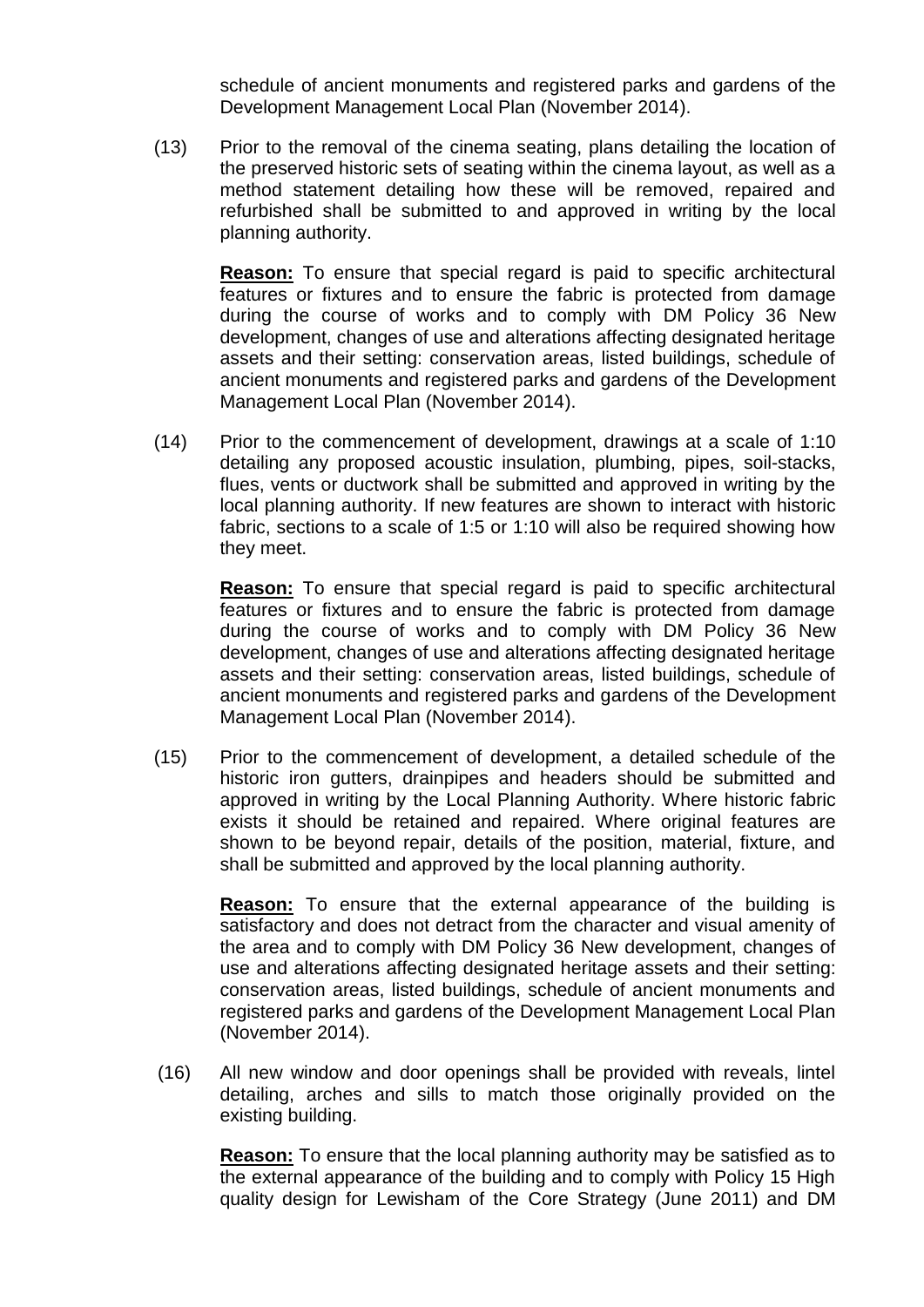schedule of ancient monuments and registered parks and gardens of the Development Management Local Plan (November 2014).

(13) Prior to the removal of the cinema seating, plans detailing the location of the preserved historic sets of seating within the cinema layout, as well as a method statement detailing how these will be removed, repaired and refurbished shall be submitted to and approved in writing by the local planning authority.

**Reason:** To ensure that special regard is paid to specific architectural features or fixtures and to ensure the fabric is protected from damage during the course of works and to comply with DM Policy 36 New development, changes of use and alterations affecting designated heritage assets and their setting: conservation areas, listed buildings, schedule of ancient monuments and registered parks and gardens of the Development Management Local Plan (November 2014).

(14) Prior to the commencement of development, drawings at a scale of 1:10 detailing any proposed acoustic insulation, plumbing, pipes, soil-stacks, flues, vents or ductwork shall be submitted and approved in writing by the local planning authority. If new features are shown to interact with historic fabric, sections to a scale of 1:5 or 1:10 will also be required showing how they meet.

**Reason:** To ensure that special regard is paid to specific architectural features or fixtures and to ensure the fabric is protected from damage during the course of works and to comply with DM Policy 36 New development, changes of use and alterations affecting designated heritage assets and their setting: conservation areas, listed buildings, schedule of ancient monuments and registered parks and gardens of the Development Management Local Plan (November 2014).

(15) Prior to the commencement of development, a detailed schedule of the historic iron gutters, drainpipes and headers should be submitted and approved in writing by the Local Planning Authority. Where historic fabric exists it should be retained and repaired. Where original features are shown to be beyond repair, details of the position, material, fixture, and shall be submitted and approved by the local planning authority.

**Reason:** To ensure that the external appearance of the building is satisfactory and does not detract from the character and visual amenity of the area and to comply with DM Policy 36 New development, changes of use and alterations affecting designated heritage assets and their setting: conservation areas, listed buildings, schedule of ancient monuments and registered parks and gardens of the Development Management Local Plan (November 2014).

(16) All new window and door openings shall be provided with reveals, lintel detailing, arches and sills to match those originally provided on the existing building.

**Reason:** To ensure that the local planning authority may be satisfied as to the external appearance of the building and to comply with Policy 15 High quality design for Lewisham of the Core Strategy (June 2011) and DM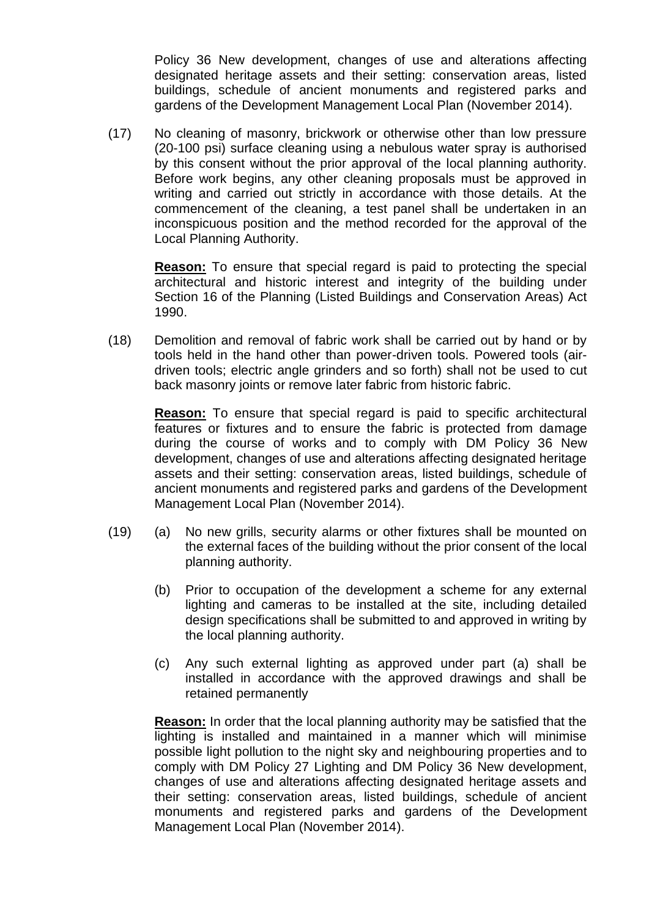Policy 36 New development, changes of use and alterations affecting designated heritage assets and their setting: conservation areas, listed buildings, schedule of ancient monuments and registered parks and gardens of the Development Management Local Plan (November 2014).

(17) No cleaning of masonry, brickwork or otherwise other than low pressure (20-100 psi) surface cleaning using a nebulous water spray is authorised by this consent without the prior approval of the local planning authority. Before work begins, any other cleaning proposals must be approved in writing and carried out strictly in accordance with those details. At the commencement of the cleaning, a test panel shall be undertaken in an inconspicuous position and the method recorded for the approval of the Local Planning Authority.

**Reason:** To ensure that special regard is paid to protecting the special architectural and historic interest and integrity of the building under Section 16 of the Planning (Listed Buildings and Conservation Areas) Act 1990.

(18) Demolition and removal of fabric work shall be carried out by hand or by tools held in the hand other than power-driven tools. Powered tools (air-driven tools; electric angle grinders and so forth) shall not be used to cut back masonry joints or remove later fabric from historic fabric.

**Reason:** To ensure that special regard is paid to specific architectural features or fixtures and to ensure the fabric is protected from damage during the course of works and to comply with DM Policy 36 New development, changes of use and alterations affecting designated heritage assets and their setting: conservation areas, listed buildings, schedule of ancient monuments and registered parks and gardens of the Development Management Local Plan (November 2014).

(19) (a) No new grills, security alarms or other fixtures shall be mounted on the external faces of the building without the prior consent of the local planning authority.

(b) Prior to occupation of the development a scheme for any external lighting and cameras to be installed at the site, including detailed design specifications shall be submitted to and approved in writing by the local planning authority.

(c) Any such external lighting as approved under part (a) shall be installed in accordance with the approved drawings and shall be retained permanently

**Reason:** In order that the local planning authority may be satisfied that the lighting is installed and maintained in a manner which will minimise possible light pollution to the night sky and neighbouring properties and to comply with DM Policy 27 Lighting and DM Policy 36 New development, changes of use and alterations affecting designated heritage assets and their setting: conservation areas, listed buildings, schedule of ancient monuments and registered parks and gardens of the Development Management Local Plan (November 2014).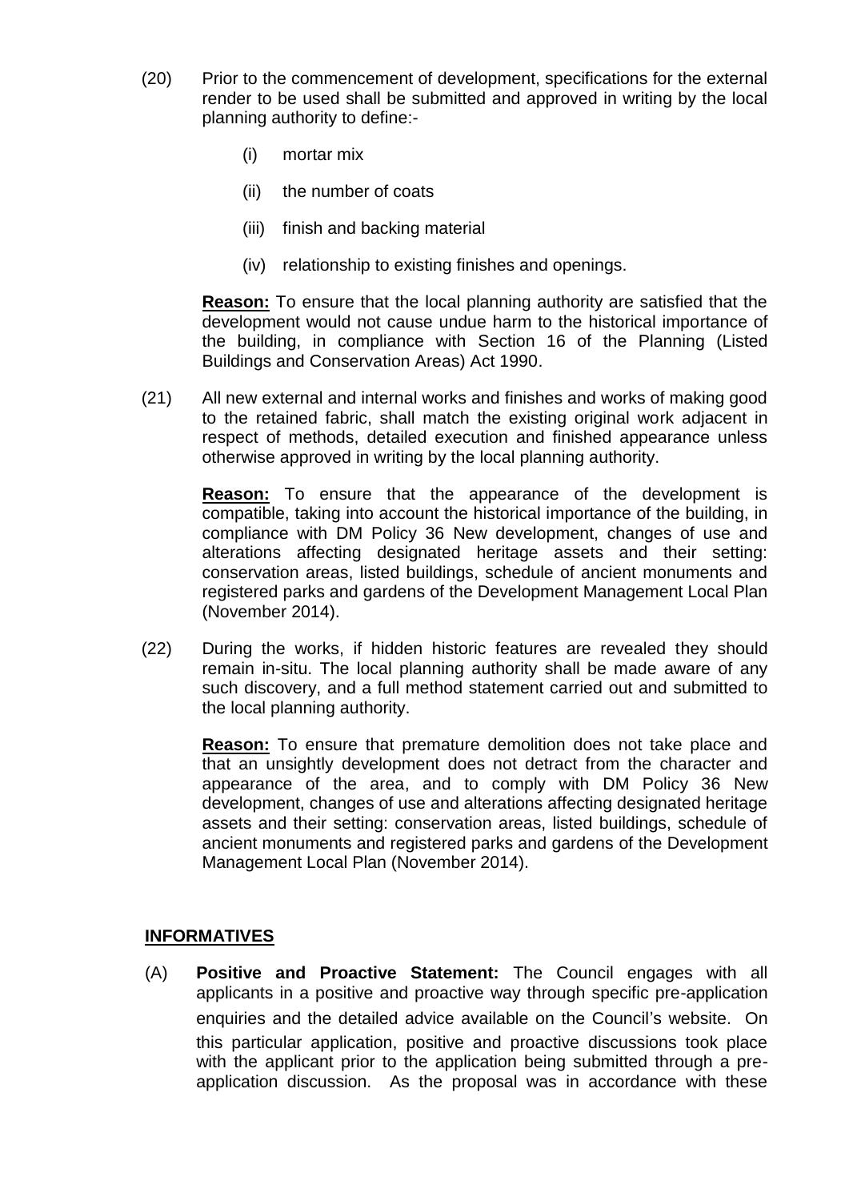(20) Prior to the commencement of development, specifications for the external render to be used shall be submitted and approved in writing by the local planning authority to define:-

(i) mortar mix

(ii) the number of coats

(iii) finish and backing material

(iv) relationship to existing finishes and openings.

**Reason:** To ensure that the local planning authority are satisfied that the development would not cause undue harm to the historical importance of the building, in compliance with Section 16 of the Planning (Listed Buildings and Conservation Areas) Act 1990.

(21) All new external and internal works and finishes and works of making good to the retained fabric, shall match the existing original work adjacent in respect of methods, detailed execution and finished appearance unless otherwise approved in writing by the local planning authority.

**Reason:** To ensure that the appearance of the development is compatible, taking into account the historical importance of the building, in compliance with DM Policy 36 New development, changes of use and alterations affecting designated heritage assets and their setting: conservation areas, listed buildings, schedule of ancient monuments and registered parks and gardens of the Development Management Local Plan (November 2014).

(22) During the works, if hidden historic features are revealed they should remain in-situ. The local planning authority shall be made aware of any such discovery, and a full method statement carried out and submitted to the local planning authority.

**Reason:** To ensure that premature demolition does not take place and that an unsightly development does not detract from the character and appearance of the area, and to comply with DM Policy 36 New development, changes of use and alterations affecting designated heritage assets and their setting: conservation areas, listed buildings, schedule of ancient monuments and registered parks and gardens of the Development Management Local Plan (November 2014).

## INFORMATIVES

(A) **Positive and Proactive Statement:** The Council engages with all applicants in a positive and proactive way through specific pre-application enquiries and the detailed advice available on the Council's website. On this particular application, positive and proactive discussions took place with the applicant prior to the application being submitted through a pre-application discussion. As the proposal was in accordance with these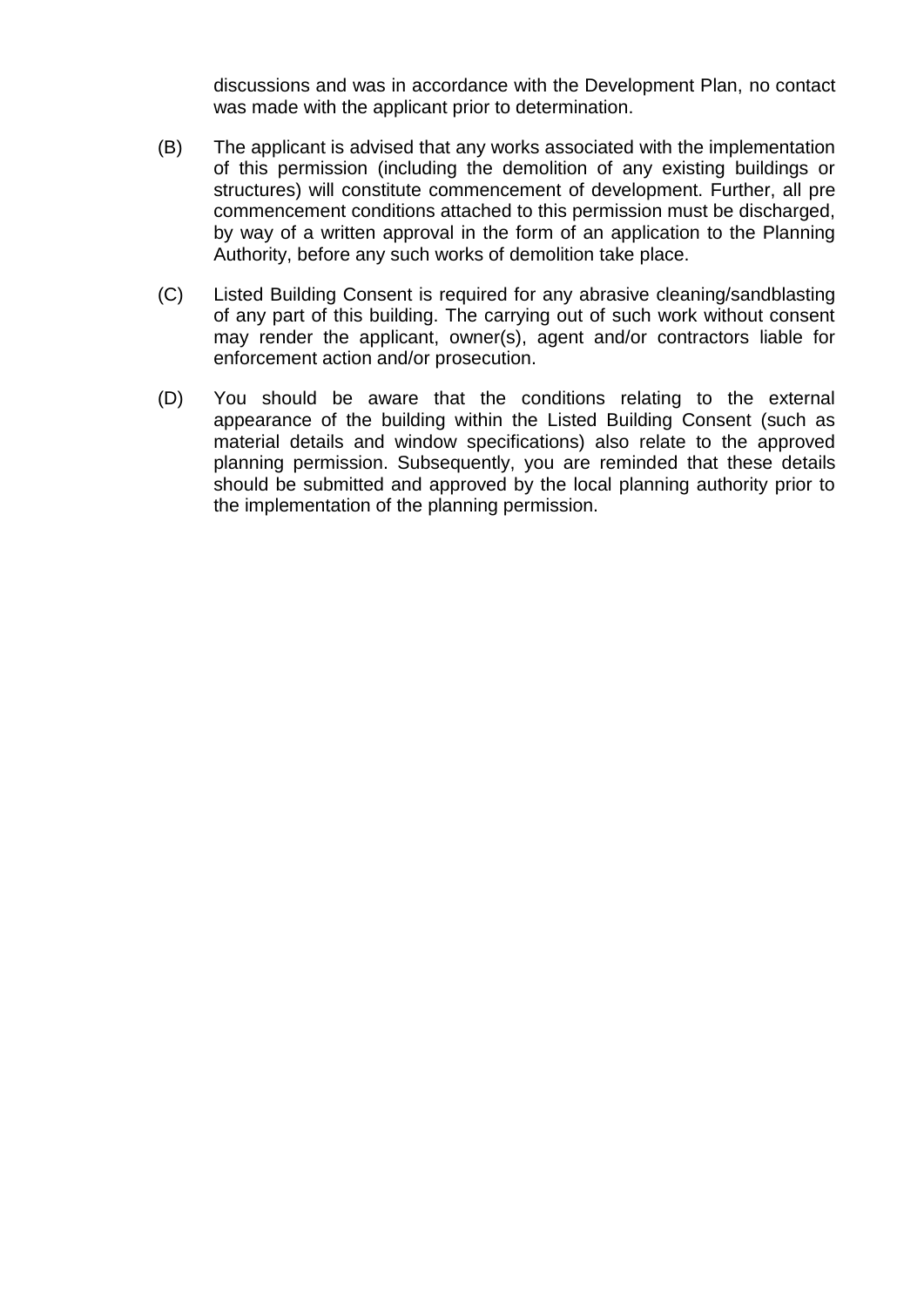discussions and was in accordance with the Development Plan, no contact was made with the applicant prior to determination.

(B) The applicant is advised that any works associated with the implementation of this permission (including the demolition of any existing buildings or structures) will constitute commencement of development. Further, all pre commencement conditions attached to this permission must be discharged, by way of a written approval in the form of an application to the Planning Authority, before any such works of demolition take place.

(C) Listed Building Consent is required for any abrasive cleaning/sandblasting of any part of this building. The carrying out of such work without consent may render the applicant, owner(s), agent and/or contractors liable for enforcement action and/or prosecution.

(D) You should be aware that the conditions relating to the external appearance of the building within the Listed Building Consent (such as material details and window specifications) also relate to the approved planning permission. Subsequently, you are reminded that these details should be submitted and approved by the local planning authority prior to the implementation of the planning permission.